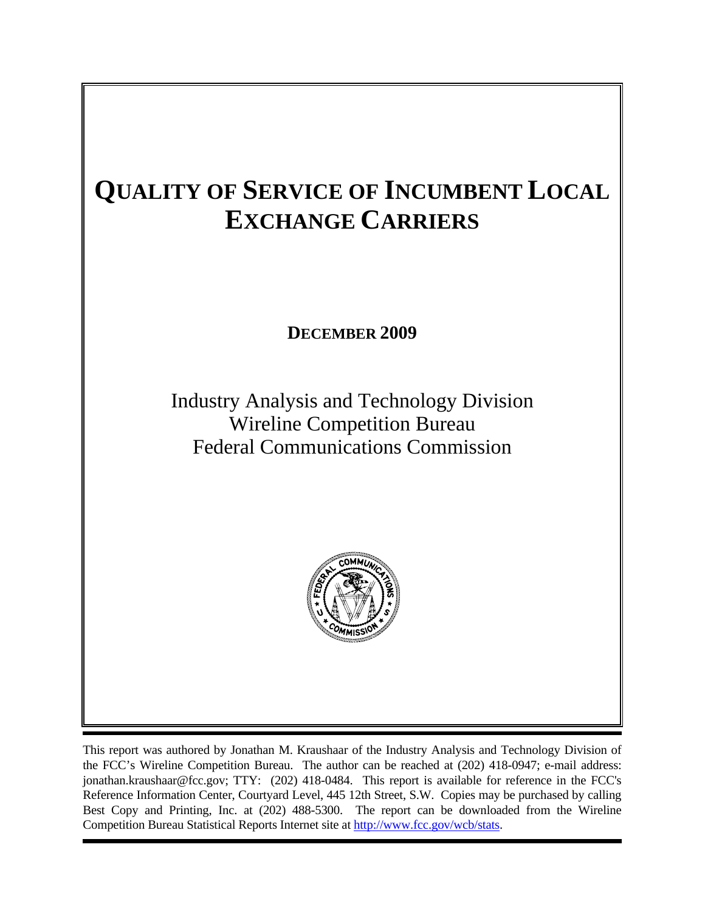# QUALITY OF SERVICE OF INCUMBENT LOCAL EXCHANGE CARRIERS

**DECEMBER 2009**

Industry Analysis and Technology Division
Wireline Competition Bureau
Federal Communications Commission

This report was authored by Jonathan M. Kraushaar of the Industry Analysis and Technology Division of the FCC's Wireline Competition Bureau. The author can be reached at (202) 418-0947; e-mail address: jonathan.kraushaar@fcc.gov; TTY: (202) 418-0484. This report is available for reference in the FCC's Reference Information Center, Courtyard Level, 445 12th Street, S.W. Copies may be purchased by calling Best Copy and Printing, Inc. at (202) 488-5300. The report can be downloaded from the Wireline Competition Bureau Statistical Reports Internet site at http://www.fcc.gov/wcb/stats.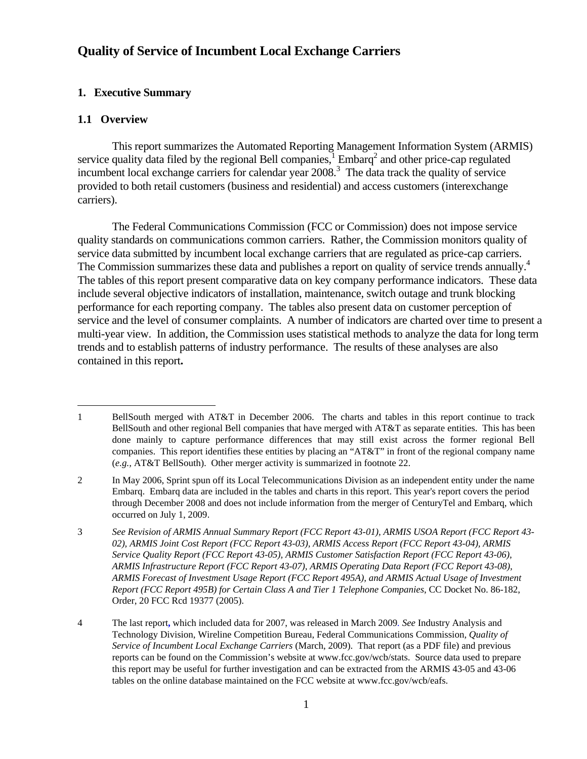# Quality of Service of Incumbent Local Exchange Carriers

## 1. Executive Summary

### 1.1 Overview

This report summarizes the Automated Reporting Management Information System (ARMIS) service quality data filed by the regional Bell companies,[1] Embarq[2] and other price-cap regulated incumbent local exchange carriers for calendar year 2008.[3] The data track the quality of service provided to both retail customers (business and residential) and access customers (interexchange carriers).

The Federal Communications Commission (FCC or Commission) does not impose service quality standards on communications common carriers. Rather, the Commission monitors quality of service data submitted by incumbent local exchange carriers that are regulated as price-cap carriers. The Commission summarizes these data and publishes a report on quality of service trends annually.[4] The tables of this report present comparative data on key company performance indicators. These data include several objective indicators of installation, maintenance, switch outage and trunk blocking performance for each reporting company. The tables also present data on customer perception of service and the level of consumer complaints. A number of indicators are charted over time to present a multi-year view. In addition, the Commission uses statistical methods to analyze the data for long term trends and to establish patterns of industry performance. The results of these analyses are also contained in this report**.**

---

1 BellSouth merged with AT&T in December 2006. The charts and tables in this report continue to track BellSouth and other regional Bell companies that have merged with AT&T as separate entities. This has been done mainly to capture performance differences that may still exist across the former regional Bell companies. This report identifies these entities by placing an "AT&T" in front of the regional company name (*e.g.,* AT&T BellSouth). Other merger activity is summarized in footnote 22.

2 In May 2006, Sprint spun off its Local Telecommunications Division as an independent entity under the name Embarq. Embarq data are included in the tables and charts in this report. This year's report covers the period through December 2008 and does not include information from the merger of CenturyTel and Embarq, which occurred on July 1, 2009.

3 *See Revision of ARMIS Annual Summary Report (FCC Report 43-01), ARMIS USOA Report (FCC Report 43-02), ARMIS Joint Cost Report (FCC Report 43-03), ARMIS Access Report (FCC Report 43-04), ARMIS Service Quality Report (FCC Report 43-05), ARMIS Customer Satisfaction Report (FCC Report 43-06), ARMIS Infrastructure Report (FCC Report 43-07), ARMIS Operating Data Report (FCC Report 43-08), ARMIS Forecast of Investment Usage Report (FCC Report 495A), and ARMIS Actual Usage of Investment Report (FCC Report 495B) for Certain Class A and Tier 1 Telephone Companies*, CC Docket No. 86-182, Order, 20 FCC Rcd 19377 (2005).

4 The last report, which included data for 2007, was released in March 2009. *See* Industry Analysis and Technology Division, Wireline Competition Bureau, Federal Communications Commission, *Quality of Service of Incumbent Local Exchange Carriers* (March, 2009). That report (as a PDF file) and previous reports can be found on the Commission's website at www.fcc.gov/wcb/stats. Source data used to prepare this report may be useful for further investigation and can be extracted from the ARMIS 43-05 and 43-06 tables on the online database maintained on the FCC website at www.fcc.gov/wcb/eafs.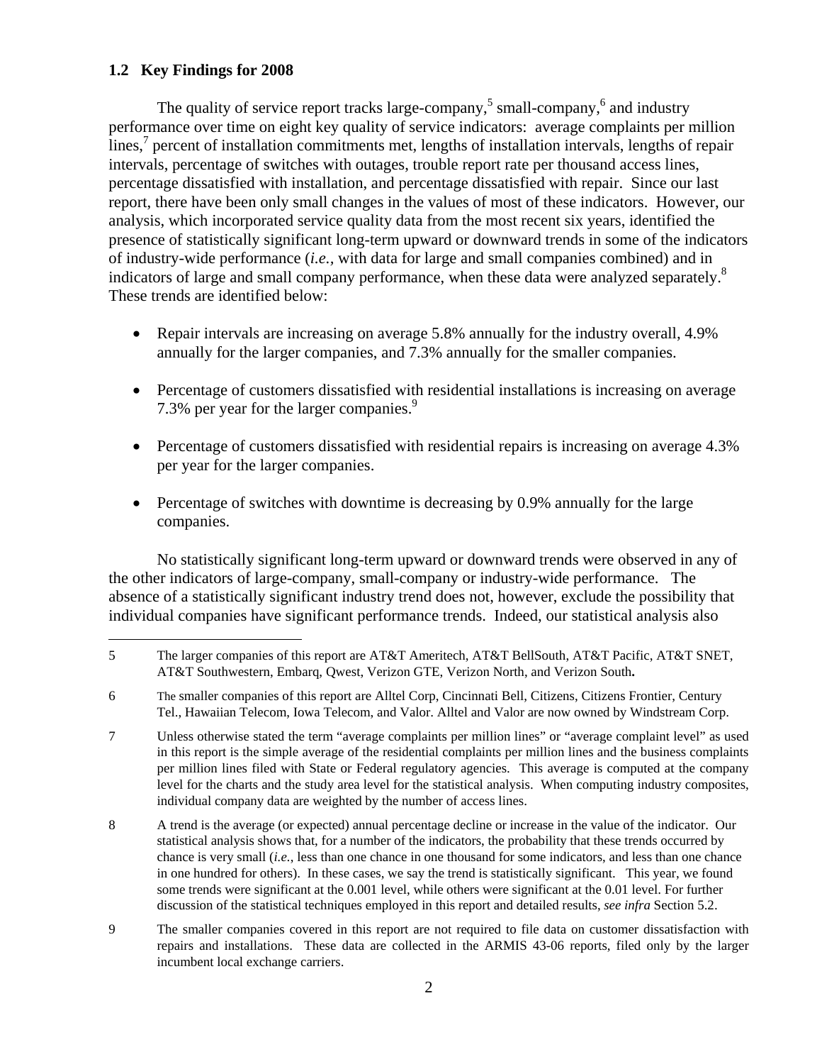### 1.2 Key Findings for 2008

The quality of service report tracks large-company,[5] small-company,[6] and industry performance over time on eight key quality of service indicators: average complaints per million lines,[7] percent of installation commitments met, lengths of installation intervals, lengths of repair intervals, percentage of switches with outages, trouble report rate per thousand access lines, percentage dissatisfied with installation, and percentage dissatisfied with repair. Since our last report, there have been only small changes in the values of most of these indicators. However, our analysis, which incorporated service quality data from the most recent six years, identified the presence of statistically significant long-term upward or downward trends in some of the indicators of industry-wide performance (*i.e.*, with data for large and small companies combined) and in indicators of large and small company performance, when these data were analyzed separately.[8] These trends are identified below:

- Repair intervals are increasing on average 5.8% annually for the industry overall, 4.9% annually for the larger companies, and 7.3% annually for the smaller companies.
- Percentage of customers dissatisfied with residential installations is increasing on average 7.3% per year for the larger companies.[9]
- Percentage of customers dissatisfied with residential repairs is increasing on average 4.3% per year for the larger companies.
- Percentage of switches with downtime is decreasing by 0.9% annually for the large companies.

No statistically significant long-term upward or downward trends were observed in any of the other indicators of large-company, small-company or industry-wide performance. The absence of a statistically significant industry trend does not, however, exclude the possibility that individual companies have significant performance trends. Indeed, our statistical analysis also

---

5 The larger companies of this report are AT&T Ameritech, AT&T BellSouth, AT&T Pacific, AT&T SNET, AT&T Southwestern, Embarq, Qwest, Verizon GTE, Verizon North, and Verizon South**.**

6 The smaller companies of this report are Alltel Corp, Cincinnati Bell, Citizens, Citizens Frontier, Century Tel., Hawaiian Telecom, Iowa Telecom, and Valor. Alltel and Valor are now owned by Windstream Corp.

7 Unless otherwise stated the term "average complaints per million lines" or "average complaint level" as used in this report is the simple average of the residential complaints per million lines and the business complaints per million lines filed with State or Federal regulatory agencies. This average is computed at the company level for the charts and the study area level for the statistical analysis. When computing industry composites, individual company data are weighted by the number of access lines.

8 A trend is the average (or expected) annual percentage decline or increase in the value of the indicator. Our statistical analysis shows that, for a number of the indicators, the probability that these trends occurred by chance is very small (*i.e.*, less than one chance in one thousand for some indicators, and less than one chance in one hundred for others). In these cases, we say the trend is statistically significant. This year, we found some trends were significant at the 0.001 level, while others were significant at the 0.01 level. For further discussion of the statistical techniques employed in this report and detailed results, *see infra* Section 5.2.

9 The smaller companies covered in this report are not required to file data on customer dissatisfaction with repairs and installations. These data are collected in the ARMIS 43-06 reports, filed only by the larger incumbent local exchange carriers.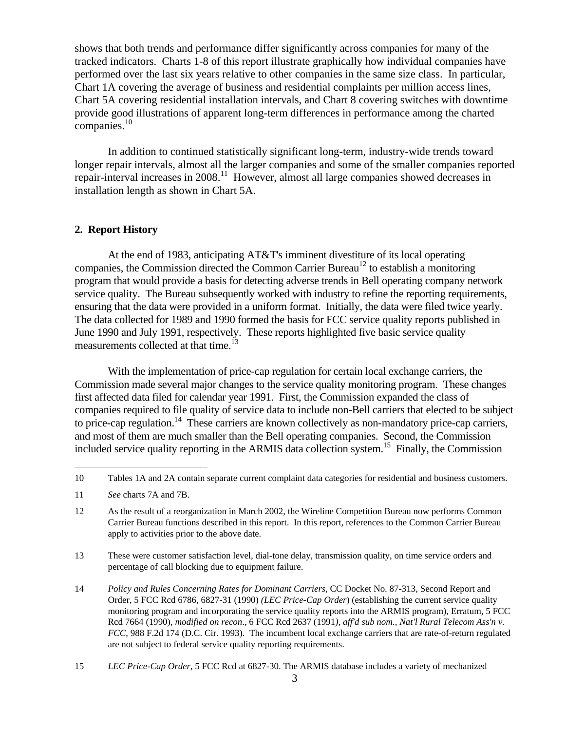shows that both trends and performance differ significantly across companies for many of the tracked indicators. Charts 1-8 of this report illustrate graphically how individual companies have performed over the last six years relative to other companies in the same size class. In particular, Chart 1A covering the average of business and residential complaints per million access lines, Chart 5A covering residential installation intervals, and Chart 8 covering switches with downtime provide good illustrations of apparent long-term differences in performance among the charted companies.[10]

In addition to continued statistically significant long-term, industry-wide trends toward longer repair intervals, almost all the larger companies and some of the smaller companies reported repair-interval increases in 2008.[11] However, almost all large companies showed decreases in installation length as shown in Chart 5A.

## 2. Report History

At the end of 1983, anticipating AT&T's imminent divestiture of its local operating companies, the Commission directed the Common Carrier Bureau[12] to establish a monitoring program that would provide a basis for detecting adverse trends in Bell operating company network service quality. The Bureau subsequently worked with industry to refine the reporting requirements, ensuring that the data were provided in a uniform format. Initially, the data were filed twice yearly. The data collected for 1989 and 1990 formed the basis for FCC service quality reports published in June 1990 and July 1991, respectively. These reports highlighted five basic service quality measurements collected at that time.[13]

With the implementation of price-cap regulation for certain local exchange carriers, the Commission made several major changes to the service quality monitoring program. These changes first affected data filed for calendar year 1991. First, the Commission expanded the class of companies required to file quality of service data to include non-Bell carriers that elected to be subject to price-cap regulation.[14] These carriers are known collectively as non-mandatory price-cap carriers, and most of them are much smaller than the Bell operating companies. Second, the Commission included service quality reporting in the ARMIS data collection system.[15] Finally, the Commission

---

10 Tables 1A and 2A contain separate current complaint data categories for residential and business customers.

11 *See* charts 7A and 7B.

12 As the result of a reorganization in March 2002, the Wireline Competition Bureau now performs Common Carrier Bureau functions described in this report. In this report, references to the Common Carrier Bureau apply to activities prior to the above date.

13 These were customer satisfaction level, dial-tone delay, transmission quality, on time service orders and percentage of call blocking due to equipment failure.

14 *Policy and Rules Concerning Rates for Dominant Carriers*, CC Docket No. 87-313, Second Report and Order, 5 FCC Rcd 6786, 6827-31 (1990) *(LEC Price-Cap Order*) (establishing the current service quality monitoring program and incorporating the service quality reports into the ARMIS program), Erratum, 5 FCC Rcd 7664 (1990), *modified on recon*., 6 FCC Rcd 2637 (1991*), aff'd sub nom., Nat'l Rural Telecom Ass'n v. FCC*, 988 F.2d 174 (D.C. Cir. 1993). The incumbent local exchange carriers that are rate-of-return regulated are not subject to federal service quality reporting requirements.

15 *LEC Price-Cap Order*, 5 FCC Rcd at 6827-30. The ARMIS database includes a variety of mechanized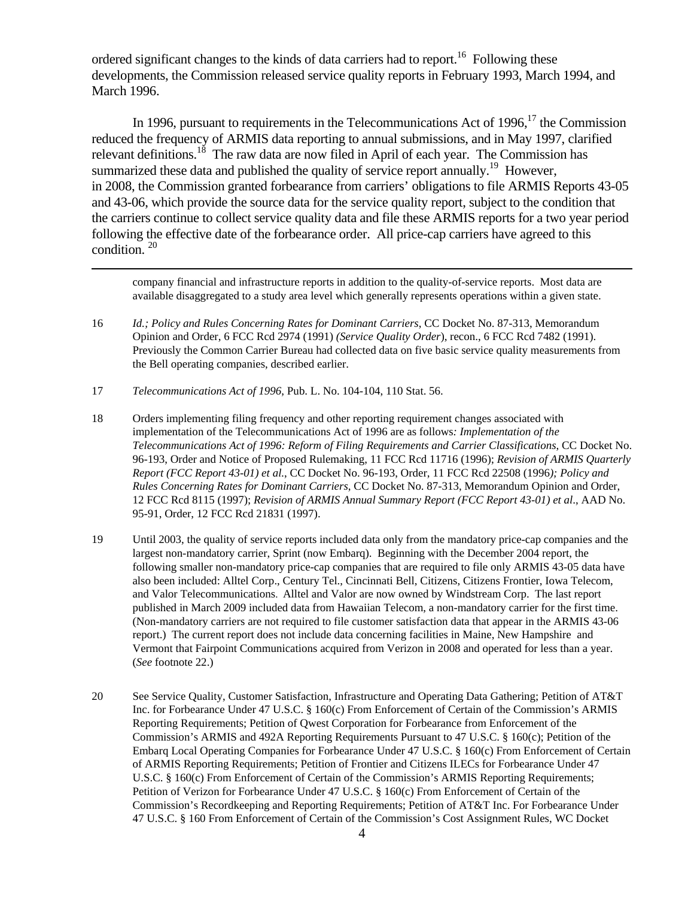ordered significant changes to the kinds of data carriers had to report.[16] Following these developments, the Commission released service quality reports in February 1993, March 1994, and March 1996.

In 1996, pursuant to requirements in the Telecommunications Act of 1996,[17] the Commission reduced the frequency of ARMIS data reporting to annual submissions, and in May 1997, clarified relevant definitions.[18] The raw data are now filed in April of each year. The Commission has summarized these data and published the quality of service report annually.[19] However, in 2008, the Commission granted forbearance from carriers' obligations to file ARMIS Reports 43-05 and 43-06, which provide the source data for the service quality report, subject to the condition that the carriers continue to collect service quality data and file these ARMIS reports for a two year period following the effective date of the forbearance order. All price-cap carriers have agreed to this condition. [20]

---

company financial and infrastructure reports in addition to the quality-of-service reports. Most data are available disaggregated to a study area level which generally represents operations within a given state.

16 *Id.; Policy and Rules Concerning Rates for Dominant Carriers*, CC Docket No. 87-313, Memorandum Opinion and Order, 6 FCC Rcd 2974 (1991) *(Service Quality Order*), recon., 6 FCC Rcd 7482 (1991). Previously the Common Carrier Bureau had collected data on five basic service quality measurements from the Bell operating companies, described earlier.

17 *Telecommunications Act of 1996*, Pub. L. No. 104-104, 110 Stat. 56.

18 Orders implementing filing frequency and other reporting requirement changes associated with implementation of the Telecommunications Act of 1996 are as follows*: Implementation of the Telecommunications Act of 1996: Reform of Filing Requirements and Carrier Classifications*, CC Docket No. 96-193, Order and Notice of Proposed Rulemaking, 11 FCC Rcd 11716 (1996); *Revision of ARMIS Quarterly Report (FCC Report 43-01) et al.*, CC Docket No. 96-193, Order, 11 FCC Rcd 22508 (1996*); Policy and Rules Concerning Rates for Dominant Carriers*, CC Docket No. 87-313, Memorandum Opinion and Order, 12 FCC Rcd 8115 (1997); *Revision of ARMIS Annual Summary Report (FCC Report 43-01) et al*., AAD No. 95-91, Order, 12 FCC Rcd 21831 (1997).

19 Until 2003, the quality of service reports included data only from the mandatory price-cap companies and the largest non-mandatory carrier, Sprint (now Embarq). Beginning with the December 2004 report, the following smaller non-mandatory price-cap companies that are required to file only ARMIS 43-05 data have also been included: Alltel Corp., Century Tel., Cincinnati Bell, Citizens, Citizens Frontier, Iowa Telecom, and Valor Telecommunications. Alltel and Valor are now owned by Windstream Corp. The last report published in March 2009 included data from Hawaiian Telecom, a non-mandatory carrier for the first time. (Non-mandatory carriers are not required to file customer satisfaction data that appear in the ARMIS 43-06 report.) The current report does not include data concerning facilities in Maine, New Hampshire and Vermont that Fairpoint Communications acquired from Verizon in 2008 and operated for less than a year. (*See* footnote 22.)

20 See Service Quality, Customer Satisfaction, Infrastructure and Operating Data Gathering; Petition of AT&T Inc. for Forbearance Under 47 U.S.C. § 160(c) From Enforcement of Certain of the Commission's ARMIS Reporting Requirements; Petition of Qwest Corporation for Forbearance from Enforcement of the Commission's ARMIS and 492A Reporting Requirements Pursuant to 47 U.S.C. § 160(c); Petition of the Embarq Local Operating Companies for Forbearance Under 47 U.S.C. § 160(c) From Enforcement of Certain of ARMIS Reporting Requirements; Petition of Frontier and Citizens ILECs for Forbearance Under 47 U.S.C. § 160(c) From Enforcement of Certain of the Commission's ARMIS Reporting Requirements; Petition of Verizon for Forbearance Under 47 U.S.C. § 160(c) From Enforcement of Certain of the Commission's Recordkeeping and Reporting Requirements; Petition of AT&T Inc. For Forbearance Under 47 U.S.C. § 160 From Enforcement of Certain of the Commission's Cost Assignment Rules, WC Docket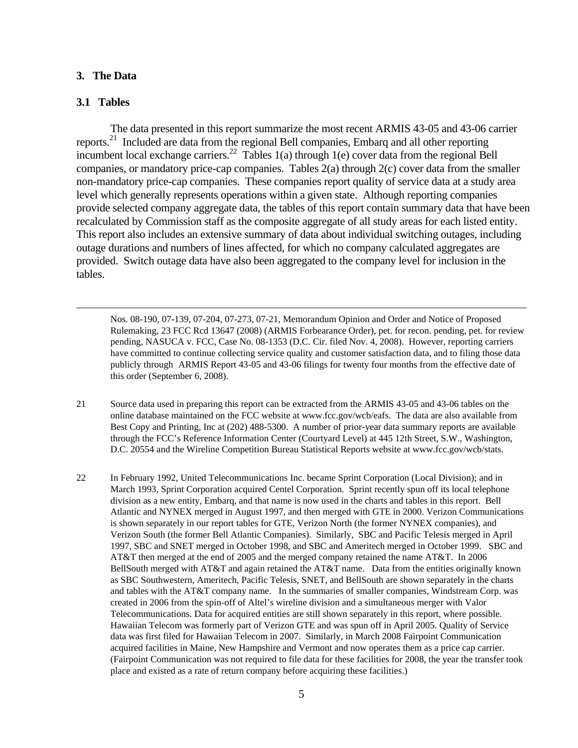## 3. The Data

### 3.1 Tables

The data presented in this report summarize the most recent ARMIS 43-05 and 43-06 carrier reports.[21] Included are data from the regional Bell companies, Embarq and all other reporting incumbent local exchange carriers.[22] Tables 1(a) through 1(e) cover data from the regional Bell companies, or mandatory price-cap companies. Tables 2(a) through 2(c) cover data from the smaller non-mandatory price-cap companies. These companies report quality of service data at a study area level which generally represents operations within a given state. Although reporting companies provide selected company aggregate data, the tables of this report contain summary data that have been recalculated by Commission staff as the composite aggregate of all study areas for each listed entity. This report also includes an extensive summary of data about individual switching outages, including outage durations and numbers of lines affected, for which no company calculated aggregates are provided. Switch outage data have also been aggregated to the company level for inclusion in the tables.

---

Nos. 08-190, 07-139, 07-204, 07-273, 07-21, Memorandum Opinion and Order and Notice of Proposed Rulemaking, 23 FCC Rcd 13647 (2008) (ARMIS Forbearance Order), pet. for recon. pending, pet. for review pending, NASUCA v. FCC, Case No. 08-1353 (D.C. Cir. filed Nov. 4, 2008). However, reporting carriers have committed to continue collecting service quality and customer satisfaction data, and to filing those data publicly through ARMIS Report 43-05 and 43-06 filings for twenty four months from the effective date of this order (September 6, 2008).

21 Source data used in preparing this report can be extracted from the ARMIS 43-05 and 43-06 tables on the online database maintained on the FCC website at www.fcc.gov/wcb/eafs. The data are also available from Best Copy and Printing, Inc at (202) 488-5300. A number of prior-year data summary reports are available through the FCC's Reference Information Center (Courtyard Level) at 445 12th Street, S.W., Washington, D.C. 20554 and the Wireline Competition Bureau Statistical Reports website at www.fcc.gov/wcb/stats.

22 In February 1992, United Telecommunications Inc. became Sprint Corporation (Local Division); and in March 1993, Sprint Corporation acquired Centel Corporation. Sprint recently spun off its local telephone division as a new entity, Embarq, and that name is now used in the charts and tables in this report. Bell Atlantic and NYNEX merged in August 1997, and then merged with GTE in 2000. Verizon Communications is shown separately in our report tables for GTE, Verizon North (the former NYNEX companies), and Verizon South (the former Bell Atlantic Companies). Similarly, SBC and Pacific Telesis merged in April 1997, SBC and SNET merged in October 1998, and SBC and Ameritech merged in October 1999. SBC and AT&T then merged at the end of 2005 and the merged company retained the name AT&T. In 2006 BellSouth merged with AT&T and again retained the AT&T name. Data from the entities originally known as SBC Southwestern, Ameritech, Pacific Telesis, SNET, and BellSouth are shown separately in the charts and tables with the AT&T company name. In the summaries of smaller companies, Windstream Corp. was created in 2006 from the spin-off of Altel's wireline division and a simultaneous merger with Valor Telecommunications. Data for acquired entities are still shown separately in this report, where possible. Hawaiian Telecom was formerly part of Verizon GTE and was spun off in April 2005. Quality of Service data was first filed for Hawaiian Telecom in 2007. Similarly, in March 2008 Fairpoint Communication acquired facilities in Maine, New Hampshire and Vermont and now operates them as a price cap carrier. (Fairpoint Communication was not required to file data for these facilities for 2008, the year the transfer took place and existed as a rate of return company before acquiring these facilities.)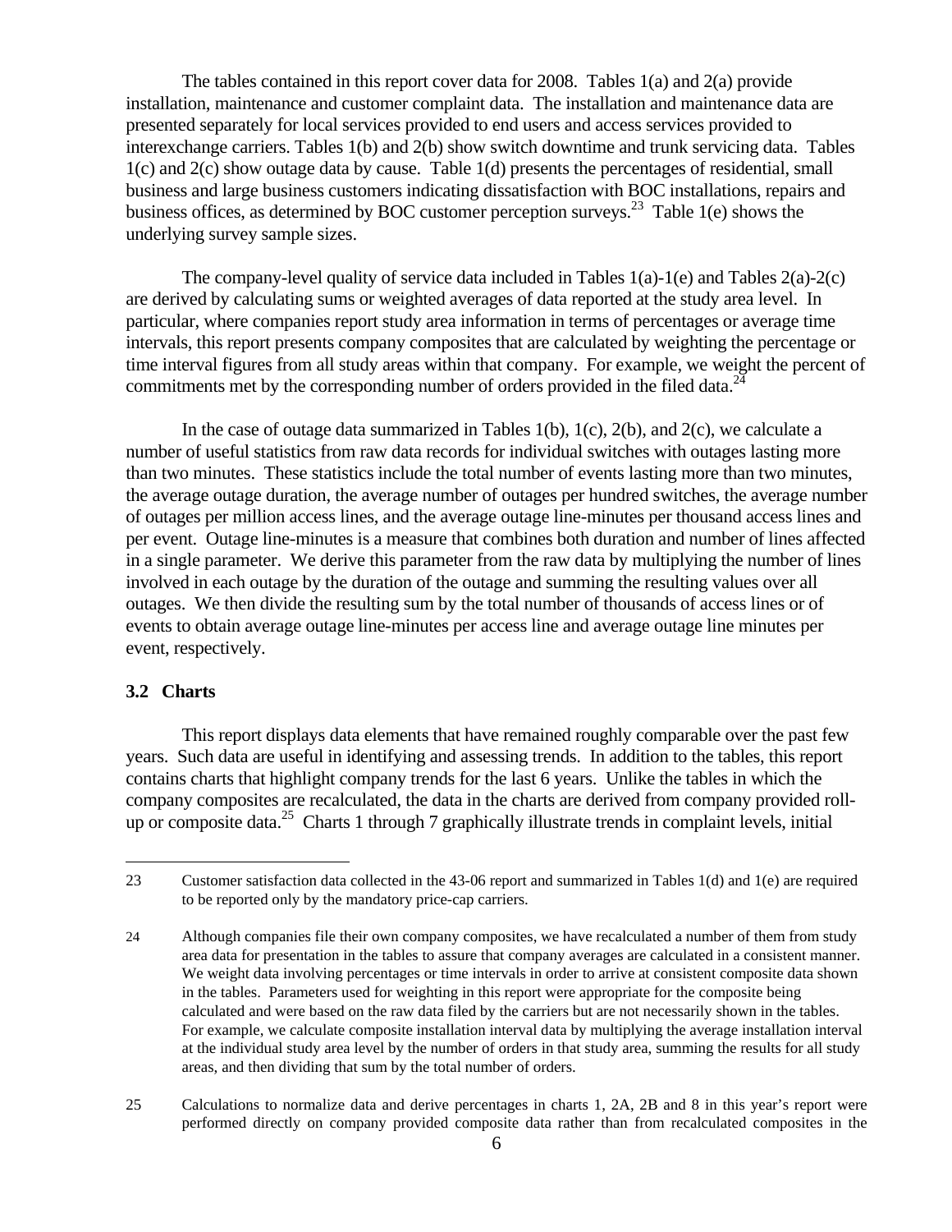The tables contained in this report cover data for 2008. Tables 1(a) and 2(a) provide installation, maintenance and customer complaint data. The installation and maintenance data are presented separately for local services provided to end users and access services provided to interexchange carriers. Tables 1(b) and 2(b) show switch downtime and trunk servicing data. Tables 1(c) and 2(c) show outage data by cause. Table 1(d) presents the percentages of residential, small business and large business customers indicating dissatisfaction with BOC installations, repairs and business offices, as determined by BOC customer perception surveys.[23] Table 1(e) shows the underlying survey sample sizes.

The company-level quality of service data included in Tables 1(a)-1(e) and Tables 2(a)-2(c) are derived by calculating sums or weighted averages of data reported at the study area level. In particular, where companies report study area information in terms of percentages or average time intervals, this report presents company composites that are calculated by weighting the percentage or time interval figures from all study areas within that company. For example, we weight the percent of commitments met by the corresponding number of orders provided in the filed data.[24]

In the case of outage data summarized in Tables 1(b), 1(c), 2(b), and 2(c), we calculate a number of useful statistics from raw data records for individual switches with outages lasting more than two minutes. These statistics include the total number of events lasting more than two minutes, the average outage duration, the average number of outages per hundred switches, the average number of outages per million access lines, and the average outage line-minutes per thousand access lines and per event. Outage line-minutes is a measure that combines both duration and number of lines affected in a single parameter. We derive this parameter from the raw data by multiplying the number of lines involved in each outage by the duration of the outage and summing the resulting values over all outages. We then divide the resulting sum by the total number of thousands of access lines or of events to obtain average outage line-minutes per access line and average outage line minutes per event, respectively.

### 3.2 Charts

This report displays data elements that have remained roughly comparable over the past few years. Such data are useful in identifying and assessing trends. In addition to the tables, this report contains charts that highlight company trends for the last 6 years. Unlike the tables in which the company composites are recalculated, the data in the charts are derived from company provided roll-up or composite data.[25] Charts 1 through 7 graphically illustrate trends in complaint levels, initial

---

23 Customer satisfaction data collected in the 43-06 report and summarized in Tables 1(d) and 1(e) are required to be reported only by the mandatory price-cap carriers.

24 Although companies file their own company composites, we have recalculated a number of them from study area data for presentation in the tables to assure that company averages are calculated in a consistent manner. We weight data involving percentages or time intervals in order to arrive at consistent composite data shown in the tables. Parameters used for weighting in this report were appropriate for the composite being calculated and were based on the raw data filed by the carriers but are not necessarily shown in the tables. For example, we calculate composite installation interval data by multiplying the average installation interval at the individual study area level by the number of orders in that study area, summing the results for all study areas, and then dividing that sum by the total number of orders.

25 Calculations to normalize data and derive percentages in charts 1, 2A, 2B and 8 in this year's report were performed directly on company provided composite data rather than from recalculated composites in the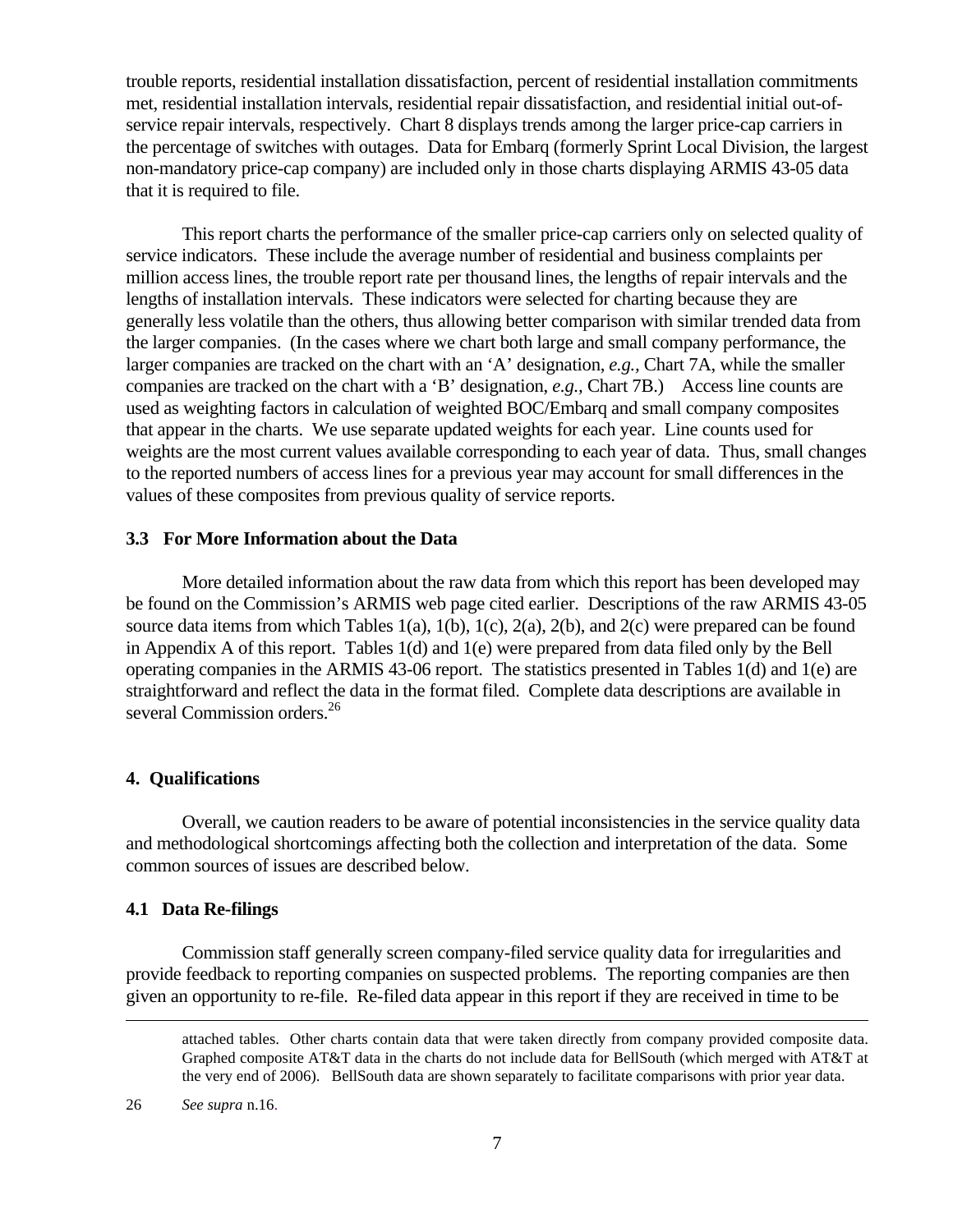trouble reports, residential installation dissatisfaction, percent of residential installation commitments met, residential installation intervals, residential repair dissatisfaction, and residential initial out-of-service repair intervals, respectively. Chart 8 displays trends among the larger price-cap carriers in the percentage of switches with outages. Data for Embarq (formerly Sprint Local Division, the largest non-mandatory price-cap company) are included only in those charts displaying ARMIS 43-05 data that it is required to file.

This report charts the performance of the smaller price-cap carriers only on selected quality of service indicators. These include the average number of residential and business complaints per million access lines, the trouble report rate per thousand lines, the lengths of repair intervals and the lengths of installation intervals. These indicators were selected for charting because they are generally less volatile than the others, thus allowing better comparison with similar trended data from the larger companies. (In the cases where we chart both large and small company performance, the larger companies are tracked on the chart with an 'A' designation, *e.g.*, Chart 7A, while the smaller companies are tracked on the chart with a 'B' designation, *e.g.*, Chart 7B.) Access line counts are used as weighting factors in calculation of weighted BOC/Embarq and small company composites that appear in the charts. We use separate updated weights for each year. Line counts used for weights are the most current values available corresponding to each year of data. Thus, small changes to the reported numbers of access lines for a previous year may account for small differences in the values of these composites from previous quality of service reports.

### 3.3 For More Information about the Data

More detailed information about the raw data from which this report has been developed may be found on the Commission's ARMIS web page cited earlier. Descriptions of the raw ARMIS 43-05 source data items from which Tables 1(a), 1(b), 1(c), 2(a), 2(b), and 2(c) were prepared can be found in Appendix A of this report. Tables 1(d) and 1(e) were prepared from data filed only by the Bell operating companies in the ARMIS 43-06 report. The statistics presented in Tables 1(d) and 1(e) are straightforward and reflect the data in the format filed. Complete data descriptions are available in several Commission orders.[26]

## 4. Qualifications

Overall, we caution readers to be aware of potential inconsistencies in the service quality data and methodological shortcomings affecting both the collection and interpretation of the data. Some common sources of issues are described below.

### 4.1 Data Re-filings

Commission staff generally screen company-filed service quality data for irregularities and provide feedback to reporting companies on suspected problems. The reporting companies are then given an opportunity to re-file. Re-filed data appear in this report if they are received in time to be

---

attached tables. Other charts contain data that were taken directly from company provided composite data. Graphed composite AT&T data in the charts do not include data for BellSouth (which merged with AT&T at the very end of 2006). BellSouth data are shown separately to facilitate comparisons with prior year data.

26 *See supra* n.16.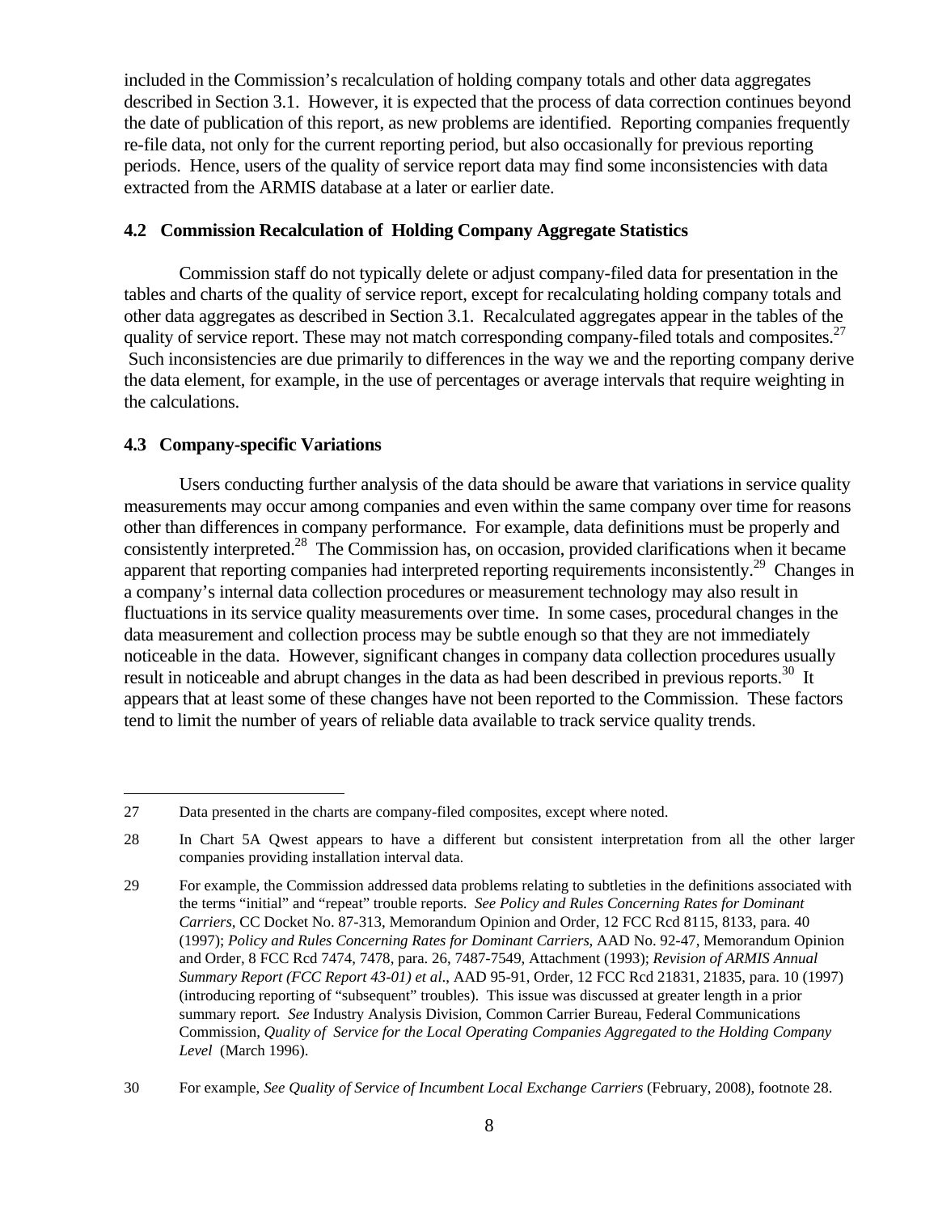included in the Commission's recalculation of holding company totals and other data aggregates described in Section 3.1. However, it is expected that the process of data correction continues beyond the date of publication of this report, as new problems are identified. Reporting companies frequently re-file data, not only for the current reporting period, but also occasionally for previous reporting periods. Hence, users of the quality of service report data may find some inconsistencies with data extracted from the ARMIS database at a later or earlier date.

### 4.2 Commission Recalculation of Holding Company Aggregate Statistics

Commission staff do not typically delete or adjust company-filed data for presentation in the tables and charts of the quality of service report, except for recalculating holding company totals and other data aggregates as described in Section 3.1. Recalculated aggregates appear in the tables of the quality of service report. These may not match corresponding company-filed totals and composites.[27] Such inconsistencies are due primarily to differences in the way we and the reporting company derive the data element, for example, in the use of percentages or average intervals that require weighting in the calculations.

### 4.3 Company-specific Variations

Users conducting further analysis of the data should be aware that variations in service quality measurements may occur among companies and even within the same company over time for reasons other than differences in company performance. For example, data definitions must be properly and consistently interpreted.[28] The Commission has, on occasion, provided clarifications when it became apparent that reporting companies had interpreted reporting requirements inconsistently.[29] Changes in a company's internal data collection procedures or measurement technology may also result in fluctuations in its service quality measurements over time. In some cases, procedural changes in the data measurement and collection process may be subtle enough so that they are not immediately noticeable in the data. However, significant changes in company data collection procedures usually result in noticeable and abrupt changes in the data as had been described in previous reports.[30] It appears that at least some of these changes have not been reported to the Commission. These factors tend to limit the number of years of reliable data available to track service quality trends.

---

27 Data presented in the charts are company-filed composites, except where noted.

28 In Chart 5A Qwest appears to have a different but consistent interpretation from all the other larger companies providing installation interval data.

29 For example, the Commission addressed data problems relating to subtleties in the definitions associated with the terms "initial" and "repeat" trouble reports. *See Policy and Rules Concerning Rates for Dominant Carriers*, CC Docket No. 87-313, Memorandum Opinion and Order, 12 FCC Rcd 8115, 8133, para. 40 (1997); *Policy and Rules Concerning Rates for Dominant Carriers*, AAD No. 92-47, Memorandum Opinion and Order, 8 FCC Rcd 7474, 7478, para. 26, 7487-7549, Attachment (1993); *Revision of ARMIS Annual Summary Report (FCC Report 43-01) et al*., AAD 95-91, Order, 12 FCC Rcd 21831, 21835, para. 10 (1997) (introducing reporting of "subsequent" troubles). This issue was discussed at greater length in a prior summary report. *See* Industry Analysis Division, Common Carrier Bureau, Federal Communications Commission, *Quality of Service for the Local Operating Companies Aggregated to the Holding Company Level* (March 1996).

30 For example, *See Quality of Service of Incumbent Local Exchange Carriers* (February, 2008), footnote 28.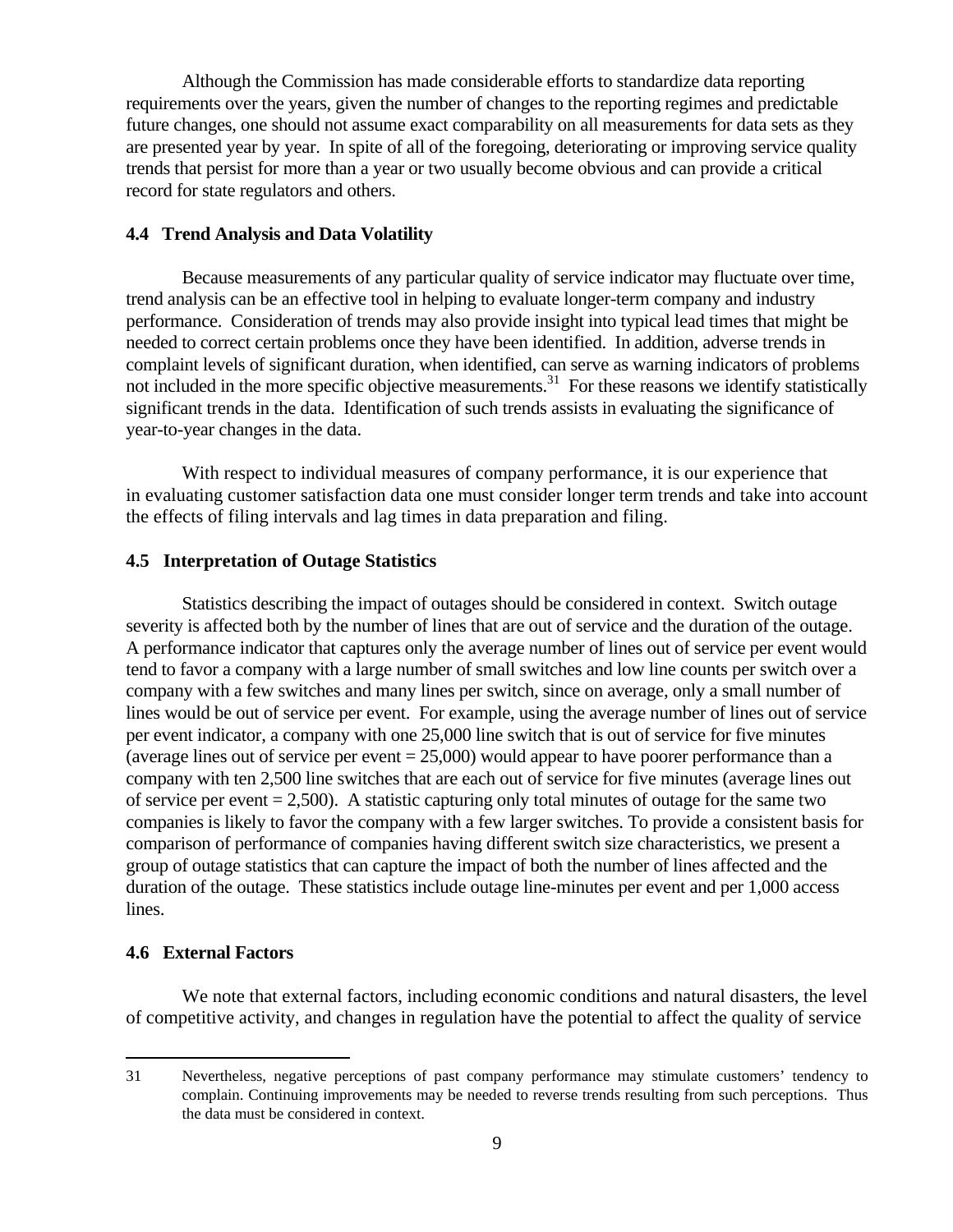Although the Commission has made considerable efforts to standardize data reporting requirements over the years, given the number of changes to the reporting regimes and predictable future changes, one should not assume exact comparability on all measurements for data sets as they are presented year by year. In spite of all of the foregoing, deteriorating or improving service quality trends that persist for more than a year or two usually become obvious and can provide a critical record for state regulators and others.

### 4.4 Trend Analysis and Data Volatility

Because measurements of any particular quality of service indicator may fluctuate over time, trend analysis can be an effective tool in helping to evaluate longer-term company and industry performance. Consideration of trends may also provide insight into typical lead times that might be needed to correct certain problems once they have been identified. In addition, adverse trends in complaint levels of significant duration, when identified, can serve as warning indicators of problems not included in the more specific objective measurements.[31] For these reasons we identify statistically significant trends in the data. Identification of such trends assists in evaluating the significance of year-to-year changes in the data.

With respect to individual measures of company performance, it is our experience that in evaluating customer satisfaction data one must consider longer term trends and take into account the effects of filing intervals and lag times in data preparation and filing.

### 4.5 Interpretation of Outage Statistics

Statistics describing the impact of outages should be considered in context. Switch outage severity is affected both by the number of lines that are out of service and the duration of the outage. A performance indicator that captures only the average number of lines out of service per event would tend to favor a company with a large number of small switches and low line counts per switch over a company with a few switches and many lines per switch, since on average, only a small number of lines would be out of service per event. For example, using the average number of lines out of service per event indicator, a company with one 25,000 line switch that is out of service for five minutes (average lines out of service per event = 25,000) would appear to have poorer performance than a company with ten 2,500 line switches that are each out of service for five minutes (average lines out of service per event = 2,500). A statistic capturing only total minutes of outage for the same two companies is likely to favor the company with a few larger switches. To provide a consistent basis for comparison of performance of companies having different switch size characteristics, we present a group of outage statistics that can capture the impact of both the number of lines affected and the duration of the outage. These statistics include outage line-minutes per event and per 1,000 access lines.

### 4.6 External Factors

We note that external factors, including economic conditions and natural disasters, the level of competitive activity, and changes in regulation have the potential to affect the quality of service

---

31 Nevertheless, negative perceptions of past company performance may stimulate customers' tendency to complain. Continuing improvements may be needed to reverse trends resulting from such perceptions. Thus the data must be considered in context.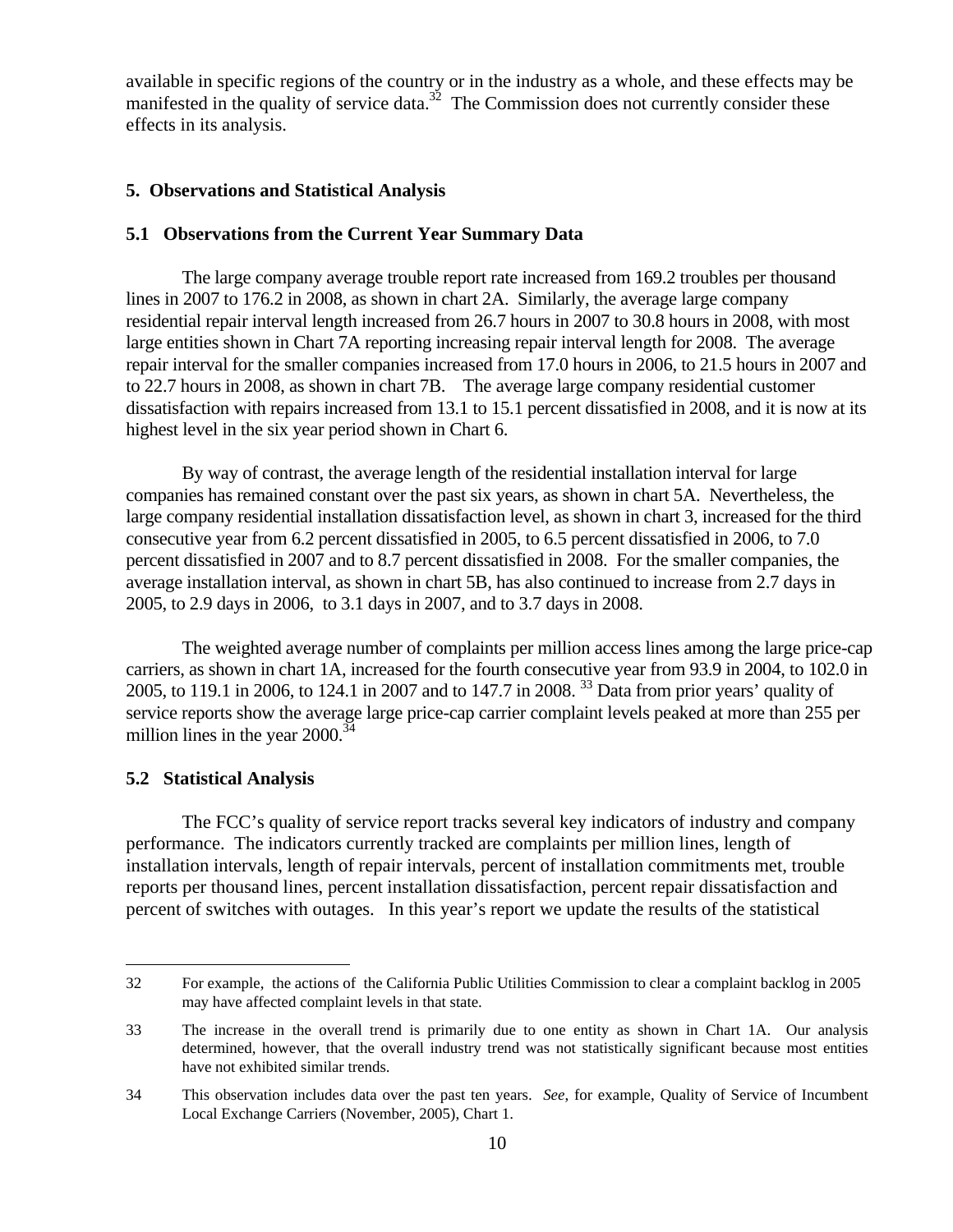available in specific regions of the country or in the industry as a whole, and these effects may be manifested in the quality of service data.[32] The Commission does not currently consider these effects in its analysis.

## 5. Observations and Statistical Analysis

### 5.1 Observations from the Current Year Summary Data

The large company average trouble report rate increased from 169.2 troubles per thousand lines in 2007 to 176.2 in 2008, as shown in chart 2A. Similarly, the average large company residential repair interval length increased from 26.7 hours in 2007 to 30.8 hours in 2008, with most large entities shown in Chart 7A reporting increasing repair interval length for 2008. The average repair interval for the smaller companies increased from 17.0 hours in 2006, to 21.5 hours in 2007 and to 22.7 hours in 2008, as shown in chart 7B. The average large company residential customer dissatisfaction with repairs increased from 13.1 to 15.1 percent dissatisfied in 2008, and it is now at its highest level in the six year period shown in Chart 6.

By way of contrast, the average length of the residential installation interval for large companies has remained constant over the past six years, as shown in chart 5A. Nevertheless, the large company residential installation dissatisfaction level, as shown in chart 3, increased for the third consecutive year from 6.2 percent dissatisfied in 2005, to 6.5 percent dissatisfied in 2006, to 7.0 percent dissatisfied in 2007 and to 8.7 percent dissatisfied in 2008. For the smaller companies, the average installation interval, as shown in chart 5B, has also continued to increase from 2.7 days in 2005, to 2.9 days in 2006, to 3.1 days in 2007, and to 3.7 days in 2008.

The weighted average number of complaints per million access lines among the large price-cap carriers, as shown in chart 1A, increased for the fourth consecutive year from 93.9 in 2004, to 102.0 in 2005, to 119.1 in 2006, to 124.1 in 2007 and to 147.7 in 2008.[33] Data from prior years' quality of service reports show the average large price-cap carrier complaint levels peaked at more than 255 per million lines in the year 2000.[34]

### 5.2 Statistical Analysis

The FCC's quality of service report tracks several key indicators of industry and company performance. The indicators currently tracked are complaints per million lines, length of installation intervals, length of repair intervals, percent of installation commitments met, trouble reports per thousand lines, percent installation dissatisfaction, percent repair dissatisfaction and percent of switches with outages. In this year's report we update the results of the statistical

---

32 For example, the actions of the California Public Utilities Commission to clear a complaint backlog in 2005 may have affected complaint levels in that state.

33 The increase in the overall trend is primarily due to one entity as shown in Chart 1A. Our analysis determined, however, that the overall industry trend was not statistically significant because most entities have not exhibited similar trends.

34 This observation includes data over the past ten years. *See,* for example, Quality of Service of Incumbent Local Exchange Carriers (November, 2005), Chart 1.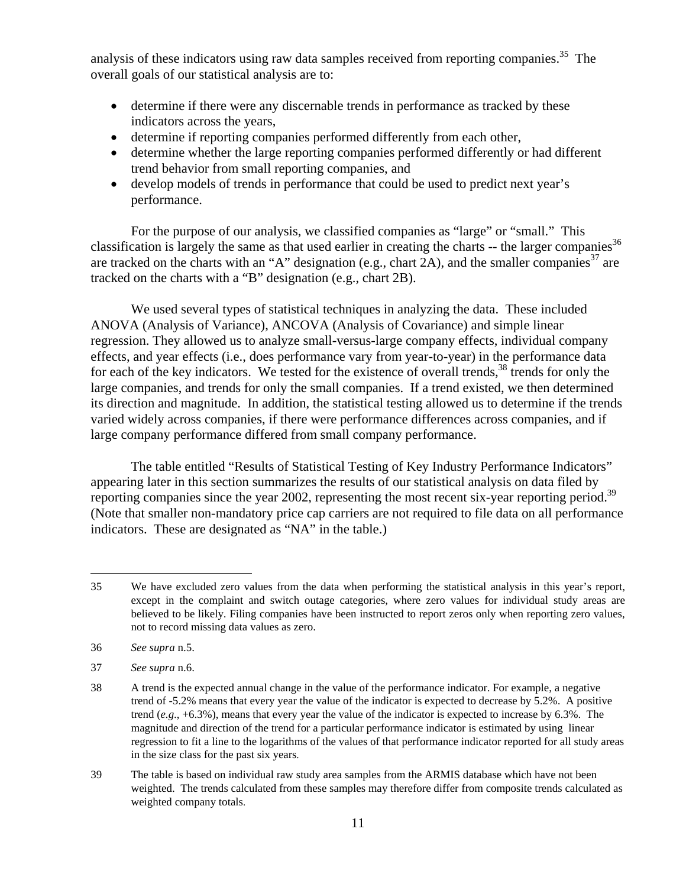analysis of these indicators using raw data samples received from reporting companies.[35] The overall goals of our statistical analysis are to:

- determine if there were any discernable trends in performance as tracked by these indicators across the years,
- determine if reporting companies performed differently from each other,
- determine whether the large reporting companies performed differently or had different trend behavior from small reporting companies, and
- develop models of trends in performance that could be used to predict next year's performance.

For the purpose of our analysis, we classified companies as "large" or "small." This classification is largely the same as that used earlier in creating the charts -- the larger companies[36] are tracked on the charts with an "A" designation (e.g., chart 2A), and the smaller companies[37] are tracked on the charts with a "B" designation (e.g., chart 2B).

We used several types of statistical techniques in analyzing the data. These included ANOVA (Analysis of Variance), ANCOVA (Analysis of Covariance) and simple linear regression. They allowed us to analyze small-versus-large company effects, individual company effects, and year effects (i.e., does performance vary from year-to-year) in the performance data for each of the key indicators. We tested for the existence of overall trends,[38] trends for only the large companies, and trends for only the small companies. If a trend existed, we then determined its direction and magnitude. In addition, the statistical testing allowed us to determine if the trends varied widely across companies, if there were performance differences across companies, and if large company performance differed from small company performance.

The table entitled "Results of Statistical Testing of Key Industry Performance Indicators" appearing later in this section summarizes the results of our statistical analysis on data filed by reporting companies since the year 2002, representing the most recent six-year reporting period.[39] (Note that smaller non-mandatory price cap carriers are not required to file data on all performance indicators. These are designated as "NA" in the table.)

---

35 We have excluded zero values from the data when performing the statistical analysis in this year's report, except in the complaint and switch outage categories, where zero values for individual study areas are believed to be likely. Filing companies have been instructed to report zeros only when reporting zero values, not to record missing data values as zero.

36 *See supra* n.5.

37 *See supra* n.6.

38 A trend is the expected annual change in the value of the performance indicator. For example, a negative trend of -5.2% means that every year the value of the indicator is expected to decrease by 5.2%. A positive trend (*e.g.*, +6.3%), means that every year the value of the indicator is expected to increase by 6.3%. The magnitude and direction of the trend for a particular performance indicator is estimated by using linear regression to fit a line to the logarithms of the values of that performance indicator reported for all study areas in the size class for the past six years.

39 The table is based on individual raw study area samples from the ARMIS database which have not been weighted. The trends calculated from these samples may therefore differ from composite trends calculated as weighted company totals.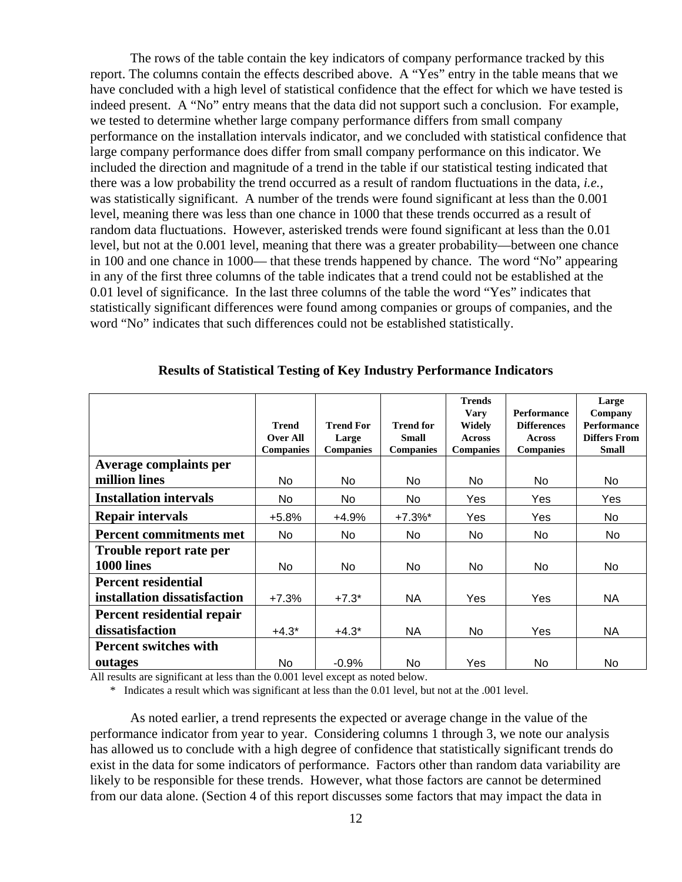The rows of the table contain the key indicators of company performance tracked by this report. The columns contain the effects described above. A "Yes" entry in the table means that we have concluded with a high level of statistical confidence that the effect for which we have tested is indeed present. A "No" entry means that the data did not support such a conclusion. For example, we tested to determine whether large company performance differs from small company performance on the installation intervals indicator, and we concluded with statistical confidence that large company performance does differ from small company performance on this indicator. We included the direction and magnitude of a trend in the table if our statistical testing indicated that there was a low probability the trend occurred as a result of random fluctuations in the data, *i.e.*, was statistically significant. A number of the trends were found significant at less than the 0.001 level, meaning there was less than one chance in 1000 that these trends occurred as a result of random data fluctuations. However, asterisked trends were found significant at less than the 0.01 level, but not at the 0.001 level, meaning that there was a greater probability—between one chance in 100 and one chance in 1000— that these trends happened by chance. The word "No" appearing in any of the first three columns of the table indicates that a trend could not be established at the 0.01 level of significance. In the last three columns of the table the word "Yes" indicates that statistically significant differences were found among companies or groups of companies, and the word "No" indicates that such differences could not be established statistically.

**Results of Statistical Testing of Key Industry Performance Indicators**

| | Trend Over All Companies | Trend For Large Companies | Trend for Small Companies | Trends Vary Widely Across Companies | Performance Differences Across Companies | Large Company Performance Differs From Small |
|---|---|---|---|---|---|---|
| **Average complaints per million lines** | No | No | No | No | No | No |
| **Installation intervals** | No | No | No | Yes | Yes | Yes |
| **Repair intervals** | +5.8% | +4.9% | +7.3%* | Yes | Yes | No |
| **Percent commitments met** | No | No | No | No | No | No |
| **Trouble report rate per 1000 lines** | No | No | No | No | No | No |
| **Percent residential installation dissatisfaction** | +7.3% | +7.3* | NA | Yes | Yes | NA |
| **Percent residential repair dissatisfaction** | +4.3* | +4.3* | NA | No | Yes | NA |
| **Percent switches with outages** | No | -0.9% | No | Yes | No | No |

All results are significant at less than the 0.001 level except as noted below.

\* Indicates a result which was significant at less than the 0.01 level, but not at the .001 level.

As noted earlier, a trend represents the expected or average change in the value of the performance indicator from year to year. Considering columns 1 through 3, we note our analysis has allowed us to conclude with a high degree of confidence that statistically significant trends do exist in the data for some indicators of performance. Factors other than random data variability are likely to be responsible for these trends. However, what those factors are cannot be determined from our data alone. (Section 4 of this report discusses some factors that may impact the data in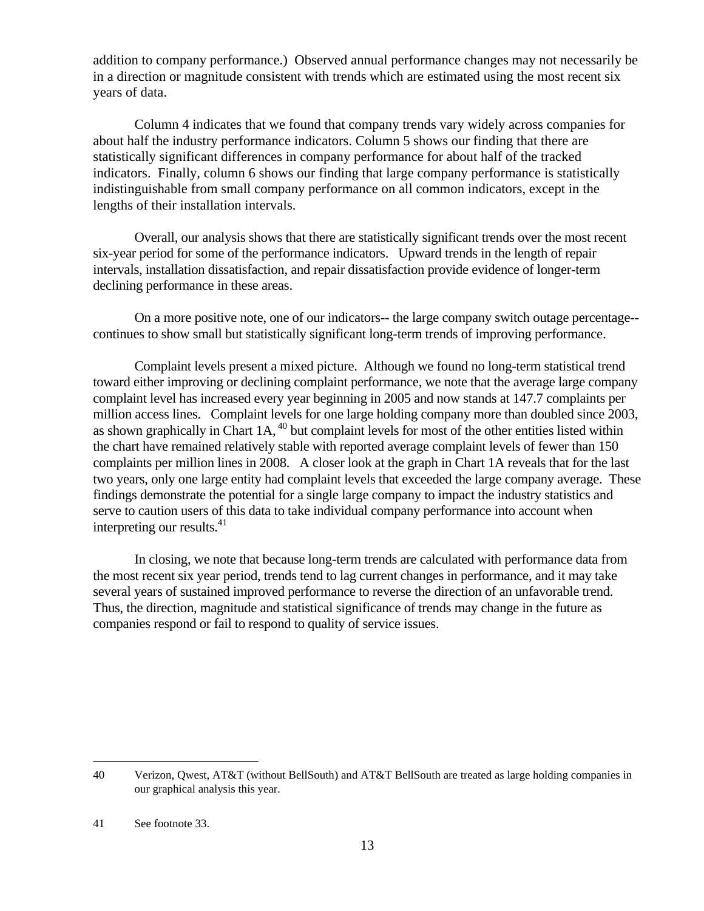addition to company performance.) Observed annual performance changes may not necessarily be in a direction or magnitude consistent with trends which are estimated using the most recent six years of data.

Column 4 indicates that we found that company trends vary widely across companies for about half the industry performance indicators. Column 5 shows our finding that there are statistically significant differences in company performance for about half of the tracked indicators. Finally, column 6 shows our finding that large company performance is statistically indistinguishable from small company performance on all common indicators, except in the lengths of their installation intervals.

Overall, our analysis shows that there are statistically significant trends over the most recent six-year period for some of the performance indicators. Upward trends in the length of repair intervals, installation dissatisfaction, and repair dissatisfaction provide evidence of longer-term declining performance in these areas.

On a more positive note, one of our indicators-- the large company switch outage percentage-- continues to show small but statistically significant long-term trends of improving performance.

Complaint levels present a mixed picture. Although we found no long-term statistical trend toward either improving or declining complaint performance, we note that the average large company complaint level has increased every year beginning in 2005 and now stands at 147.7 complaints per million access lines. Complaint levels for one large holding company more than doubled since 2003, as shown graphically in Chart 1A, [40] but complaint levels for most of the other entities listed within the chart have remained relatively stable with reported average complaint levels of fewer than 150 complaints per million lines in 2008. A closer look at the graph in Chart 1A reveals that for the last two years, only one large entity had complaint levels that exceeded the large company average. These findings demonstrate the potential for a single large company to impact the industry statistics and serve to caution users of this data to take individual company performance into account when interpreting our results.[41]

In closing, we note that because long-term trends are calculated with performance data from the most recent six year period, trends tend to lag current changes in performance, and it may take several years of sustained improved performance to reverse the direction of an unfavorable trend. Thus, the direction, magnitude and statistical significance of trends may change in the future as companies respond or fail to respond to quality of service issues.

---

40 Verizon, Qwest, AT&T (without BellSouth) and AT&T BellSouth are treated as large holding companies in our graphical analysis this year.

41 See footnote 33.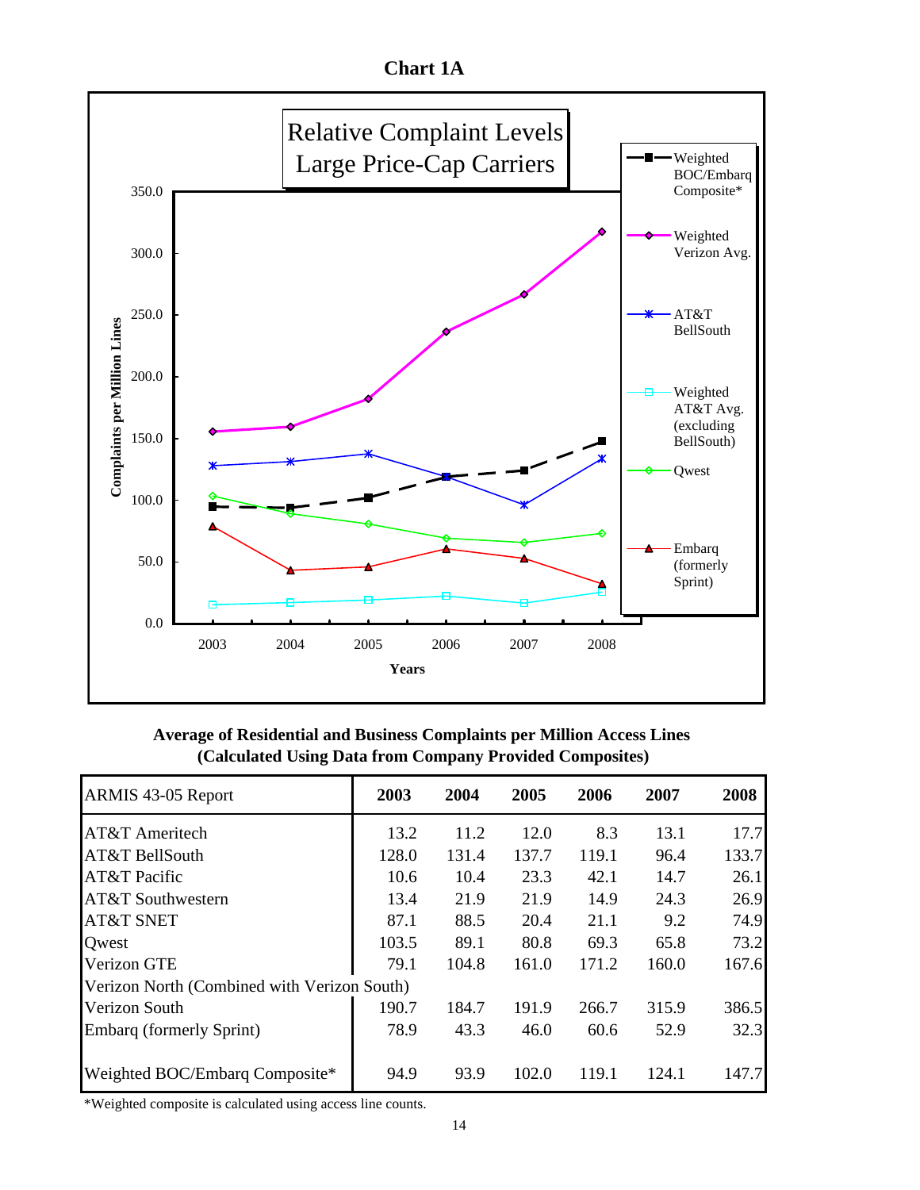## Chart 1A

Relative Complaint Levels
Large Price-Cap Carriers

Complaints per Million Lines

Years

Weighted BOC/Embarq Composite*
Weighted Verizon Avg.
AT&T BellSouth
Weighted AT&T Avg. (excluding BellSouth)
Qwest
Embarq (formerly Sprint)

**Average of Residential and Business Complaints per Million Access Lines**
**(Calculated Using Data from Company Provided Composites)**

| ARMIS 43-05 Report | 2003 | 2004 | 2005 | 2006 | 2007 | 2008 |
|---|---|---|---|---|---|---|
| AT&T Ameritech | 13.2 | 11.2 | 12.0 | 8.3 | 13.1 | 17.7 |
| AT&T BellSouth | 128.0 | 131.4 | 137.7 | 119.1 | 96.4 | 133.7 |
| AT&T Pacific | 10.6 | 10.4 | 23.3 | 42.1 | 14.7 | 26.1 |
| AT&T Southwestern | 13.4 | 21.9 | 21.9 | 14.9 | 24.3 | 26.9 |
| AT&T SNET | 87.1 | 88.5 | 20.4 | 21.1 | 9.2 | 74.9 |
| Qwest | 103.5 | 89.1 | 80.8 | 69.3 | 65.8 | 73.2 |
| Verizon GTE | 79.1 | 104.8 | 161.0 | 171.2 | 160.0 | 167.6 |
| Verizon North (Combined with Verizon South) | | | | | | |
| Verizon South | 190.7 | 184.7 | 191.9 | 266.7 | 315.9 | 386.5 |
| Embarq (formerly Sprint) | 78.9 | 43.3 | 46.0 | 60.6 | 52.9 | 32.3 |
| Weighted BOC/Embarq Composite* | 94.9 | 93.9 | 102.0 | 119.1 | 124.1 | 147.7 |

*Weighted composite is calculated using access line counts.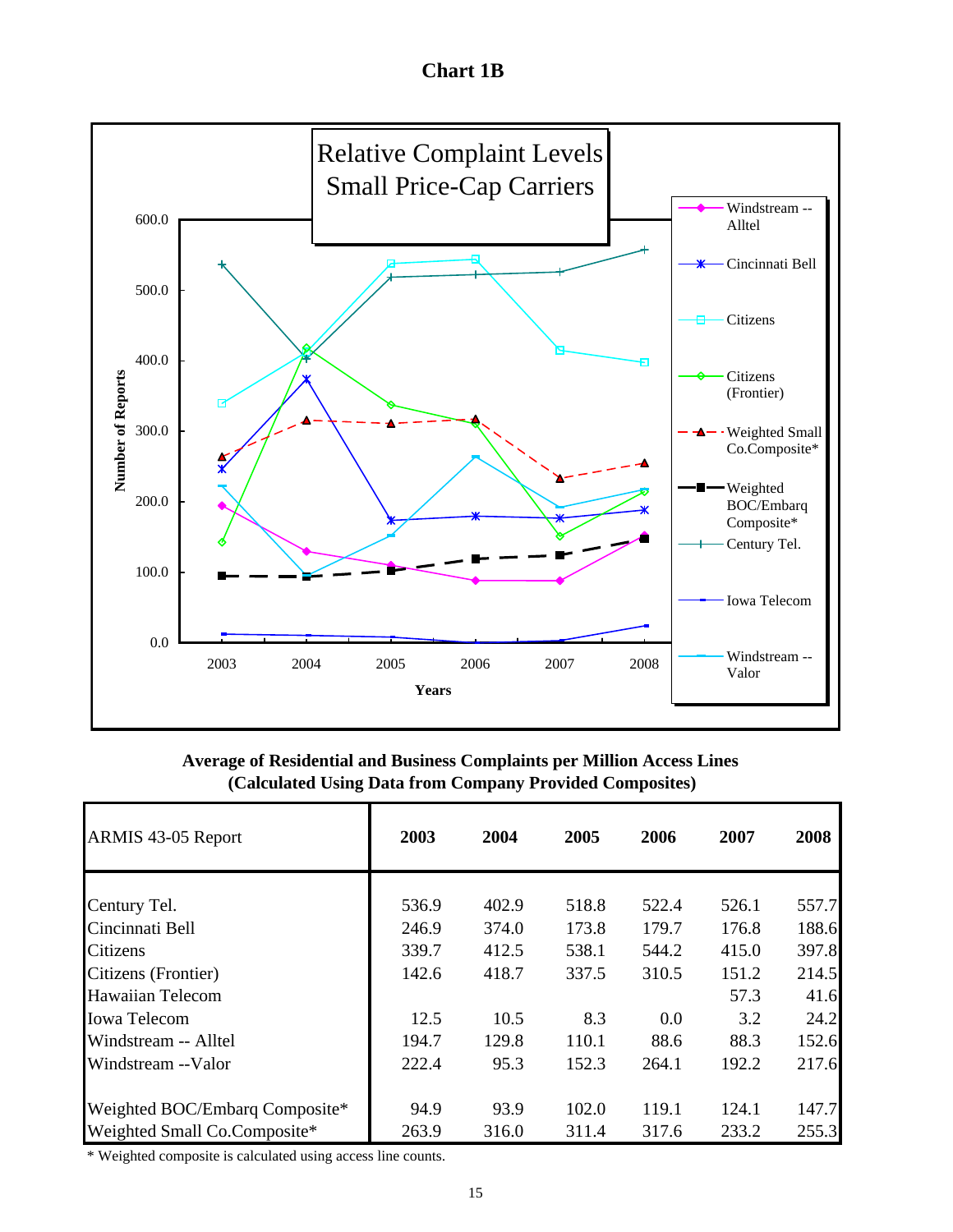# Chart 1B

Relative Complaint Levels
Small Price-Cap Carriers

Number of Reports

Years

Windstream -- Alltel
Cincinnati Bell
Citizens
Citizens (Frontier)
Weighted Small Co.Composite*
Weighted BOC/Embarq Composite*
Century Tel.
Iowa Telecom
Windstream -- Valor

**Average of Residential and Business Complaints per Million Access Lines (Calculated Using Data from Company Provided Composites)**

| ARMIS 43-05 Report | 2003 | 2004 | 2005 | 2006 | 2007 | 2008 |
|---|---|---|---|---|---|---|
| Century Tel. | 536.9 | 402.9 | 518.8 | 522.4 | 526.1 | 557.7 |
| Cincinnati Bell | 246.9 | 374.0 | 173.8 | 179.7 | 176.8 | 188.6 |
| Citizens | 339.7 | 412.5 | 538.1 | 544.2 | 415.0 | 397.8 |
| Citizens (Frontier) | 142.6 | 418.7 | 337.5 | 310.5 | 151.2 | 214.5 |
| Hawaiian Telecom | | | | | 57.3 | 41.6 |
| Iowa Telecom | 12.5 | 10.5 | 8.3 | 0.0 | 3.2 | 24.2 |
| Windstream -- Alltel | 194.7 | 129.8 | 110.1 | 88.6 | 88.3 | 152.6 |
| Windstream --Valor | 222.4 | 95.3 | 152.3 | 264.1 | 192.2 | 217.6 |
| Weighted BOC/Embarq Composite* | 94.9 | 93.9 | 102.0 | 119.1 | 124.1 | 147.7 |
| Weighted Small Co.Composite* | 263.9 | 316.0 | 311.4 | 317.6 | 233.2 | 255.3 |

* Weighted composite is calculated using access line counts.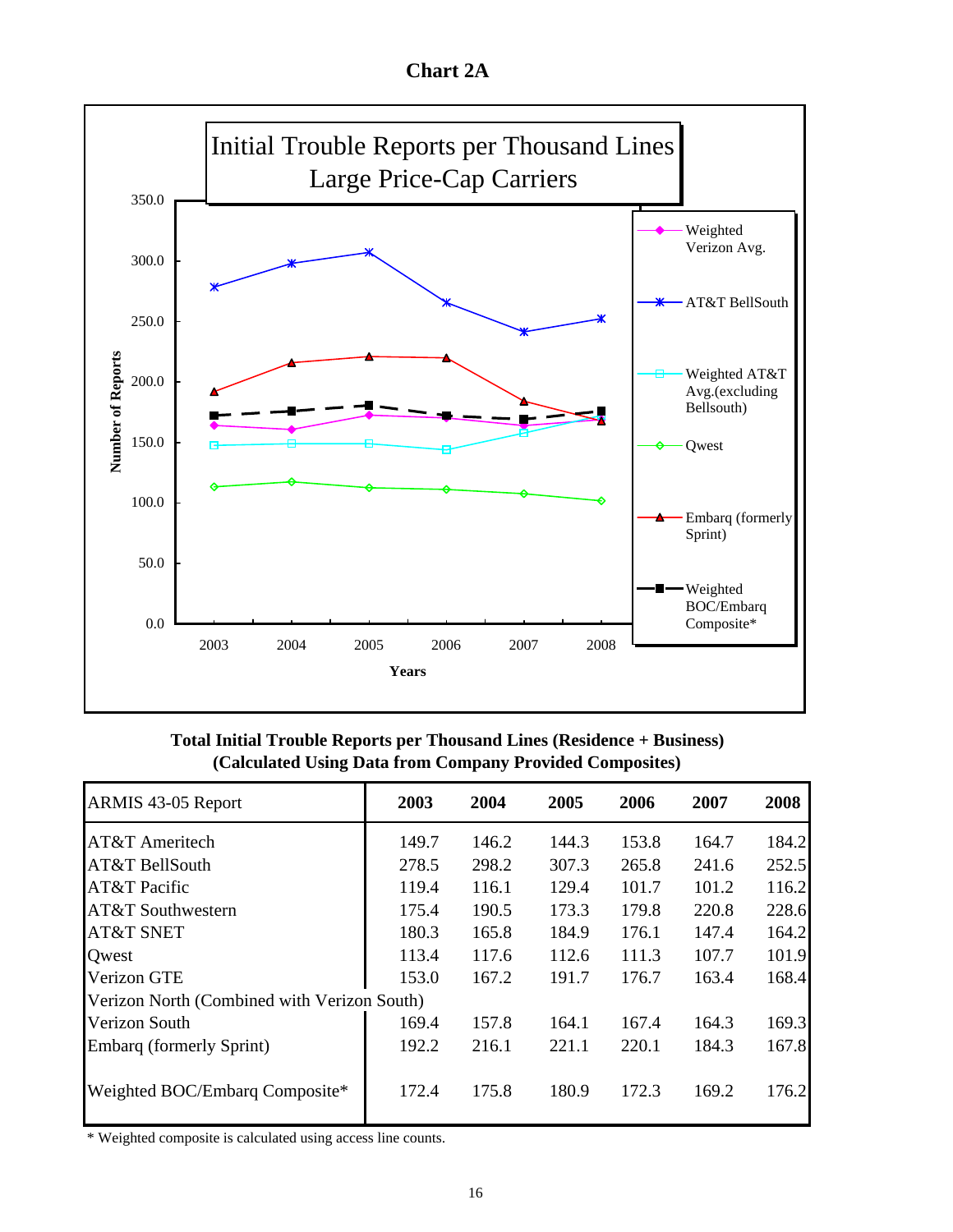# Chart 2A

Initial Trouble Reports per Thousand Lines
Large Price-Cap Carriers

Number of Reports

Years

Weighted Verizon Avg.
AT&T BellSouth
Weighted AT&T Avg.(excluding Bellsouth)
Qwest
Embarq (formerly Sprint)
Weighted BOC/Embarq Composite*

**Total Initial Trouble Reports per Thousand Lines (Residence + Business)**
**(Calculated Using Data from Company Provided Composites)**

| ARMIS 43-05 Report | 2003 | 2004 | 2005 | 2006 | 2007 | 2008 |
|---|---|---|---|---|---|---|
| AT&T Ameritech | 149.7 | 146.2 | 144.3 | 153.8 | 164.7 | 184.2 |
| AT&T BellSouth | 278.5 | 298.2 | 307.3 | 265.8 | 241.6 | 252.5 |
| AT&T Pacific | 119.4 | 116.1 | 129.4 | 101.7 | 101.2 | 116.2 |
| AT&T Southwestern | 175.4 | 190.5 | 173.3 | 179.8 | 220.8 | 228.6 |
| AT&T SNET | 180.3 | 165.8 | 184.9 | 176.1 | 147.4 | 164.2 |
| Qwest | 113.4 | 117.6 | 112.6 | 111.3 | 107.7 | 101.9 |
| Verizon GTE | 153.0 | 167.2 | 191.7 | 176.7 | 163.4 | 168.4 |
| Verizon North (Combined with Verizon South) | | | | | | |
| Verizon South | 169.4 | 157.8 | 164.1 | 167.4 | 164.3 | 169.3 |
| Embarq (formerly Sprint) | 192.2 | 216.1 | 221.1 | 220.1 | 184.3 | 167.8 |
| Weighted BOC/Embarq Composite* | 172.4 | 175.8 | 180.9 | 172.3 | 169.2 | 176.2 |

* Weighted composite is calculated using access line counts.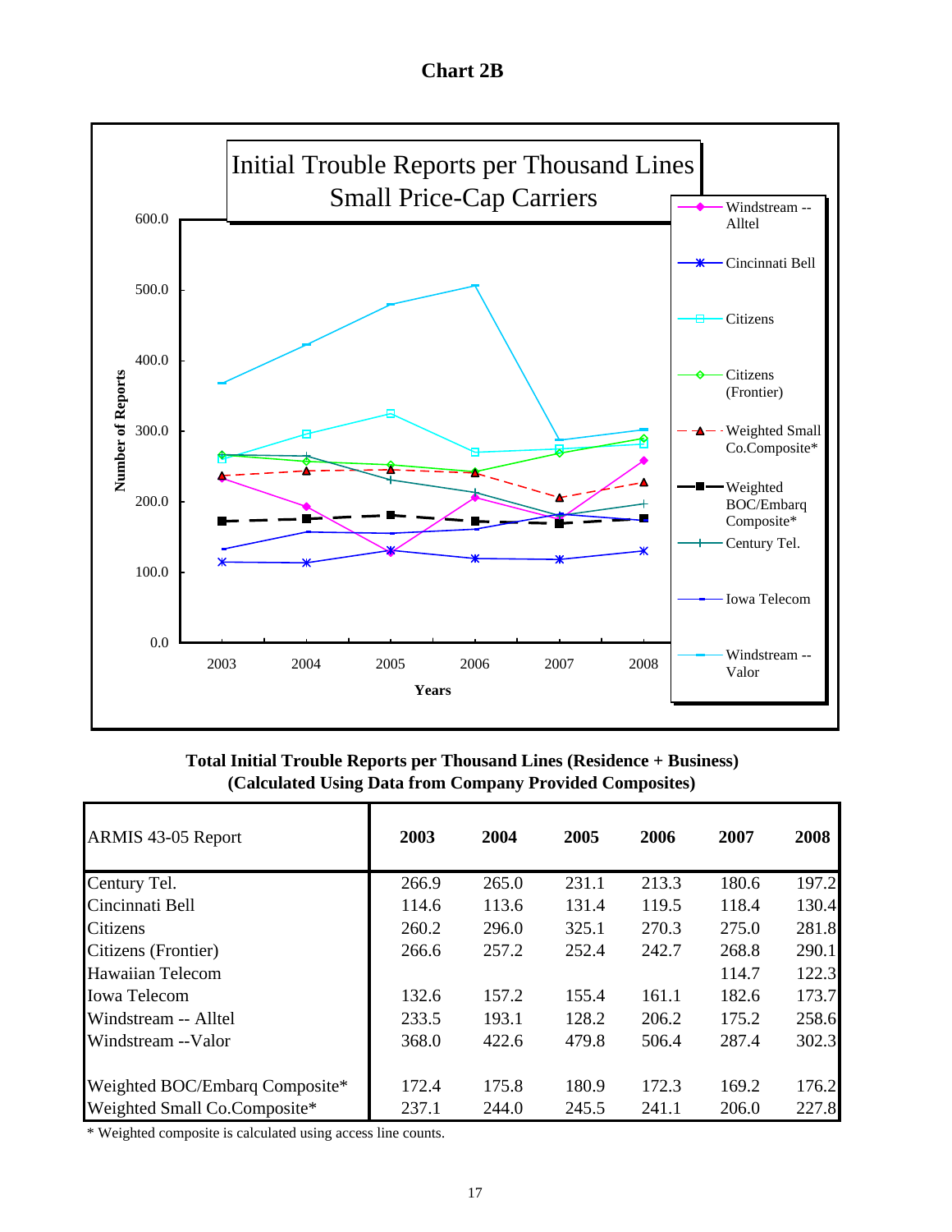# Chart 2B

Initial Trouble Reports per Thousand Lines
Small Price-Cap Carriers

Number of Reports

Years

Windstream -- Alltel
Cincinnati Bell
Citizens
Citizens (Frontier)
Weighted Small Co.Composite*
Weighted BOC/Embarq Composite*
Century Tel.
Iowa Telecom
Windstream -- Valor

**Total Initial Trouble Reports per Thousand Lines (Residence + Business)**
**(Calculated Using Data from Company Provided Composites)**

| ARMIS 43-05 Report | 2003 | 2004 | 2005 | 2006 | 2007 | 2008 |
|---|---|---|---|---|---|---|
| Century Tel. | 266.9 | 265.0 | 231.1 | 213.3 | 180.6 | 197.2 |
| Cincinnati Bell | 114.6 | 113.6 | 131.4 | 119.5 | 118.4 | 130.4 |
| Citizens | 260.2 | 296.0 | 325.1 | 270.3 | 275.0 | 281.8 |
| Citizens (Frontier) | 266.6 | 257.2 | 252.4 | 242.7 | 268.8 | 290.1 |
| Hawaiian Telecom | | | | | 114.7 | 122.3 |
| Iowa Telecom | 132.6 | 157.2 | 155.4 | 161.1 | 182.6 | 173.7 |
| Windstream -- Alltel | 233.5 | 193.1 | 128.2 | 206.2 | 175.2 | 258.6 |
| Windstream --Valor | 368.0 | 422.6 | 479.8 | 506.4 | 287.4 | 302.3 |
| | | | | | | |
| Weighted BOC/Embarq Composite* | 172.4 | 175.8 | 180.9 | 172.3 | 169.2 | 176.2 |
| Weighted Small Co.Composite* | 237.1 | 244.0 | 245.5 | 241.1 | 206.0 | 227.8 |

* Weighted composite is calculated using access line counts.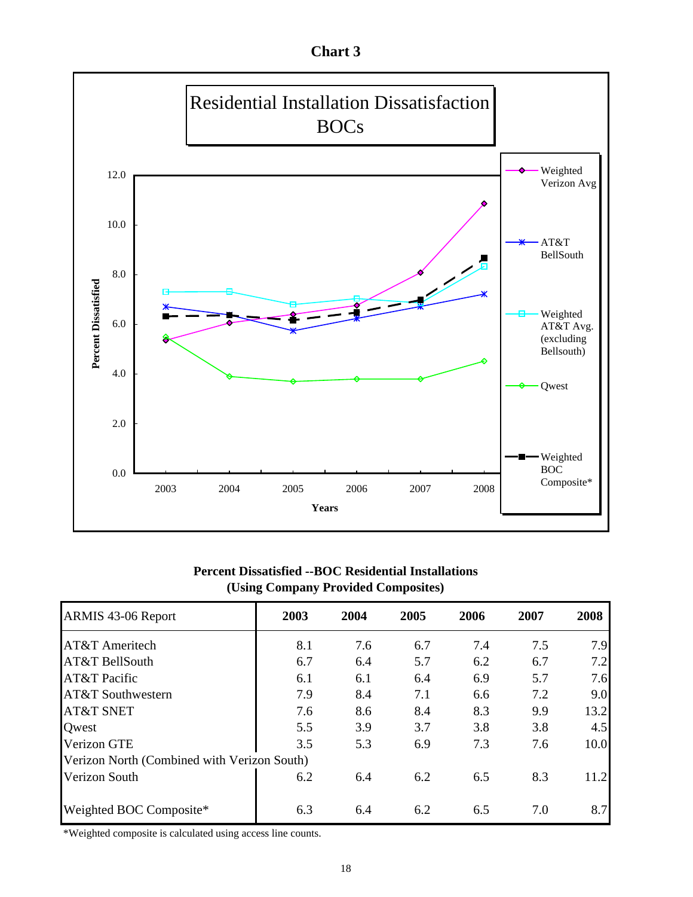**Chart 3**

**Residential Installation Dissatisfaction BOCs**

**Percent Dissatisfied --BOC Residential Installations (Using Company Provided Composites)**

| ARMIS 43-06 Report | 2003 | 2004 | 2005 | 2006 | 2007 | 2008 |
|---|---|---|---|---|---|---|
| AT&T Ameritech | 8.1 | 7.6 | 6.7 | 7.4 | 7.5 | 7.9 |
| AT&T BellSouth | 6.7 | 6.4 | 5.7 | 6.2 | 6.7 | 7.2 |
| AT&T Pacific | 6.1 | 6.1 | 6.4 | 6.9 | 5.7 | 7.6 |
| AT&T Southwestern | 7.9 | 8.4 | 7.1 | 6.6 | 7.2 | 9.0 |
| AT&T SNET | 7.6 | 8.6 | 8.4 | 8.3 | 9.9 | 13.2 |
| Qwest | 5.5 | 3.9 | 3.7 | 3.8 | 3.8 | 4.5 |
| Verizon GTE | 3.5 | 5.3 | 6.9 | 7.3 | 7.6 | 10.0 |
| Verizon North (Combined with Verizon South) | | | | | | |
| Verizon South | 6.2 | 6.4 | 6.2 | 6.5 | 8.3 | 11.2 |
| Weighted BOC Composite* | 6.3 | 6.4 | 6.2 | 6.5 | 7.0 | 8.7 |

*Weighted composite is calculated using access line counts.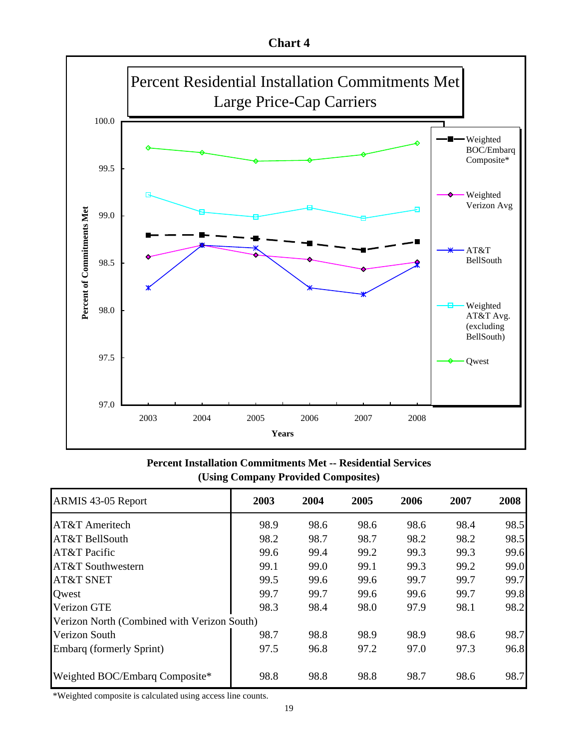**Chart 4**

Percent Residential Installation Commitments Met
Large Price-Cap Carriers

**Percent Installation Commitments Met -- Residential Services**
**(Using Company Provided Composites)**

| ARMIS 43-05 Report | 2003 | 2004 | 2005 | 2006 | 2007 | 2008 |
|---|---|---|---|---|---|---|
| AT&T Ameritech | 98.9 | 98.6 | 98.6 | 98.6 | 98.4 | 98.5 |
| AT&T BellSouth | 98.2 | 98.7 | 98.7 | 98.2 | 98.2 | 98.5 |
| AT&T Pacific | 99.6 | 99.4 | 99.2 | 99.3 | 99.3 | 99.6 |
| AT&T Southwestern | 99.1 | 99.0 | 99.1 | 99.3 | 99.2 | 99.0 |
| AT&T SNET | 99.5 | 99.6 | 99.6 | 99.7 | 99.7 | 99.7 |
| Qwest | 99.7 | 99.7 | 99.6 | 99.6 | 99.7 | 99.8 |
| Verizon GTE | 98.3 | 98.4 | 98.0 | 97.9 | 98.1 | 98.2 |
| Verizon North (Combined with Verizon South) | | | | | | |
| Verizon South | 98.7 | 98.8 | 98.9 | 98.9 | 98.6 | 98.7 |
| Embarq (formerly Sprint) | 97.5 | 96.8 | 97.2 | 97.0 | 97.3 | 96.8 |
| | | | | | | |
| Weighted BOC/Embarq Composite* | 98.8 | 98.8 | 98.8 | 98.7 | 98.6 | 98.7 |

*Weighted composite is calculated using access line counts.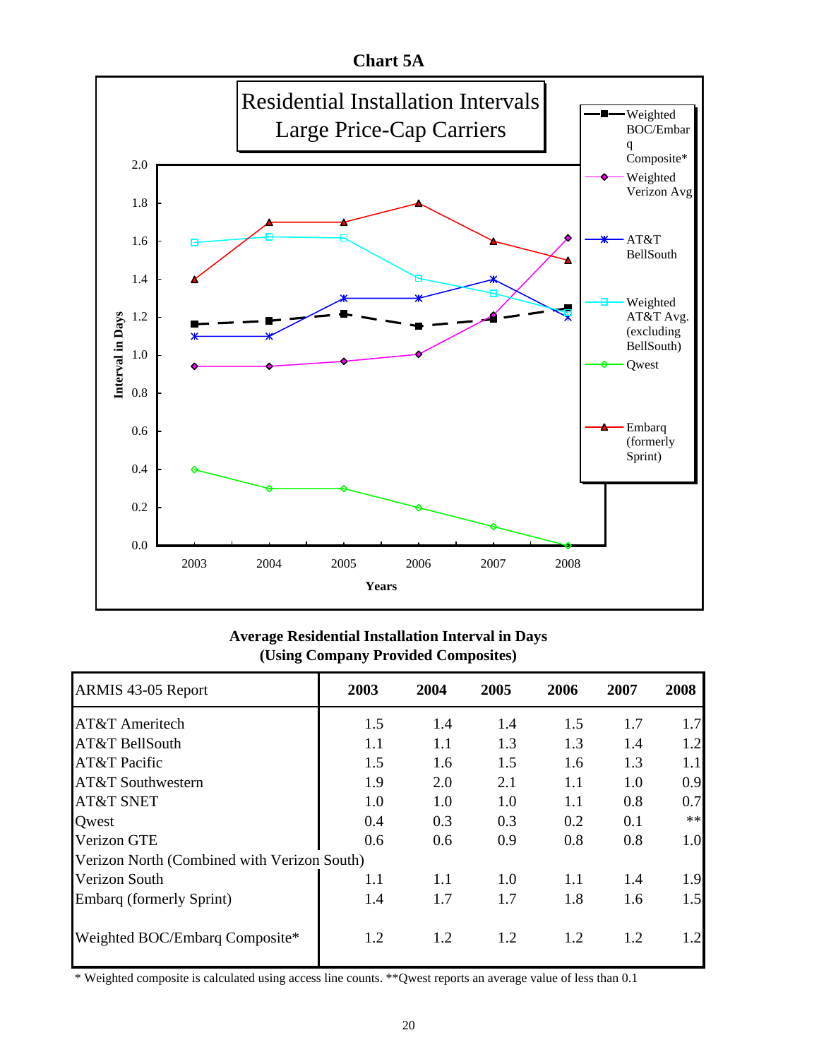**Chart 5A**

Residential Installation Intervals
Large Price-Cap Carriers

Interval in Days

2.0
1.8
1.6
1.4
1.2
1.0
0.8
0.6
0.4
0.2
0.0

2003 2004 2005 2006 2007 2008

Years

Weighted BOC/Embarq Composite*
Weighted Verizon Avg
AT&T BellSouth
Weighted AT&T Avg. (excluding BellSouth)
Qwest
Embarq (formerly Sprint)

**Average Residential Installation Interval in Days**
**(Using Company Provided Composites)**

| ARMIS 43-05 Report | 2003 | 2004 | 2005 | 2006 | 2007 | 2008 |
|---|---|---|---|---|---|---|
| AT&T Ameritech | 1.5 | 1.4 | 1.4 | 1.5 | 1.7 | 1.7 |
| AT&T BellSouth | 1.1 | 1.1 | 1.3 | 1.3 | 1.4 | 1.2 |
| AT&T Pacific | 1.5 | 1.6 | 1.5 | 1.6 | 1.3 | 1.1 |
| AT&T Southwestern | 1.9 | 2.0 | 2.1 | 1.1 | 1.0 | 0.9 |
| AT&T SNET | 1.0 | 1.0 | 1.0 | 1.1 | 0.8 | 0.7 |
| Qwest | 0.4 | 0.3 | 0.3 | 0.2 | 0.1 | ** |
| Verizon GTE | 0.6 | 0.6 | 0.9 | 0.8 | 0.8 | 1.0 |
| Verizon North (Combined with Verizon South) | | | | | | |
| Verizon South | 1.1 | 1.1 | 1.0 | 1.1 | 1.4 | 1.9 |
| Embarq (formerly Sprint) | 1.4 | 1.7 | 1.7 | 1.8 | 1.6 | 1.5 |
| Weighted BOC/Embarq Composite* | 1.2 | 1.2 | 1.2 | 1.2 | 1.2 | 1.2 |

* Weighted composite is calculated using access line counts. **Qwest reports an average value of less than 0.1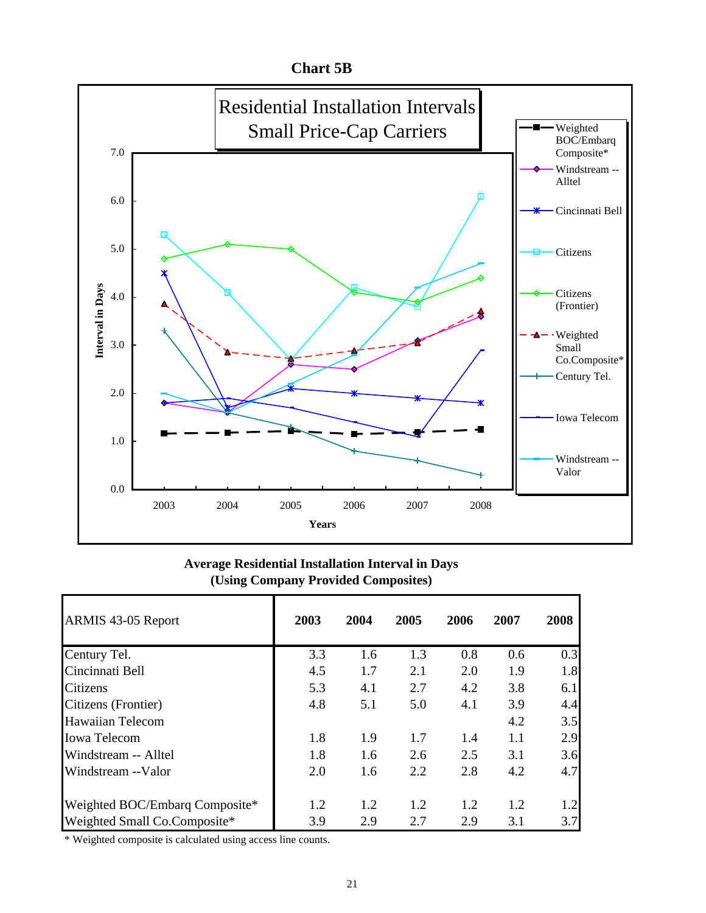**Chart 5B**

Residential Installation Intervals
Small Price-Cap Carriers

**Average Residential Installation Interval in Days**
**(Using Company Provided Composites)**

| ARMIS 43-05 Report | 2003 | 2004 | 2005 | 2006 | 2007 | 2008 |
|---|---|---|---|---|---|---|
| Century Tel. | 3.3 | 1.6 | 1.3 | 0.8 | 0.6 | 0.3 |
| Cincinnati Bell | 4.5 | 1.7 | 2.1 | 2.0 | 1.9 | 1.8 |
| Citizens | 5.3 | 4.1 | 2.7 | 4.2 | 3.8 | 6.1 |
| Citizens (Frontier) | 4.8 | 5.1 | 5.0 | 4.1 | 3.9 | 4.4 |
| Hawaiian Telecom | | | | | 4.2 | 3.5 |
| Iowa Telecom | 1.8 | 1.9 | 1.7 | 1.4 | 1.1 | 2.9 |
| Windstream -- Alltel | 1.8 | 1.6 | 2.6 | 2.5 | 3.1 | 3.6 |
| Windstream --Valor | 2.0 | 1.6 | 2.2 | 2.8 | 4.2 | 4.7 |
| | | | | | | |
| Weighted BOC/Embarq Composite* | 1.2 | 1.2 | 1.2 | 1.2 | 1.2 | 1.2 |
| Weighted Small Co.Composite* | 3.9 | 2.9 | 2.7 | 2.9 | 3.1 | 3.7 |

\* Weighted composite is calculated using access line counts.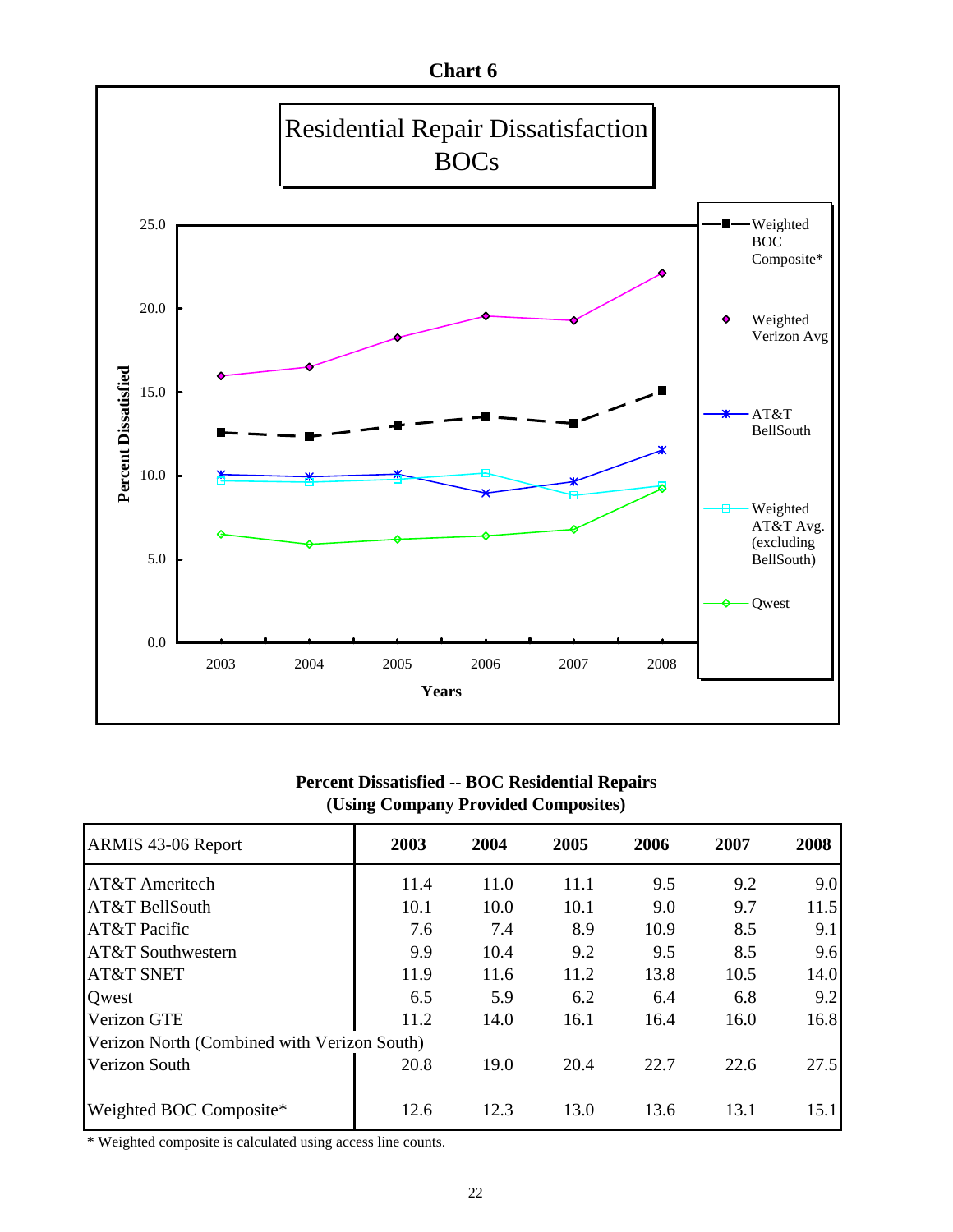**Chart 6**

Residential Repair Dissatisfaction
BOCs

Percent Dissatisfied

Years

Weighted BOC Composite*

Weighted Verizon Avg

AT&T BellSouth

Weighted AT&T Avg. (excluding BellSouth)

Qwest

**Percent Dissatisfied -- BOC Residential Repairs**
**(Using Company Provided Composites)**

| ARMIS 43-06 Report | 2003 | 2004 | 2005 | 2006 | 2007 | 2008 |
|---|---|---|---|---|---|---|
| AT&T Ameritech | 11.4 | 11.0 | 11.1 | 9.5 | 9.2 | 9.0 |
| AT&T BellSouth | 10.1 | 10.0 | 10.1 | 9.0 | 9.7 | 11.5 |
| AT&T Pacific | 7.6 | 7.4 | 8.9 | 10.9 | 8.5 | 9.1 |
| AT&T Southwestern | 9.9 | 10.4 | 9.2 | 9.5 | 8.5 | 9.6 |
| AT&T SNET | 11.9 | 11.6 | 11.2 | 13.8 | 10.5 | 14.0 |
| Qwest | 6.5 | 5.9 | 6.2 | 6.4 | 6.8 | 9.2 |
| Verizon GTE | 11.2 | 14.0 | 16.1 | 16.4 | 16.0 | 16.8 |
| Verizon North (Combined with Verizon South) | | | | | | |
| Verizon South | 20.8 | 19.0 | 20.4 | 22.7 | 22.6 | 27.5 |
| | | | | | | |
| Weighted BOC Composite* | 12.6 | 12.3 | 13.0 | 13.6 | 13.1 | 15.1 |

* Weighted composite is calculated using access line counts.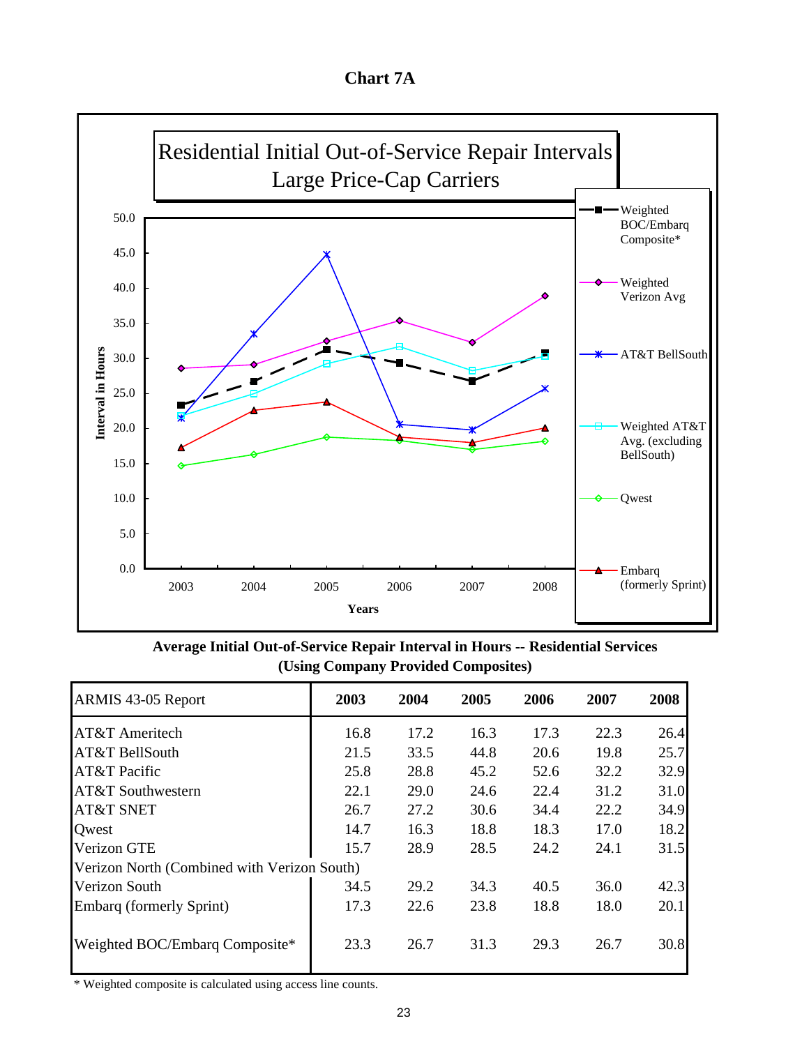# Chart 7A

Residential Initial Out-of-Service Repair Intervals
Large Price-Cap Carriers

**Average Initial Out-of-Service Repair Interval in Hours -- Residential Services**
**(Using Company Provided Composites)**

| ARMIS 43-05 Report | 2003 | 2004 | 2005 | 2006 | 2007 | 2008 |
|---|---|---|---|---|---|---|
| AT&T Ameritech | 16.8 | 17.2 | 16.3 | 17.3 | 22.3 | 26.4 |
| AT&T BellSouth | 21.5 | 33.5 | 44.8 | 20.6 | 19.8 | 25.7 |
| AT&T Pacific | 25.8 | 28.8 | 45.2 | 52.6 | 32.2 | 32.9 |
| AT&T Southwestern | 22.1 | 29.0 | 24.6 | 22.4 | 31.2 | 31.0 |
| AT&T SNET | 26.7 | 27.2 | 30.6 | 34.4 | 22.2 | 34.9 |
| Qwest | 14.7 | 16.3 | 18.8 | 18.3 | 17.0 | 18.2 |
| Verizon GTE | 15.7 | 28.9 | 28.5 | 24.2 | 24.1 | 31.5 |
| Verizon North (Combined with Verizon South) | | | | | | |
| Verizon South | 34.5 | 29.2 | 34.3 | 40.5 | 36.0 | 42.3 |
| Embarq (formerly Sprint) | 17.3 | 22.6 | 23.8 | 18.8 | 18.0 | 20.1 |
| Weighted BOC/Embarq Composite* | 23.3 | 26.7 | 31.3 | 29.3 | 26.7 | 30.8 |

\* Weighted composite is calculated using access line counts.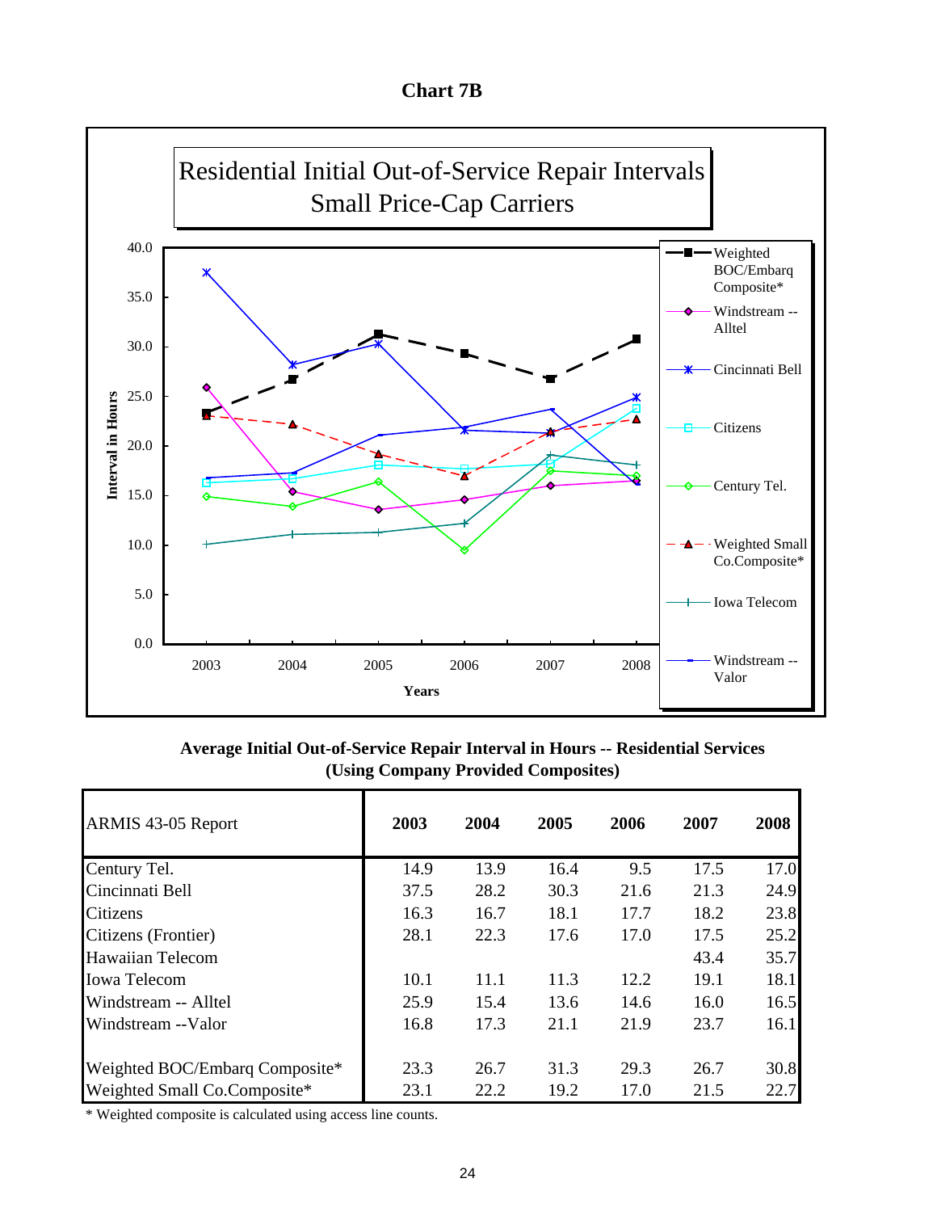## Chart 7B

Residential Initial Out-of-Service Repair Intervals
Small Price-Cap Carriers

Interval in Hours (0.0–40.0); Years (2003–2008)

Legend: Weighted BOC/Embarq Composite*; Windstream -- Alltel; Cincinnati Bell; Citizens; Century Tel.; Weighted Small Co.Composite*; Iowa Telecom; Windstream -- Valor

**Average Initial Out-of-Service Repair Interval in Hours -- Residential Services**
**(Using Company Provided Composites)**

| ARMIS 43-05 Report | 2003 | 2004 | 2005 | 2006 | 2007 | 2008 |
|---|---|---|---|---|---|---|
| Century Tel. | 14.9 | 13.9 | 16.4 | 9.5 | 17.5 | 17.0 |
| Cincinnati Bell | 37.5 | 28.2 | 30.3 | 21.6 | 21.3 | 24.9 |
| Citizens | 16.3 | 16.7 | 18.1 | 17.7 | 18.2 | 23.8 |
| Citizens (Frontier) | 28.1 | 22.3 | 17.6 | 17.0 | 17.5 | 25.2 |
| Hawaiian Telecom | | | | | 43.4 | 35.7 |
| Iowa Telecom | 10.1 | 11.1 | 11.3 | 12.2 | 19.1 | 18.1 |
| Windstream -- Alltel | 25.9 | 15.4 | 13.6 | 14.6 | 16.0 | 16.5 |
| Windstream --Valor | 16.8 | 17.3 | 21.1 | 21.9 | 23.7 | 16.1 |
| | | | | | | |
| Weighted BOC/Embarq Composite* | 23.3 | 26.7 | 31.3 | 29.3 | 26.7 | 30.8 |
| Weighted Small Co.Composite* | 23.1 | 22.2 | 19.2 | 17.0 | 21.5 | 22.7 |

* Weighted composite is calculated using access line counts.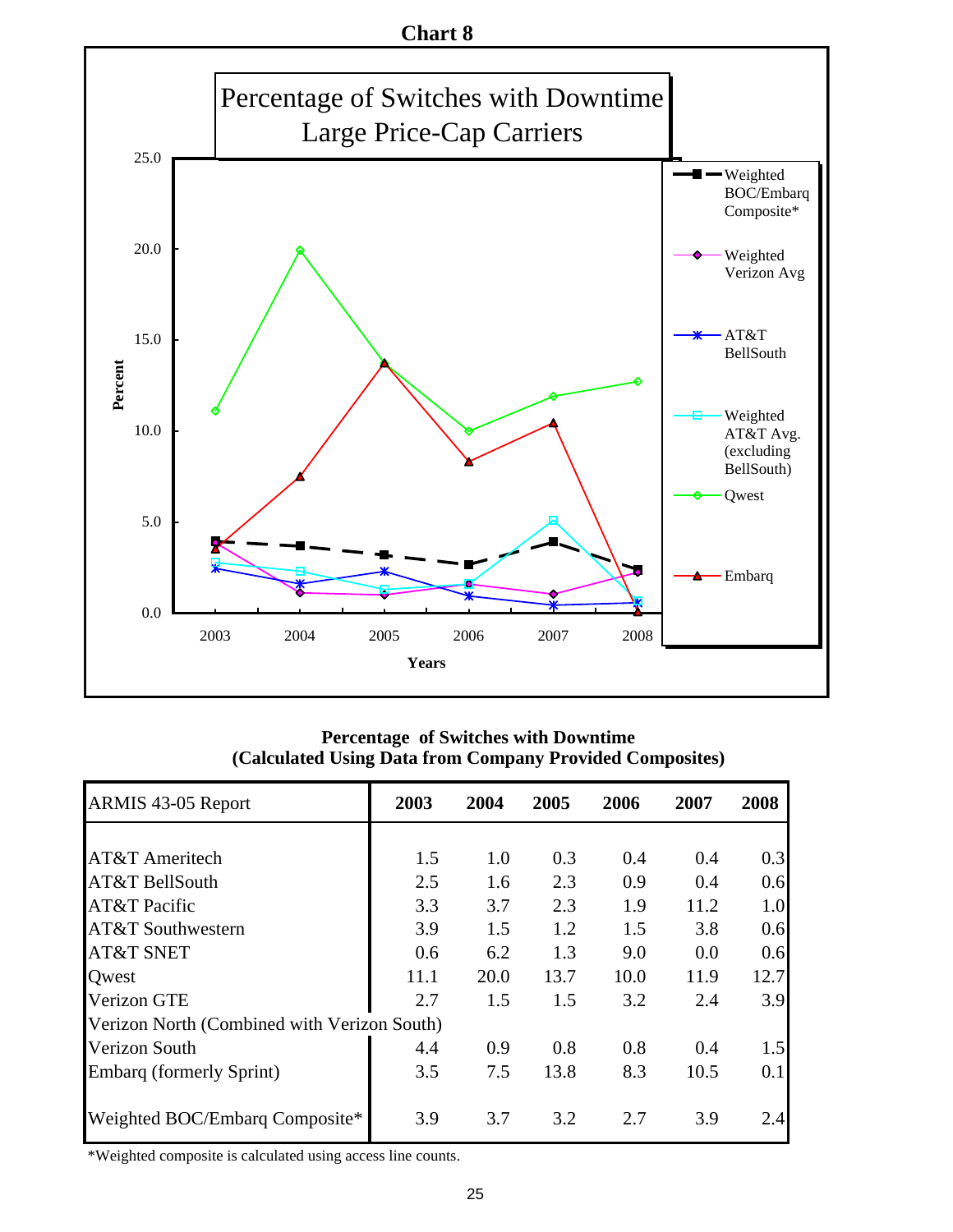**Chart 8**

Percentage of Switches with Downtime
Large Price-Cap Carriers

### Percentage of Switches with Downtime
### (Calculated Using Data from Company Provided Composites)

| ARMIS 43-05 Report | 2003 | 2004 | 2005 | 2006 | 2007 | 2008 |
|---|---|---|---|---|---|---|
| AT&T Ameritech | 1.5 | 1.0 | 0.3 | 0.4 | 0.4 | 0.3 |
| AT&T BellSouth | 2.5 | 1.6 | 2.3 | 0.9 | 0.4 | 0.6 |
| AT&T Pacific | 3.3 | 3.7 | 2.3 | 1.9 | 11.2 | 1.0 |
| AT&T Southwestern | 3.9 | 1.5 | 1.2 | 1.5 | 3.8 | 0.6 |
| AT&T SNET | 0.6 | 6.2 | 1.3 | 9.0 | 0.0 | 0.6 |
| Qwest | 11.1 | 20.0 | 13.7 | 10.0 | 11.9 | 12.7 |
| Verizon GTE | 2.7 | 1.5 | 1.5 | 3.2 | 2.4 | 3.9 |
| Verizon North (Combined with Verizon South) | | | | | | |
| Verizon South | 4.4 | 0.9 | 0.8 | 0.8 | 0.4 | 1.5 |
| Embarq (formerly Sprint) | 3.5 | 7.5 | 13.8 | 8.3 | 10.5 | 0.1 |
| Weighted BOC/Embarq Composite* | 3.9 | 3.7 | 3.2 | 2.7 | 3.9 | 2.4 |

*Weighted composite is calculated using access line counts.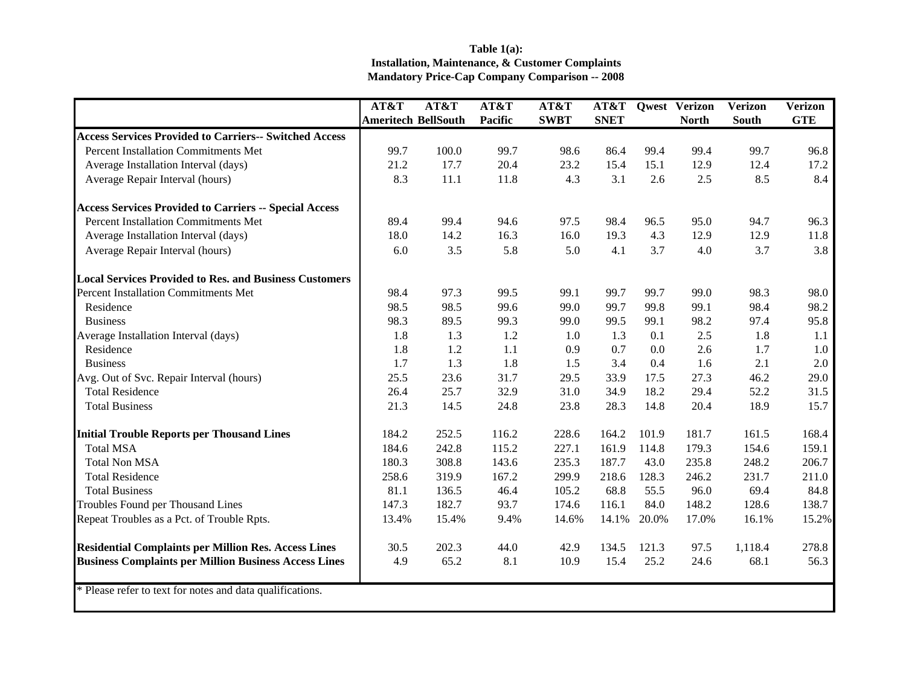**Table 1(a):**
**Installation, Maintenance, & Customer Complaints**
**Mandatory Price-Cap Company Comparison -- 2008**

| | AT&T Ameritech | AT&T BellSouth | AT&T Pacific | AT&T SWBT | AT&T SNET | Qwest | Verizon North | Verizon South | Verizon GTE |
|---|---|---|---|---|---|---|---|---|---|
| **Access Services Provided to Carriers-- Switched Access** | | | | | | | | | |
| Percent Installation Commitments Met | 99.7 | 100.0 | 99.7 | 98.6 | 86.4 | 99.4 | 99.4 | 99.7 | 96.8 |
| Average Installation Interval (days) | 21.2 | 17.7 | 20.4 | 23.2 | 15.4 | 15.1 | 12.9 | 12.4 | 17.2 |
| Average Repair Interval (hours) | 8.3 | 11.1 | 11.8 | 4.3 | 3.1 | 2.6 | 2.5 | 8.5 | 8.4 |
| **Access Services Provided to Carriers -- Special Access** | | | | | | | | | |
| Percent Installation Commitments Met | 89.4 | 99.4 | 94.6 | 97.5 | 98.4 | 96.5 | 95.0 | 94.7 | 96.3 |
| Average Installation Interval (days) | 18.0 | 14.2 | 16.3 | 16.0 | 19.3 | 4.3 | 12.9 | 12.9 | 11.8 |
| Average Repair Interval (hours) | 6.0 | 3.5 | 5.8 | 5.0 | 4.1 | 3.7 | 4.0 | 3.7 | 3.8 |
| **Local Services Provided to Res. and Business Customers** | | | | | | | | | |
| Percent Installation Commitments Met | 98.4 | 97.3 | 99.5 | 99.1 | 99.7 | 99.7 | 99.0 | 98.3 | 98.0 |
| Residence | 98.5 | 98.5 | 99.6 | 99.0 | 99.7 | 99.8 | 99.1 | 98.4 | 98.2 |
| Business | 98.3 | 89.5 | 99.3 | 99.0 | 99.5 | 99.1 | 98.2 | 97.4 | 95.8 |
| Average Installation Interval (days) | 1.8 | 1.3 | 1.2 | 1.0 | 1.3 | 0.1 | 2.5 | 1.8 | 1.1 |
| Residence | 1.8 | 1.2 | 1.1 | 0.9 | 0.7 | 0.0 | 2.6 | 1.7 | 1.0 |
| Business | 1.7 | 1.3 | 1.8 | 1.5 | 3.4 | 0.4 | 1.6 | 2.1 | 2.0 |
| Avg. Out of Svc. Repair Interval (hours) | 25.5 | 23.6 | 31.7 | 29.5 | 33.9 | 17.5 | 27.3 | 46.2 | 29.0 |
| Total Residence | 26.4 | 25.7 | 32.9 | 31.0 | 34.9 | 18.2 | 29.4 | 52.2 | 31.5 |
| Total Business | 21.3 | 14.5 | 24.8 | 23.8 | 28.3 | 14.8 | 20.4 | 18.9 | 15.7 |
| **Initial Trouble Reports per Thousand Lines** | 184.2 | 252.5 | 116.2 | 228.6 | 164.2 | 101.9 | 181.7 | 161.5 | 168.4 |
| Total MSA | 184.6 | 242.8 | 115.2 | 227.1 | 161.9 | 114.8 | 179.3 | 154.6 | 159.1 |
| Total Non MSA | 180.3 | 308.8 | 143.6 | 235.3 | 187.7 | 43.0 | 235.8 | 248.2 | 206.7 |
| Total Residence | 258.6 | 319.9 | 167.2 | 299.9 | 218.6 | 128.3 | 246.2 | 231.7 | 211.0 |
| Total Business | 81.1 | 136.5 | 46.4 | 105.2 | 68.8 | 55.5 | 96.0 | 69.4 | 84.8 |
| Troubles Found per Thousand Lines | 147.3 | 182.7 | 93.7 | 174.6 | 116.1 | 84.0 | 148.2 | 128.6 | 138.7 |
| Repeat Troubles as a Pct. of Trouble Rpts. | 13.4% | 15.4% | 9.4% | 14.6% | 14.1% | 20.0% | 17.0% | 16.1% | 15.2% |
| **Residential Complaints per Million Res. Access Lines** | 30.5 | 202.3 | 44.0 | 42.9 | 134.5 | 121.3 | 97.5 | 1,118.4 | 278.8 |
| **Business Complaints per Million Business Access Lines** | 4.9 | 65.2 | 8.1 | 10.9 | 15.4 | 25.2 | 24.6 | 68.1 | 56.3 |

* Please refer to text for notes and data qualifications.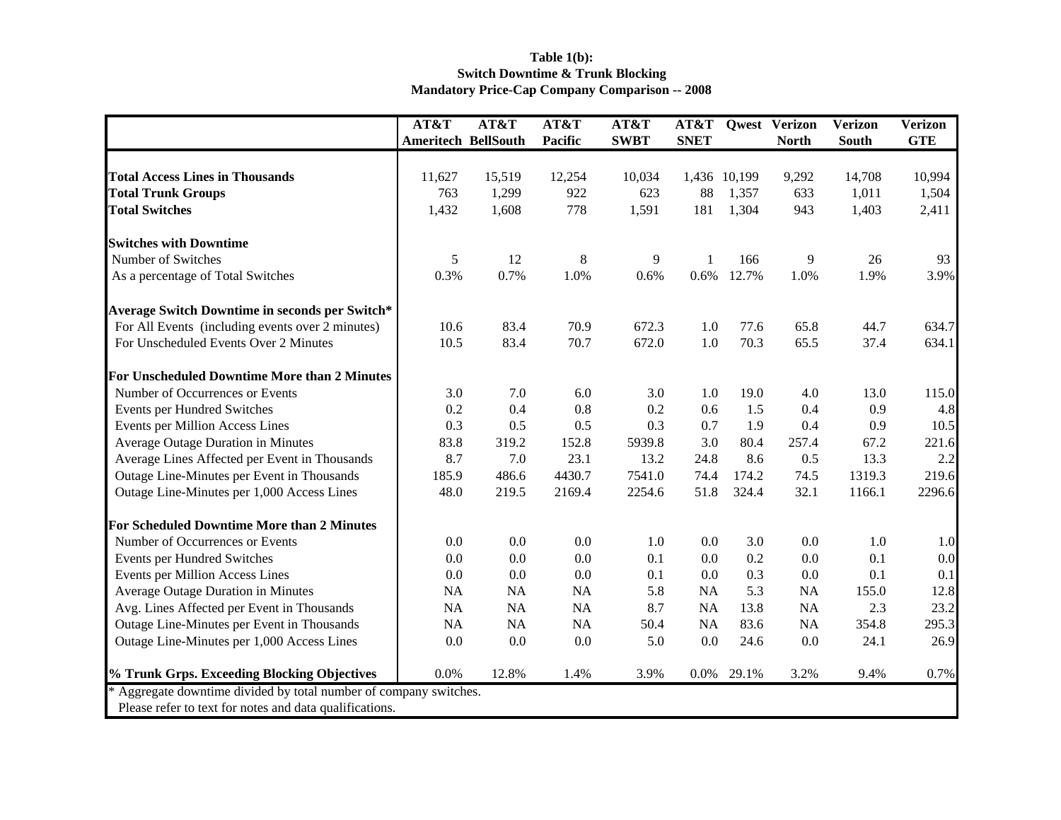**Table 1(b):**
**Switch Downtime & Trunk Blocking**
**Mandatory Price-Cap Company Comparison -- 2008**

| | AT&T Ameritech | AT&T BellSouth | AT&T Pacific | AT&T SWBT | AT&T SNET | Qwest | Verizon North | Verizon South | Verizon GTE |
|---|---|---|---|---|---|---|---|---|---|
| **Total Access Lines in Thousands** | 11,627 | 15,519 | 12,254 | 10,034 | 1,436 | 10,199 | 9,292 | 14,708 | 10,994 |
| **Total Trunk Groups** | 763 | 1,299 | 922 | 623 | 88 | 1,357 | 633 | 1,011 | 1,504 |
| **Total Switches** | 1,432 | 1,608 | 778 | 1,591 | 181 | 1,304 | 943 | 1,403 | 2,411 |
| **Switches with Downtime** | | | | | | | | | |
| Number of Switches | 5 | 12 | 8 | 9 | 1 | 166 | 9 | 26 | 93 |
| As a percentage of Total Switches | 0.3% | 0.7% | 1.0% | 0.6% | 0.6% | 12.7% | 1.0% | 1.9% | 3.9% |
| **Average Switch Downtime in seconds per Switch*** | | | | | | | | | |
| For All Events (including events over 2 minutes) | 10.6 | 83.4 | 70.9 | 672.3 | 1.0 | 77.6 | 65.8 | 44.7 | 634.7 |
| For Unscheduled Events Over 2 Minutes | 10.5 | 83.4 | 70.7 | 672.0 | 1.0 | 70.3 | 65.5 | 37.4 | 634.1 |
| **For Unscheduled Downtime More than 2 Minutes** | | | | | | | | | |
| Number of Occurrences or Events | 3.0 | 7.0 | 6.0 | 3.0 | 1.0 | 19.0 | 4.0 | 13.0 | 115.0 |
| Events per Hundred Switches | 0.2 | 0.4 | 0.8 | 0.2 | 0.6 | 1.5 | 0.4 | 0.9 | 4.8 |
| Events per Million Access Lines | 0.3 | 0.5 | 0.5 | 0.3 | 0.7 | 1.9 | 0.4 | 0.9 | 10.5 |
| Average Outage Duration in Minutes | 83.8 | 319.2 | 152.8 | 5939.8 | 3.0 | 80.4 | 257.4 | 67.2 | 221.6 |
| Average Lines Affected per Event in Thousands | 8.7 | 7.0 | 23.1 | 13.2 | 24.8 | 8.6 | 0.5 | 13.3 | 2.2 |
| Outage Line-Minutes per Event in Thousands | 185.9 | 486.6 | 4430.7 | 7541.0 | 74.4 | 174.2 | 74.5 | 1319.3 | 219.6 |
| Outage Line-Minutes per 1,000 Access Lines | 48.0 | 219.5 | 2169.4 | 2254.6 | 51.8 | 324.4 | 32.1 | 1166.1 | 2296.6 |
| **For Scheduled Downtime More than 2 Minutes** | | | | | | | | | |
| Number of Occurrences or Events | 0.0 | 0.0 | 0.0 | 1.0 | 0.0 | 3.0 | 0.0 | 1.0 | 1.0 |
| Events per Hundred Switches | 0.0 | 0.0 | 0.0 | 0.1 | 0.0 | 0.2 | 0.0 | 0.1 | 0.0 |
| Events per Million Access Lines | 0.0 | 0.0 | 0.0 | 0.1 | 0.0 | 0.3 | 0.0 | 0.1 | 0.1 |
| Average Outage Duration in Minutes | NA | NA | NA | 5.8 | NA | 5.3 | NA | 155.0 | 12.8 |
| Avg. Lines Affected per Event in Thousands | NA | NA | NA | 8.7 | NA | 13.8 | NA | 2.3 | 23.2 |
| Outage Line-Minutes per Event in Thousands | NA | NA | NA | 50.4 | NA | 83.6 | NA | 354.8 | 295.3 |
| Outage Line-Minutes per 1,000 Access Lines | 0.0 | 0.0 | 0.0 | 5.0 | 0.0 | 24.6 | 0.0 | 24.1 | 26.9 |
| **% Trunk Grps. Exceeding Blocking Objectives** | 0.0% | 12.8% | 1.4% | 3.9% | 0.0% | 29.1% | 3.2% | 9.4% | 0.7% |

\* Aggregate downtime divided by total number of company switches.
Please refer to text for notes and data qualifications.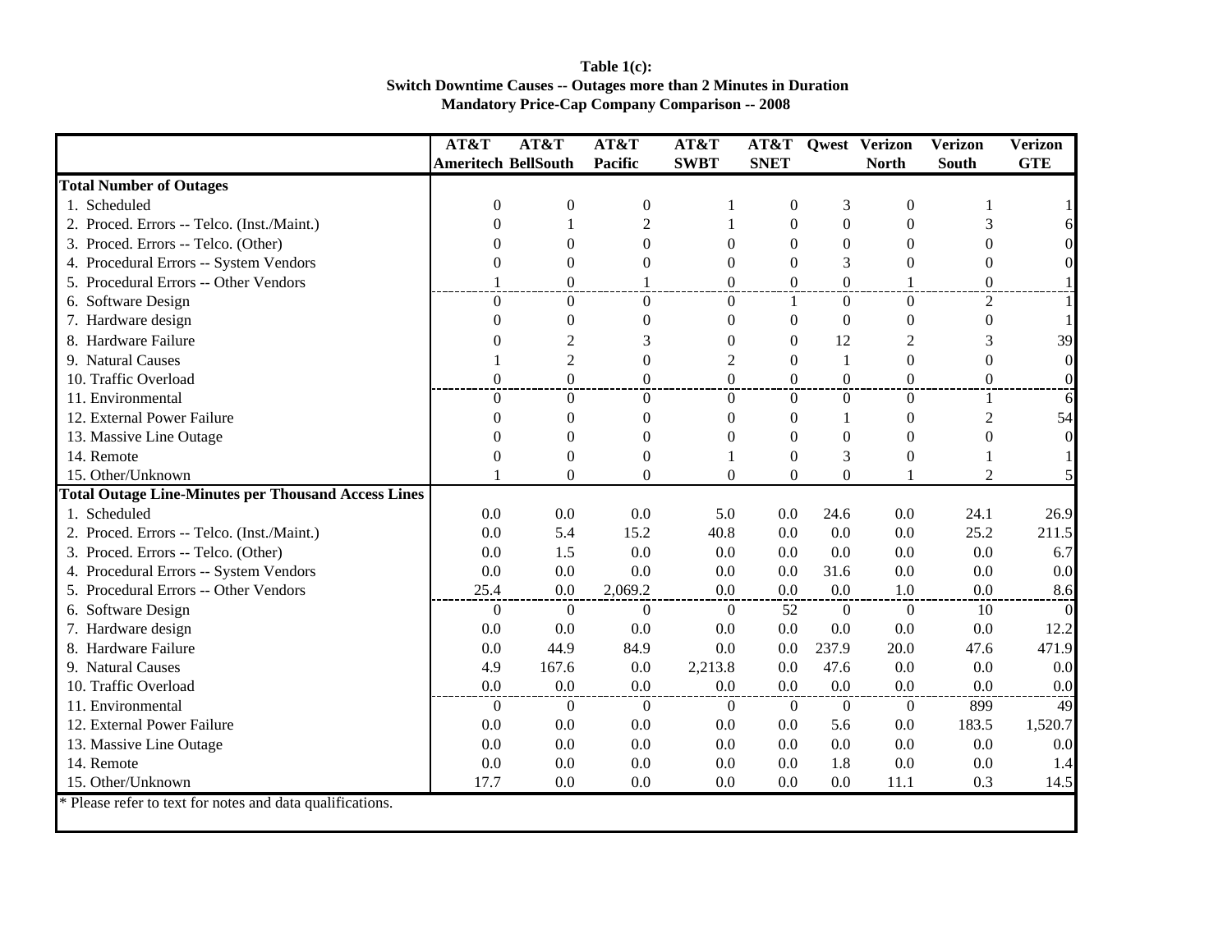**Table 1(c):**
**Switch Downtime Causes -- Outages more than 2 Minutes in Duration**
**Mandatory Price-Cap Company Comparison -- 2008**

| | AT&T Ameritech | AT&T BellSouth | AT&T Pacific | AT&T SWBT | AT&T SNET | Qwest | Verizon North | Verizon South | Verizon GTE |
|---|---|---|---|---|---|---|---|---|---|
| **Total Number of Outages** | | | | | | | | | |
| 1. Scheduled | 0 | 0 | 0 | 1 | 0 | 3 | 0 | 1 | 1 |
| 2. Proced. Errors -- Telco. (Inst./Maint.) | 0 | 1 | 2 | 1 | 0 | 0 | 0 | 3 | 6 |
| 3. Proced. Errors -- Telco. (Other) | 0 | 0 | 0 | 0 | 0 | 0 | 0 | 0 | 0 |
| 4. Procedural Errors -- System Vendors | 0 | 0 | 0 | 0 | 0 | 3 | 0 | 0 | 0 |
| 5. Procedural Errors -- Other Vendors | 1 | 0 | 1 | 0 | 0 | 0 | 1 | 0 | 1 |
| 6. Software Design | 0 | 0 | 0 | 0 | 1 | 0 | 0 | 2 | 1 |
| 7. Hardware design | 0 | 0 | 0 | 0 | 0 | 0 | 0 | 0 | 1 |
| 8. Hardware Failure | 0 | 2 | 3 | 0 | 0 | 12 | 2 | 3 | 39 |
| 9. Natural Causes | 1 | 2 | 0 | 2 | 0 | 1 | 0 | 0 | 0 |
| 10. Traffic Overload | 0 | 0 | 0 | 0 | 0 | 0 | 0 | 0 | 0 |
| 11. Environmental | 0 | 0 | 0 | 0 | 0 | 0 | 0 | 1 | 6 |
| 12. External Power Failure | 0 | 0 | 0 | 0 | 0 | 1 | 0 | 2 | 54 |
| 13. Massive Line Outage | 0 | 0 | 0 | 0 | 0 | 0 | 0 | 0 | 0 |
| 14. Remote | 0 | 0 | 0 | 1 | 0 | 3 | 0 | 1 | 1 |
| 15. Other/Unknown | 1 | 0 | 0 | 0 | 0 | 0 | 1 | 2 | 5 |
| **Total Outage Line-Minutes per Thousand Access Lines** | | | | | | | | | |
| 1. Scheduled | 0.0 | 0.0 | 0.0 | 5.0 | 0.0 | 24.6 | 0.0 | 24.1 | 26.9 |
| 2. Proced. Errors -- Telco. (Inst./Maint.) | 0.0 | 5.4 | 15.2 | 40.8 | 0.0 | 0.0 | 0.0 | 25.2 | 211.5 |
| 3. Proced. Errors -- Telco. (Other) | 0.0 | 1.5 | 0.0 | 0.0 | 0.0 | 0.0 | 0.0 | 0.0 | 6.7 |
| 4. Procedural Errors -- System Vendors | 0.0 | 0.0 | 0.0 | 0.0 | 0.0 | 31.6 | 0.0 | 0.0 | 0.0 |
| 5. Procedural Errors -- Other Vendors | 25.4 | 0.0 | 2,069.2 | 0.0 | 0.0 | 0.0 | 1.0 | 0.0 | 8.6 |
| 6. Software Design | 0 | 0 | 0 | 0 | 52 | 0 | 0 | 10 | 0 |
| 7. Hardware design | 0.0 | 0.0 | 0.0 | 0.0 | 0.0 | 0.0 | 0.0 | 0.0 | 12.2 |
| 8. Hardware Failure | 0.0 | 44.9 | 84.9 | 0.0 | 0.0 | 237.9 | 20.0 | 47.6 | 471.9 |
| 9. Natural Causes | 4.9 | 167.6 | 0.0 | 2,213.8 | 0.0 | 47.6 | 0.0 | 0.0 | 0.0 |
| 10. Traffic Overload | 0.0 | 0.0 | 0.0 | 0.0 | 0.0 | 0.0 | 0.0 | 0.0 | 0.0 |
| 11. Environmental | 0 | 0 | 0 | 0 | 0 | 0 | 0 | 899 | 49 |
| 12. External Power Failure | 0.0 | 0.0 | 0.0 | 0.0 | 0.0 | 5.6 | 0.0 | 183.5 | 1,520.7 |
| 13. Massive Line Outage | 0.0 | 0.0 | 0.0 | 0.0 | 0.0 | 0.0 | 0.0 | 0.0 | 0.0 |
| 14. Remote | 0.0 | 0.0 | 0.0 | 0.0 | 0.0 | 1.8 | 0.0 | 0.0 | 1.4 |
| 15. Other/Unknown | 17.7 | 0.0 | 0.0 | 0.0 | 0.0 | 0.0 | 11.1 | 0.3 | 14.5 |

* Please refer to text for notes and data qualifications.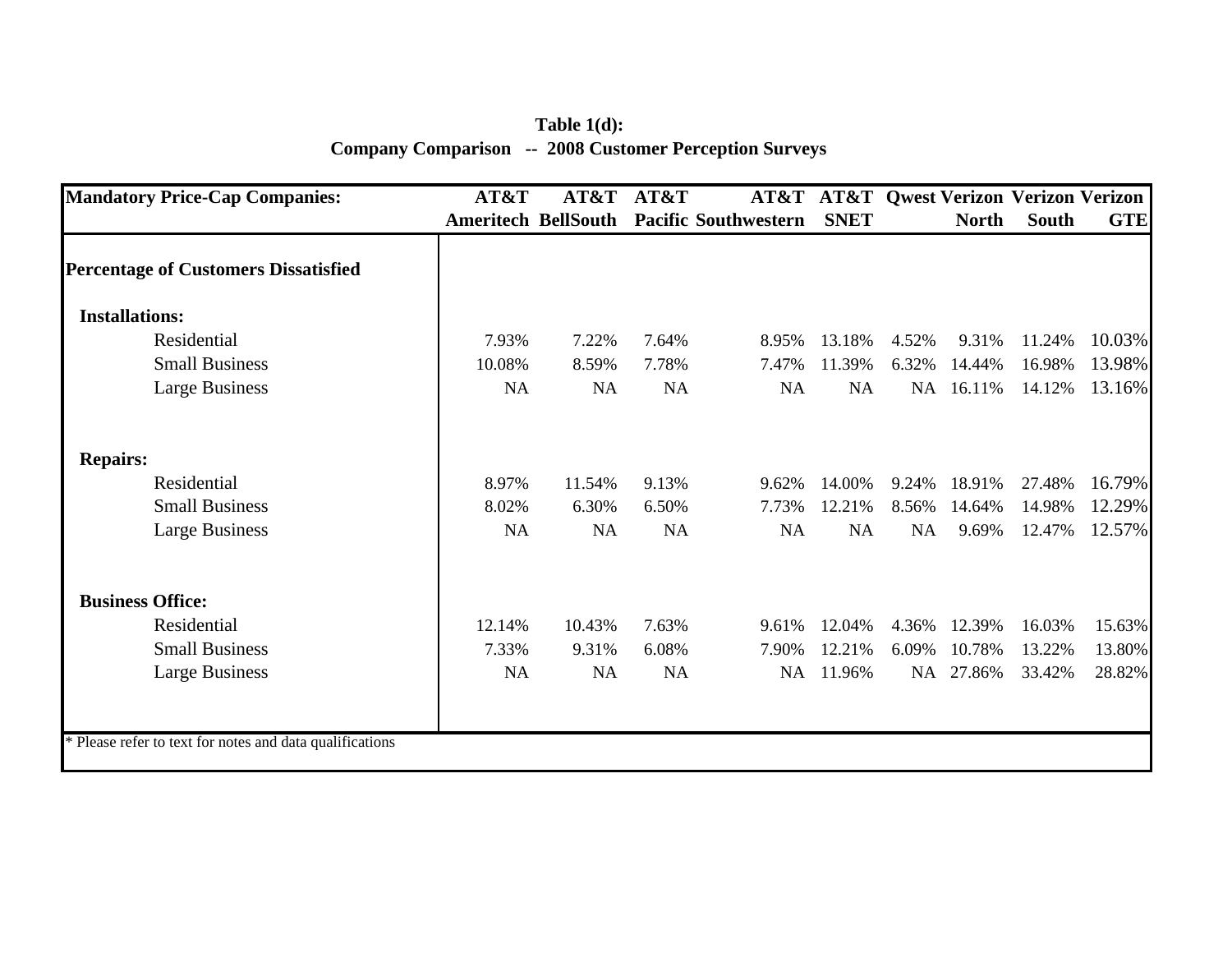**Table 1(d):**
**Company Comparison -- 2008 Customer Perception Surveys**

| Mandatory Price-Cap Companies: | AT&T Ameritech | AT&T BellSouth | AT&T Pacific | AT&T Southwestern | AT&T SNET | Qwest | Verizon North | Verizon South | Verizon GTE |
|---|---|---|---|---|---|---|---|---|---|
| **Percentage of Customers Dissatisfied** | | | | | | | | | |
| **Installations:** | | | | | | | | | |
| Residential | 7.93% | 7.22% | 7.64% | 8.95% | 13.18% | 4.52% | 9.31% | 11.24% | 10.03% |
| Small Business | 10.08% | 8.59% | 7.78% | 7.47% | 11.39% | 6.32% | 14.44% | 16.98% | 13.98% |
| Large Business | NA | NA | NA | NA | NA | NA | 16.11% | 14.12% | 13.16% |
| **Repairs:** | | | | | | | | | |
| Residential | 8.97% | 11.54% | 9.13% | 9.62% | 14.00% | 9.24% | 18.91% | 27.48% | 16.79% |
| Small Business | 8.02% | 6.30% | 6.50% | 7.73% | 12.21% | 8.56% | 14.64% | 14.98% | 12.29% |
| Large Business | NA | NA | NA | NA | NA | NA | 9.69% | 12.47% | 12.57% |
| **Business Office:** | | | | | | | | | |
| Residential | 12.14% | 10.43% | 7.63% | 9.61% | 12.04% | 4.36% | 12.39% | 16.03% | 15.63% |
| Small Business | 7.33% | 9.31% | 6.08% | 7.90% | 12.21% | 6.09% | 10.78% | 13.22% | 13.80% |
| Large Business | NA | NA | NA | NA | 11.96% | NA | 27.86% | 33.42% | 28.82% |

* Please refer to text for notes and data qualifications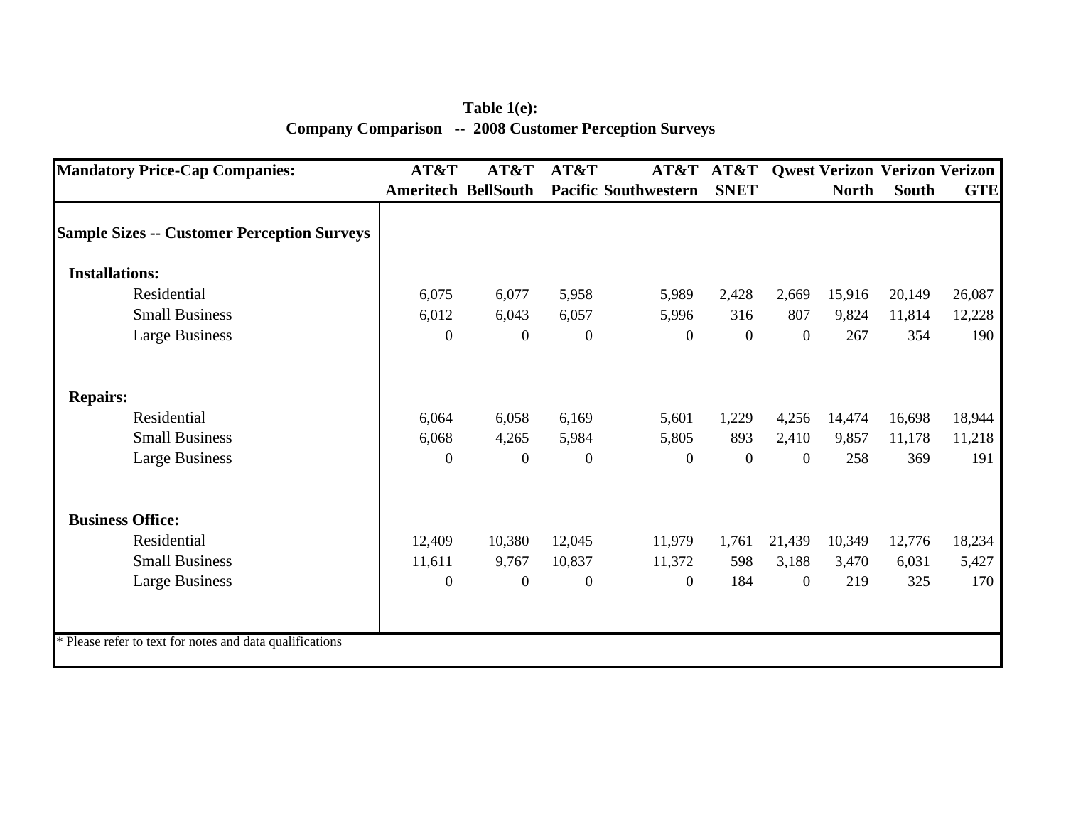**Table 1(e):**
**Company Comparison -- 2008 Customer Perception Surveys**

| Mandatory Price-Cap Companies: | AT&T Ameritech | AT&T BellSouth | AT&T Pacific | AT&T Southwestern | AT&T SNET | Qwest | Verizon North | Verizon South | Verizon GTE |
|---|---|---|---|---|---|---|---|---|---|
| **Sample Sizes -- Customer Perception Surveys** | | | | | | | | | |
| **Installations:** | | | | | | | | | |
| Residential | 6,075 | 6,077 | 5,958 | 5,989 | 2,428 | 2,669 | 15,916 | 20,149 | 26,087 |
| Small Business | 6,012 | 6,043 | 6,057 | 5,996 | 316 | 807 | 9,824 | 11,814 | 12,228 |
| Large Business | 0 | 0 | 0 | 0 | 0 | 0 | 267 | 354 | 190 |
| **Repairs:** | | | | | | | | | |
| Residential | 6,064 | 6,058 | 6,169 | 5,601 | 1,229 | 4,256 | 14,474 | 16,698 | 18,944 |
| Small Business | 6,068 | 4,265 | 5,984 | 5,805 | 893 | 2,410 | 9,857 | 11,178 | 11,218 |
| Large Business | 0 | 0 | 0 | 0 | 0 | 0 | 258 | 369 | 191 |
| **Business Office:** | | | | | | | | | |
| Residential | 12,409 | 10,380 | 12,045 | 11,979 | 1,761 | 21,439 | 10,349 | 12,776 | 18,234 |
| Small Business | 11,611 | 9,767 | 10,837 | 11,372 | 598 | 3,188 | 3,470 | 6,031 | 5,427 |
| Large Business | 0 | 0 | 0 | 0 | 184 | 0 | 219 | 325 | 170 |

* Please refer to text for notes and data qualifications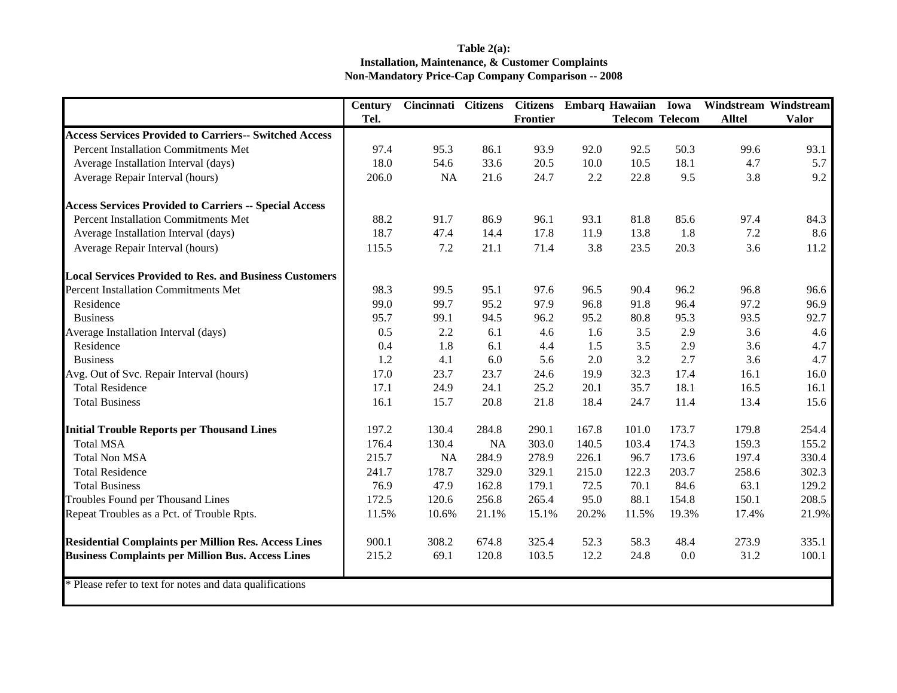**Table 2(a):**
**Installation, Maintenance, & Customer Complaints**
**Non-Mandatory Price-Cap Company Comparison -- 2008**

| | Century Tel. | Cincinnati | Citizens | Citizens Frontier | Embarq | Hawaiian Telecom | Iowa Telecom | Windstream Alltel | Windstream Valor |
|---|---|---|---|---|---|---|---|---|---|
| **Access Services Provided to Carriers-- Switched Access** | | | | | | | | | |
| Percent Installation Commitments Met | 97.4 | 95.3 | 86.1 | 93.9 | 92.0 | 92.5 | 50.3 | 99.6 | 93.1 |
| Average Installation Interval (days) | 18.0 | 54.6 | 33.6 | 20.5 | 10.0 | 10.5 | 18.1 | 4.7 | 5.7 |
| Average Repair Interval (hours) | 206.0 | NA | 21.6 | 24.7 | 2.2 | 22.8 | 9.5 | 3.8 | 9.2 |
| **Access Services Provided to Carriers -- Special Access** | | | | | | | | | |
| Percent Installation Commitments Met | 88.2 | 91.7 | 86.9 | 96.1 | 93.1 | 81.8 | 85.6 | 97.4 | 84.3 |
| Average Installation Interval (days) | 18.7 | 47.4 | 14.4 | 17.8 | 11.9 | 13.8 | 1.8 | 7.2 | 8.6 |
| Average Repair Interval (hours) | 115.5 | 7.2 | 21.1 | 71.4 | 3.8 | 23.5 | 20.3 | 3.6 | 11.2 |
| **Local Services Provided to Res. and Business Customers** | | | | | | | | | |
| Percent Installation Commitments Met | 98.3 | 99.5 | 95.1 | 97.6 | 96.5 | 90.4 | 96.2 | 96.8 | 96.6 |
| Residence | 99.0 | 99.7 | 95.2 | 97.9 | 96.8 | 91.8 | 96.4 | 97.2 | 96.9 |
| Business | 95.7 | 99.1 | 94.5 | 96.2 | 95.2 | 80.8 | 95.3 | 93.5 | 92.7 |
| Average Installation Interval (days) | 0.5 | 2.2 | 6.1 | 4.6 | 1.6 | 3.5 | 2.9 | 3.6 | 4.6 |
| Residence | 0.4 | 1.8 | 6.1 | 4.4 | 1.5 | 3.5 | 2.9 | 3.6 | 4.7 |
| Business | 1.2 | 4.1 | 6.0 | 5.6 | 2.0 | 3.2 | 2.7 | 3.6 | 4.7 |
| Avg. Out of Svc. Repair Interval (hours) | 17.0 | 23.7 | 23.7 | 24.6 | 19.9 | 32.3 | 17.4 | 16.1 | 16.0 |
| Total Residence | 17.1 | 24.9 | 24.1 | 25.2 | 20.1 | 35.7 | 18.1 | 16.5 | 16.1 |
| Total Business | 16.1 | 15.7 | 20.8 | 21.8 | 18.4 | 24.7 | 11.4 | 13.4 | 15.6 |
| **Initial Trouble Reports per Thousand Lines** | 197.2 | 130.4 | 284.8 | 290.1 | 167.8 | 101.0 | 173.7 | 179.8 | 254.4 |
| Total MSA | 176.4 | 130.4 | NA | 303.0 | 140.5 | 103.4 | 174.3 | 159.3 | 155.2 |
| Total Non MSA | 215.7 | NA | 284.9 | 278.9 | 226.1 | 96.7 | 173.6 | 197.4 | 330.4 |
| Total Residence | 241.7 | 178.7 | 329.0 | 329.1 | 215.0 | 122.3 | 203.7 | 258.6 | 302.3 |
| Total Business | 76.9 | 47.9 | 162.8 | 179.1 | 72.5 | 70.1 | 84.6 | 63.1 | 129.2 |
| Troubles Found per Thousand Lines | 172.5 | 120.6 | 256.8 | 265.4 | 95.0 | 88.1 | 154.8 | 150.1 | 208.5 |
| Repeat Troubles as a Pct. of Trouble Rpts. | 11.5% | 10.6% | 21.1% | 15.1% | 20.2% | 11.5% | 19.3% | 17.4% | 21.9% |
| **Residential Complaints per Million Res. Access Lines** | 900.1 | 308.2 | 674.8 | 325.4 | 52.3 | 58.3 | 48.4 | 273.9 | 335.1 |
| **Business Complaints per Million Bus. Access Lines** | 215.2 | 69.1 | 120.8 | 103.5 | 12.2 | 24.8 | 0.0 | 31.2 | 100.1 |

* Please refer to text for notes and data qualifications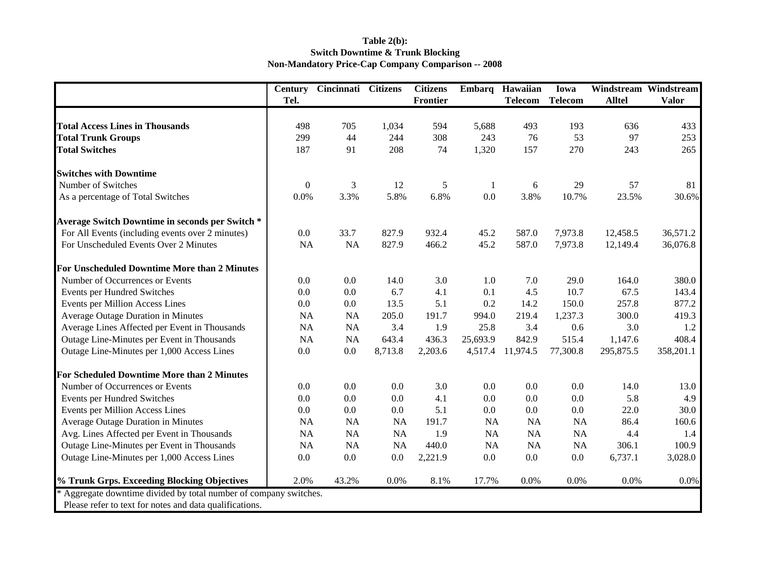**Table 2(b):**
**Switch Downtime & Trunk Blocking**
**Non-Mandatory Price-Cap Company Comparison -- 2008**

| | Century Tel. | Cincinnati | Citizens | Citizens Frontier | Embarq | Hawaiian Telecom | Iowa Telecom | Windstream Alltel | Windstream Valor |
|---|---|---|---|---|---|---|---|---|---|
| **Total Access Lines in Thousands** | 498 | 705 | 1,034 | 594 | 5,688 | 493 | 193 | 636 | 433 |
| **Total Trunk Groups** | 299 | 44 | 244 | 308 | 243 | 76 | 53 | 97 | 253 |
| **Total Switches** | 187 | 91 | 208 | 74 | 1,320 | 157 | 270 | 243 | 265 |
| **Switches with Downtime** | | | | | | | | | |
| Number of Switches | 0 | 3 | 12 | 5 | 1 | 6 | 29 | 57 | 81 |
| As a percentage of Total Switches | 0.0% | 3.3% | 5.8% | 6.8% | 0.0 | 3.8% | 10.7% | 23.5% | 30.6% |
| **Average Switch Downtime in seconds per Switch *** | | | | | | | | | |
| For All Events (including events over 2 minutes) | 0.0 | 33.7 | 827.9 | 932.4 | 45.2 | 587.0 | 7,973.8 | 12,458.5 | 36,571.2 |
| For Unscheduled Events Over 2 Minutes | NA | NA | 827.9 | 466.2 | 45.2 | 587.0 | 7,973.8 | 12,149.4 | 36,076.8 |
| **For Unscheduled Downtime More than 2 Minutes** | | | | | | | | | |
| Number of Occurrences or Events | 0.0 | 0.0 | 14.0 | 3.0 | 1.0 | 7.0 | 29.0 | 164.0 | 380.0 |
| Events per Hundred Switches | 0.0 | 0.0 | 6.7 | 4.1 | 0.1 | 4.5 | 10.7 | 67.5 | 143.4 |
| Events per Million Access Lines | 0.0 | 0.0 | 13.5 | 5.1 | 0.2 | 14.2 | 150.0 | 257.8 | 877.2 |
| Average Outage Duration in Minutes | NA | NA | 205.0 | 191.7 | 994.0 | 219.4 | 1,237.3 | 300.0 | 419.3 |
| Average Lines Affected per Event in Thousands | NA | NA | 3.4 | 1.9 | 25.8 | 3.4 | 0.6 | 3.0 | 1.2 |
| Outage Line-Minutes per Event in Thousands | NA | NA | 643.4 | 436.3 | 25,693.9 | 842.9 | 515.4 | 1,147.6 | 408.4 |
| Outage Line-Minutes per 1,000 Access Lines | 0.0 | 0.0 | 8,713.8 | 2,203.6 | 4,517.4 | 11,974.5 | 77,300.8 | 295,875.5 | 358,201.1 |
| **For Scheduled Downtime More than 2 Minutes** | | | | | | | | | |
| Number of Occurrences or Events | 0.0 | 0.0 | 0.0 | 3.0 | 0.0 | 0.0 | 0.0 | 14.0 | 13.0 |
| Events per Hundred Switches | 0.0 | 0.0 | 0.0 | 4.1 | 0.0 | 0.0 | 0.0 | 5.8 | 4.9 |
| Events per Million Access Lines | 0.0 | 0.0 | 0.0 | 5.1 | 0.0 | 0.0 | 0.0 | 22.0 | 30.0 |
| Average Outage Duration in Minutes | NA | NA | NA | 191.7 | NA | NA | NA | 86.4 | 160.6 |
| Avg. Lines Affected per Event in Thousands | NA | NA | NA | 1.9 | NA | NA | NA | 4.4 | 1.4 |
| Outage Line-Minutes per Event in Thousands | NA | NA | NA | 440.0 | NA | NA | NA | 306.1 | 100.9 |
| Outage Line-Minutes per 1,000 Access Lines | 0.0 | 0.0 | 0.0 | 2,221.9 | 0.0 | 0.0 | 0.0 | 6,737.1 | 3,028.0 |
| **% Trunk Grps. Exceeding Blocking Objectives** | 2.0% | 43.2% | 0.0% | 8.1% | 17.7% | 0.0% | 0.0% | 0.0% | 0.0% |

\* Aggregate downtime divided by total number of company switches.
Please refer to text for notes and data qualifications.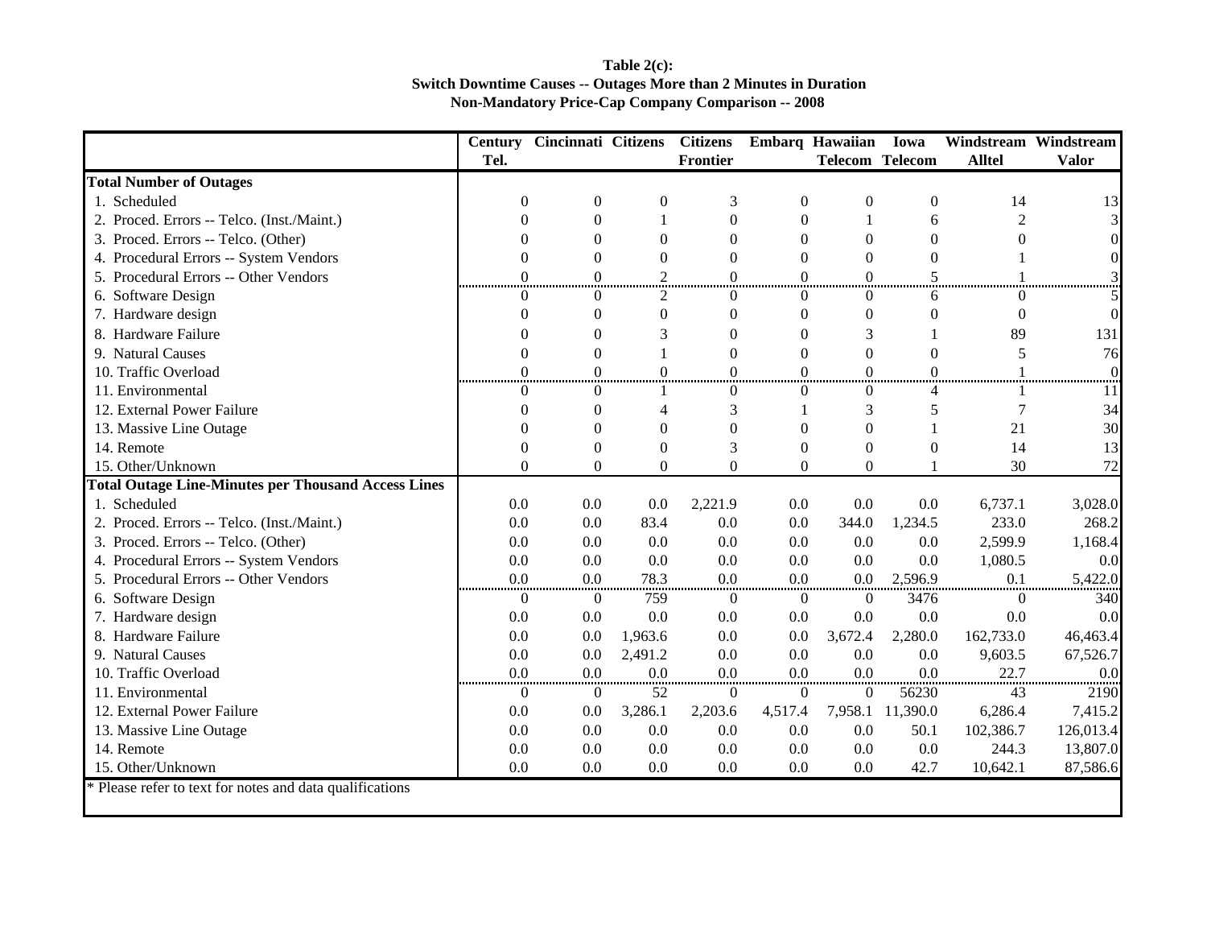**Table 2(c):**
**Switch Downtime Causes -- Outages More than 2 Minutes in Duration**
**Non-Mandatory Price-Cap Company Comparison -- 2008**

| | Century Tel. | Cincinnati | Citizens | Citizens Frontier | Embarq | Hawaiian Telecom | Iowa Telecom | Windstream Alltel | Windstream Valor |
|---|---|---|---|---|---|---|---|---|---|
| **Total Number of Outages** | | | | | | | | | |
| 1. Scheduled | 0 | 0 | 0 | 3 | 0 | 0 | 0 | 14 | 13 |
| 2. Proced. Errors -- Telco. (Inst./Maint.) | 0 | 0 | 1 | 0 | 0 | 1 | 6 | 2 | 3 |
| 3. Proced. Errors -- Telco. (Other) | 0 | 0 | 0 | 0 | 0 | 0 | 0 | 0 | 0 |
| 4. Procedural Errors -- System Vendors | 0 | 0 | 0 | 0 | 0 | 0 | 0 | 1 | 0 |
| 5. Procedural Errors -- Other Vendors | 0 | 0 | 2 | 0 | 0 | 0 | 5 | 1 | 3 |
| 6. Software Design | 0 | 0 | 2 | 0 | 0 | 0 | 6 | 0 | 5 |
| 7. Hardware design | 0 | 0 | 0 | 0 | 0 | 0 | 0 | 0 | 0 |
| 8. Hardware Failure | 0 | 0 | 3 | 0 | 0 | 3 | 1 | 89 | 131 |
| 9. Natural Causes | 0 | 0 | 1 | 0 | 0 | 0 | 0 | 5 | 76 |
| 10. Traffic Overload | 0 | 0 | 0 | 0 | 0 | 0 | 0 | 1 | 0 |
| 11. Environmental | 0 | 0 | 1 | 0 | 0 | 0 | 4 | 1 | 11 |
| 12. External Power Failure | 0 | 0 | 4 | 3 | 1 | 3 | 5 | 7 | 34 |
| 13. Massive Line Outage | 0 | 0 | 0 | 0 | 0 | 0 | 1 | 21 | 30 |
| 14. Remote | 0 | 0 | 0 | 3 | 0 | 0 | 0 | 14 | 13 |
| 15. Other/Unknown | 0 | 0 | 0 | 0 | 0 | 0 | 1 | 30 | 72 |
| **Total Outage Line-Minutes per Thousand Access Lines** | | | | | | | | | |
| 1. Scheduled | 0.0 | 0.0 | 0.0 | 2,221.9 | 0.0 | 0.0 | 0.0 | 6,737.1 | 3,028.0 |
| 2. Proced. Errors -- Telco. (Inst./Maint.) | 0.0 | 0.0 | 83.4 | 0.0 | 0.0 | 344.0 | 1,234.5 | 233.0 | 268.2 |
| 3. Proced. Errors -- Telco. (Other) | 0.0 | 0.0 | 0.0 | 0.0 | 0.0 | 0.0 | 0.0 | 2,599.9 | 1,168.4 |
| 4. Procedural Errors -- System Vendors | 0.0 | 0.0 | 0.0 | 0.0 | 0.0 | 0.0 | 0.0 | 1,080.5 | 0.0 |
| 5. Procedural Errors -- Other Vendors | 0.0 | 0.0 | 78.3 | 0.0 | 0.0 | 0.0 | 2,596.9 | 0.1 | 5,422.0 |
| 6. Software Design | 0 | 0 | 759 | 0 | 0 | 0 | 3476 | 0 | 340 |
| 7. Hardware design | 0.0 | 0.0 | 0.0 | 0.0 | 0.0 | 0.0 | 0.0 | 0.0 | 0.0 |
| 8. Hardware Failure | 0.0 | 0.0 | 1,963.6 | 0.0 | 0.0 | 3,672.4 | 2,280.0 | 162,733.0 | 46,463.4 |
| 9. Natural Causes | 0.0 | 0.0 | 2,491.2 | 0.0 | 0.0 | 0.0 | 0.0 | 9,603.5 | 67,526.7 |
| 10. Traffic Overload | 0.0 | 0.0 | 0.0 | 0.0 | 0.0 | 0.0 | 0.0 | 22.7 | 0.0 |
| 11. Environmental | 0 | 0 | 52 | 0 | 0 | 0 | 56230 | 43 | 2190 |
| 12. External Power Failure | 0.0 | 0.0 | 3,286.1 | 2,203.6 | 4,517.4 | 7,958.1 | 11,390.0 | 6,286.4 | 7,415.2 |
| 13. Massive Line Outage | 0.0 | 0.0 | 0.0 | 0.0 | 0.0 | 0.0 | 50.1 | 102,386.7 | 126,013.4 |
| 14. Remote | 0.0 | 0.0 | 0.0 | 0.0 | 0.0 | 0.0 | 0.0 | 244.3 | 13,807.0 |
| 15. Other/Unknown | 0.0 | 0.0 | 0.0 | 0.0 | 0.0 | 0.0 | 42.7 | 10,642.1 | 87,586.6 |

* Please refer to text for notes and data qualifications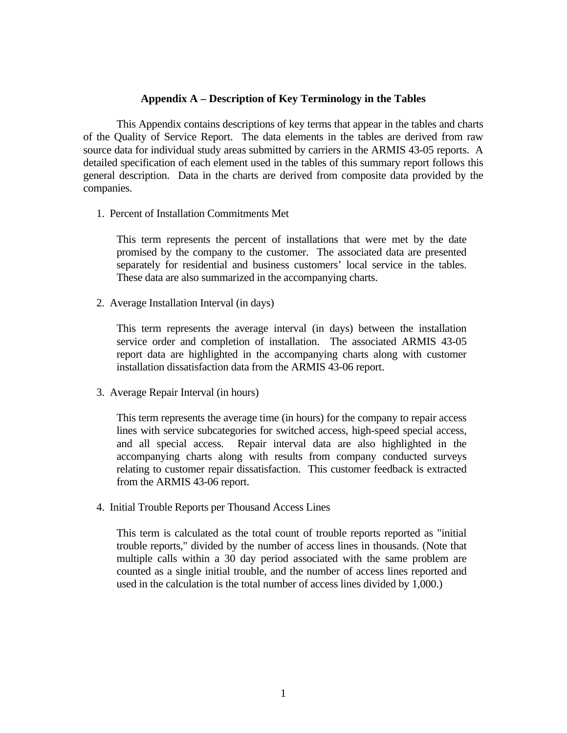## Appendix A – Description of Key Terminology in the Tables

This Appendix contains descriptions of key terms that appear in the tables and charts of the Quality of Service Report. The data elements in the tables are derived from raw source data for individual study areas submitted by carriers in the ARMIS 43-05 reports. A detailed specification of each element used in the tables of this summary report follows this general description. Data in the charts are derived from composite data provided by the companies.

1. Percent of Installation Commitments Met

   This term represents the percent of installations that were met by the date promised by the company to the customer. The associated data are presented separately for residential and business customers' local service in the tables. These data are also summarized in the accompanying charts.

2. Average Installation Interval (in days)

   This term represents the average interval (in days) between the installation service order and completion of installation. The associated ARMIS 43-05 report data are highlighted in the accompanying charts along with customer installation dissatisfaction data from the ARMIS 43-06 report.

3. Average Repair Interval (in hours)

   This term represents the average time (in hours) for the company to repair access lines with service subcategories for switched access, high-speed special access, and all special access. Repair interval data are also highlighted in the accompanying charts along with results from company conducted surveys relating to customer repair dissatisfaction. This customer feedback is extracted from the ARMIS 43-06 report.

4. Initial Trouble Reports per Thousand Access Lines

   This term is calculated as the total count of trouble reports reported as "initial trouble reports," divided by the number of access lines in thousands. (Note that multiple calls within a 30 day period associated with the same problem are counted as a single initial trouble, and the number of access lines reported and used in the calculation is the total number of access lines divided by 1,000.)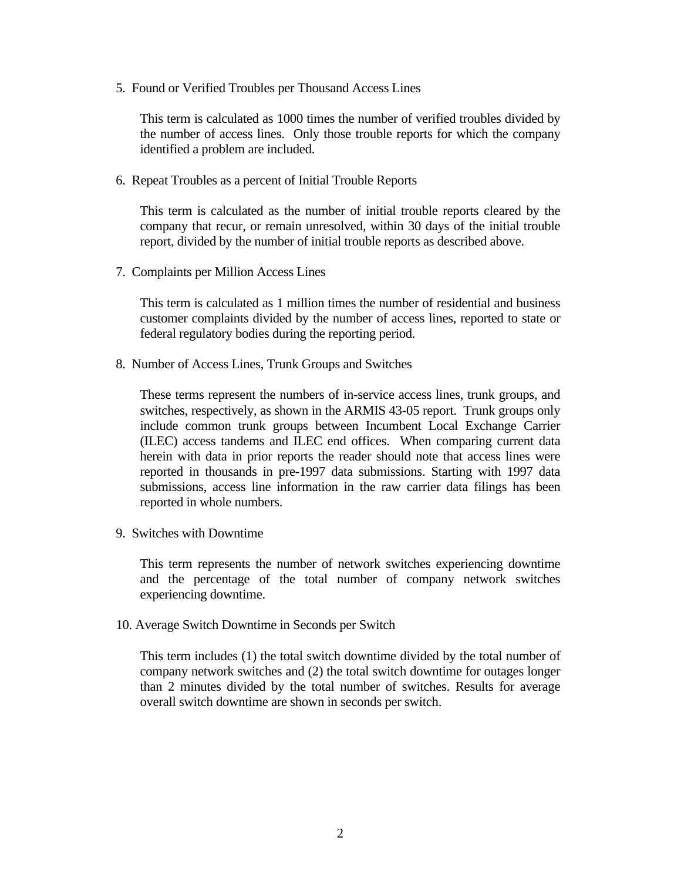5. Found or Verified Troubles per Thousand Access Lines

   This term is calculated as 1000 times the number of verified troubles divided by the number of access lines. Only those trouble reports for which the company identified a problem are included.

6. Repeat Troubles as a percent of Initial Trouble Reports

   This term is calculated as the number of initial trouble reports cleared by the company that recur, or remain unresolved, within 30 days of the initial trouble report, divided by the number of initial trouble reports as described above.

7. Complaints per Million Access Lines

   This term is calculated as 1 million times the number of residential and business customer complaints divided by the number of access lines, reported to state or federal regulatory bodies during the reporting period.

8. Number of Access Lines, Trunk Groups and Switches

   These terms represent the numbers of in-service access lines, trunk groups, and switches, respectively, as shown in the ARMIS 43-05 report. Trunk groups only include common trunk groups between Incumbent Local Exchange Carrier (ILEC) access tandems and ILEC end offices. When comparing current data herein with data in prior reports the reader should note that access lines were reported in thousands in pre-1997 data submissions. Starting with 1997 data submissions, access line information in the raw carrier data filings has been reported in whole numbers.

9. Switches with Downtime

   This term represents the number of network switches experiencing downtime and the percentage of the total number of company network switches experiencing downtime.

10. Average Switch Downtime in Seconds per Switch

    This term includes (1) the total switch downtime divided by the total number of company network switches and (2) the total switch downtime for outages longer than 2 minutes divided by the total number of switches. Results for average overall switch downtime are shown in seconds per switch.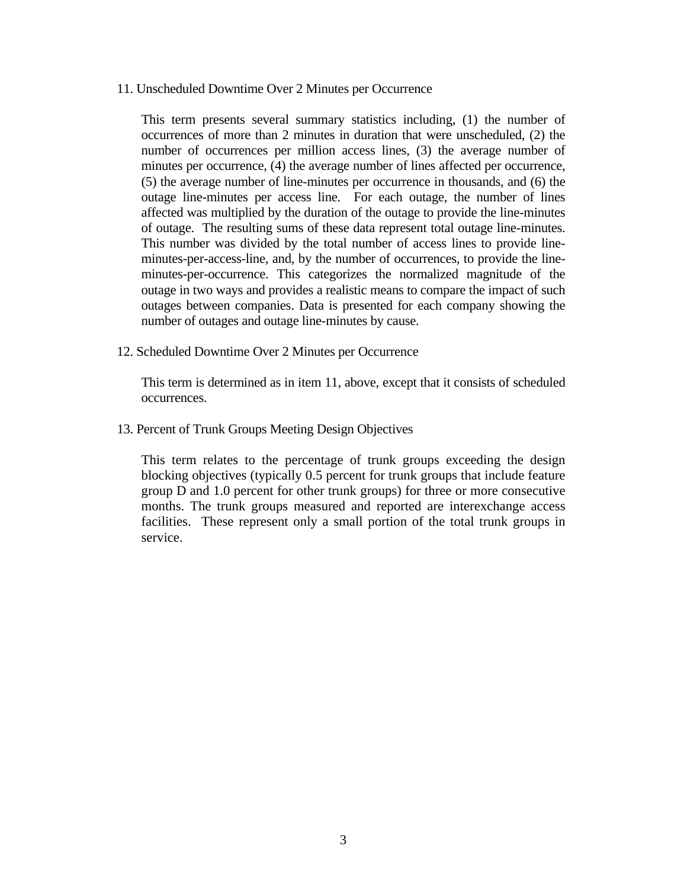11. Unscheduled Downtime Over 2 Minutes per Occurrence

This term presents several summary statistics including, (1) the number of occurrences of more than 2 minutes in duration that were unscheduled, (2) the number of occurrences per million access lines, (3) the average number of minutes per occurrence, (4) the average number of lines affected per occurrence, (5) the average number of line-minutes per occurrence in thousands, and (6) the outage line-minutes per access line. For each outage, the number of lines affected was multiplied by the duration of the outage to provide the line-minutes of outage. The resulting sums of these data represent total outage line-minutes. This number was divided by the total number of access lines to provide line-minutes-per-access-line, and, by the number of occurrences, to provide the line-minutes-per-occurrence. This categorizes the normalized magnitude of the outage in two ways and provides a realistic means to compare the impact of such outages between companies. Data is presented for each company showing the number of outages and outage line-minutes by cause.

12. Scheduled Downtime Over 2 Minutes per Occurrence

This term is determined as in item 11, above, except that it consists of scheduled occurrences.

13. Percent of Trunk Groups Meeting Design Objectives

This term relates to the percentage of trunk groups exceeding the design blocking objectives (typically 0.5 percent for trunk groups that include feature group D and 1.0 percent for other trunk groups) for three or more consecutive months. The trunk groups measured and reported are interexchange access facilities. These represent only a small portion of the total trunk groups in service.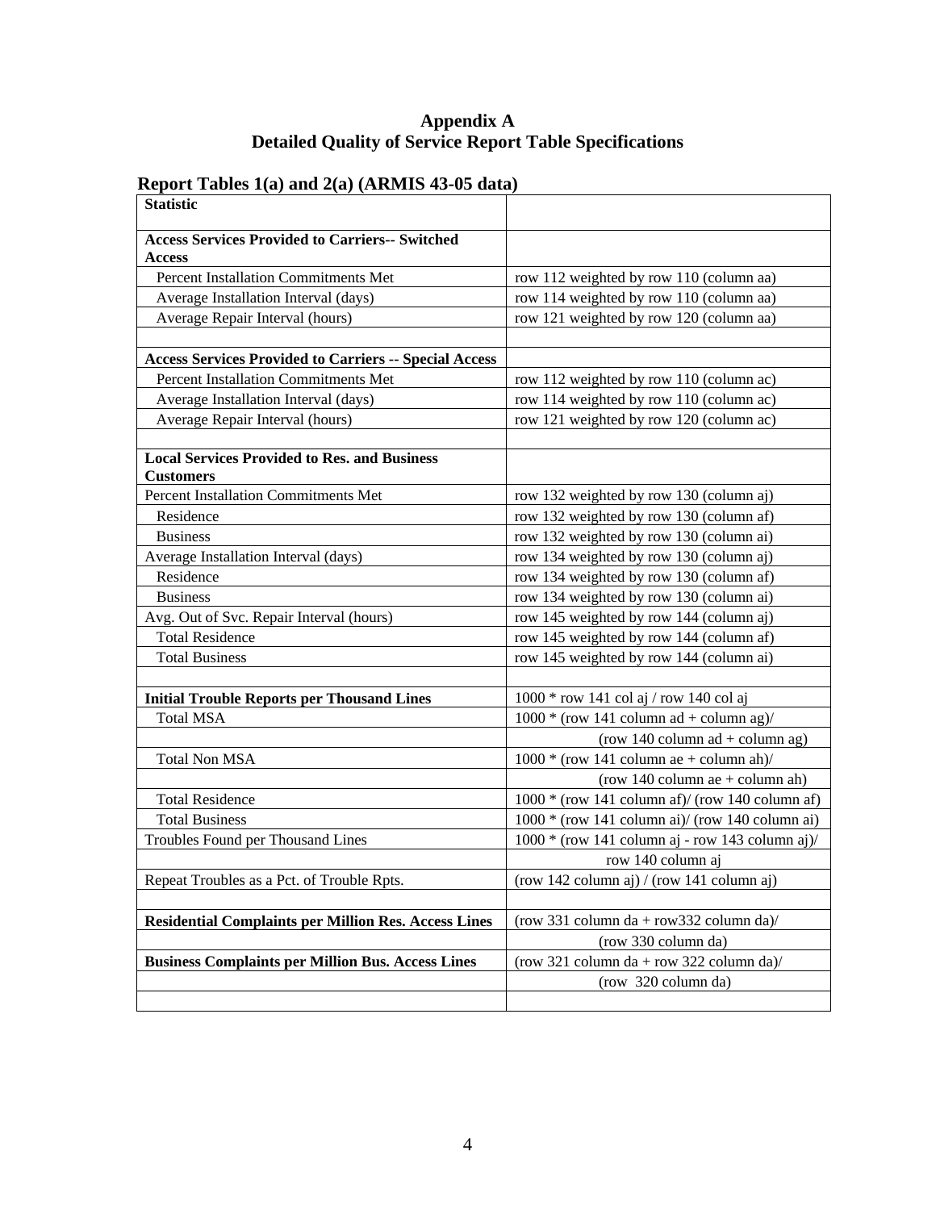# Appendix A
## Detailed Quality of Service Report Table Specifications

### Report Tables 1(a) and 2(a) (ARMIS 43-05 data)

| **Statistic** | |
|---|---|
| **Access Services Provided to Carriers-- Switched Access** | |
| Percent Installation Commitments Met | row 112 weighted by row 110 (column aa) |
| Average Installation Interval (days) | row 114 weighted by row 110 (column aa) |
| Average Repair Interval (hours) | row 121 weighted by row 120 (column aa) |
| | |
| **Access Services Provided to Carriers -- Special Access** | |
| Percent Installation Commitments Met | row 112 weighted by row 110 (column ac) |
| Average Installation Interval (days) | row 114 weighted by row 110 (column ac) |
| Average Repair Interval (hours) | row 121 weighted by row 120 (column ac) |
| | |
| **Local Services Provided to Res. and Business Customers** | |
| Percent Installation Commitments Met | row 132 weighted by row 130 (column aj) |
| Residence | row 132 weighted by row 130 (column af) |
| Business | row 132 weighted by row 130 (column ai) |
| Average Installation Interval (days) | row 134 weighted by row 130 (column aj) |
| Residence | row 134 weighted by row 130 (column af) |
| Business | row 134 weighted by row 130 (column ai) |
| Avg. Out of Svc. Repair Interval (hours) | row 145 weighted by row 144 (column aj) |
| Total Residence | row 145 weighted by row 144 (column af) |
| Total Business | row 145 weighted by row 144 (column ai) |
| | |
| **Initial Trouble Reports per Thousand Lines** | 1000 * row 141 col aj / row 140 col aj |
| Total MSA | 1000 * (row 141 column ad + column ag)/ |
| | (row 140 column ad + column ag) |
| Total Non MSA | 1000 * (row 141 column ae + column ah)/ |
| | (row 140 column ae + column ah) |
| Total Residence | 1000 * (row 141 column af)/ (row 140 column af) |
| Total Business | 1000 * (row 141 column ai)/ (row 140 column ai) |
| Troubles Found per Thousand Lines | 1000 * (row 141 column aj - row 143 column aj)/ |
| | row 140 column aj |
| Repeat Troubles as a Pct. of Trouble Rpts. | (row 142 column aj) / (row 141 column aj) |
| | |
| **Residential Complaints per Million Res. Access Lines** | (row 331 column da + row332 column da)/ |
| | (row 330 column da) |
| **Business Complaints per Million Bus. Access Lines** | (row 321 column da + row 322 column da)/ |
| | (row 320 column da) |
| | |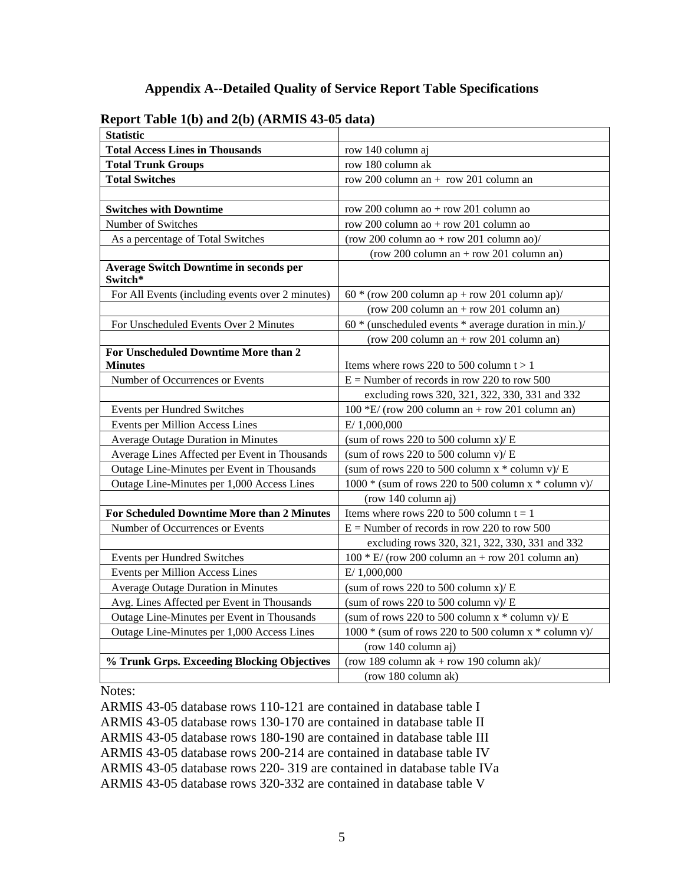## Appendix A--Detailed Quality of Service Report Table Specifications

### Report Table 1(b) and 2(b) (ARMIS 43-05 data)

| **Statistic** | |
|---|---|
| **Total Access Lines in Thousands** | row 140 column aj |
| **Total Trunk Groups** | row 180 column ak |
| **Total Switches** | row 200 column an + row 201 column an |
| | |
| **Switches with Downtime** | row 200 column ao + row 201 column ao |
| Number of Switches | row 200 column ao + row 201 column ao |
| As a percentage of Total Switches | (row 200 column ao + row 201 column ao)/ |
| | (row 200 column an + row 201 column an) |
| **Average Switch Downtime in seconds per Switch*** | |
| For All Events (including events over 2 minutes) | 60 * (row 200 column ap + row 201 column ap)/ |
| | (row 200 column an + row 201 column an) |
| For Unscheduled Events Over 2 Minutes | 60 * (unscheduled events * average duration in min.)/ |
| | (row 200 column an + row 201 column an) |
| **For Unscheduled Downtime More than 2 Minutes** | Items where rows 220 to 500 column t > 1 |
| Number of Occurrences or Events | E = Number of records in row 220 to row 500 |
| | excluding rows 320, 321, 322, 330, 331 and 332 |
| Events per Hundred Switches | 100 *E/ (row 200 column an + row 201 column an) |
| Events per Million Access Lines | E/ 1,000,000 |
| Average Outage Duration in Minutes | (sum of rows 220 to 500 column x)/ E |
| Average Lines Affected per Event in Thousands | (sum of rows 220 to 500 column v)/ E |
| Outage Line-Minutes per Event in Thousands | (sum of rows 220 to 500 column x * column v)/ E |
| Outage Line-Minutes per 1,000 Access Lines | 1000 * (sum of rows 220 to 500 column x * column v)/ |
| | (row 140 column aj) |
| **For Scheduled Downtime More than 2 Minutes** | Items where rows 220 to 500 column t = 1 |
| Number of Occurrences or Events | E = Number of records in row 220 to row 500 |
| | excluding rows 320, 321, 322, 330, 331 and 332 |
| Events per Hundred Switches | 100 * E/ (row 200 column an + row 201 column an) |
| Events per Million Access Lines | E/ 1,000,000 |
| Average Outage Duration in Minutes | (sum of rows 220 to 500 column x)/ E |
| Avg. Lines Affected per Event in Thousands | (sum of rows 220 to 500 column v)/ E |
| Outage Line-Minutes per Event in Thousands | (sum of rows 220 to 500 column x * column v)/ E |
| Outage Line-Minutes per 1,000 Access Lines | 1000 * (sum of rows 220 to 500 column x * column v)/ |
| | (row 140 column aj) |
| **% Trunk Grps. Exceeding Blocking Objectives** | (row 189 column ak + row 190 column ak)/ |
| | (row 180 column ak) |

Notes:

ARMIS 43-05 database rows 110-121 are contained in database table I
ARMIS 43-05 database rows 130-170 are contained in database table II
ARMIS 43-05 database rows 180-190 are contained in database table III
ARMIS 43-05 database rows 200-214 are contained in database table IV
ARMIS 43-05 database rows 220- 319 are contained in database table IVa
ARMIS 43-05 database rows 320-332 are contained in database table V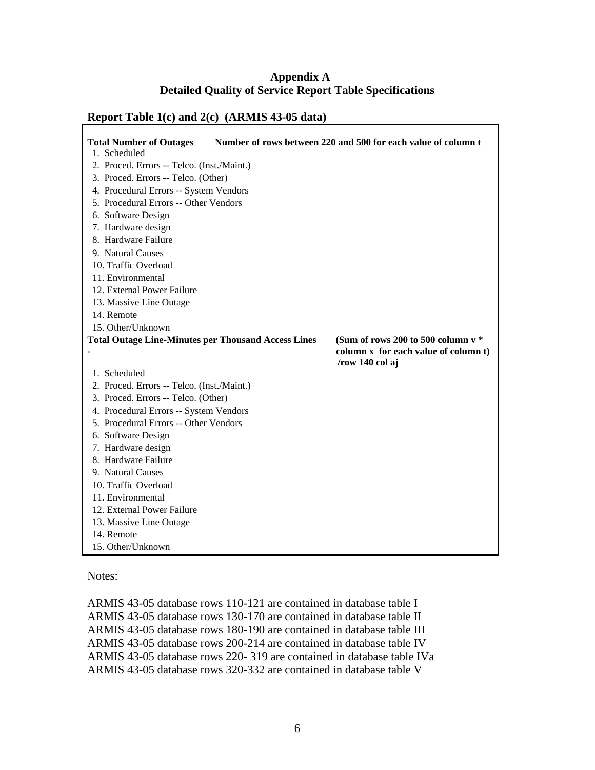## Appendix A
## Detailed Quality of Service Report Table Specifications

### Report Table 1(c) and 2(c) (ARMIS 43-05 data)

| | |
|---|---|
| **Total Number of Outages** | **Number of rows between 220 and 500 for each value of column t** |
| 1. Scheduled | |
| 2. Proced. Errors -- Telco. (Inst./Maint.) | |
| 3. Proced. Errors -- Telco. (Other) | |
| 4. Procedural Errors -- System Vendors | |
| 5. Procedural Errors -- Other Vendors | |
| 6. Software Design | |
| 7. Hardware design | |
| 8. Hardware Failure | |
| 9. Natural Causes | |
| 10. Traffic Overload | |
| 11. Environmental | |
| 12. External Power Failure | |
| 13. Massive Line Outage | |
| 14. Remote | |
| 15. Other/Unknown | |
| **Total Outage Line-Minutes per Thousand Access Lines** - | **(Sum of rows 200 to 500 column v * column x for each value of column t) /row 140 col aj** |
| 1. Scheduled | |
| 2. Proced. Errors -- Telco. (Inst./Maint.) | |
| 3. Proced. Errors -- Telco. (Other) | |
| 4. Procedural Errors -- System Vendors | |
| 5. Procedural Errors -- Other Vendors | |
| 6. Software Design | |
| 7. Hardware design | |
| 8. Hardware Failure | |
| 9. Natural Causes | |
| 10. Traffic Overload | |
| 11. Environmental | |
| 12. External Power Failure | |
| 13. Massive Line Outage | |
| 14. Remote | |
| 15. Other/Unknown | |

Notes:

ARMIS 43-05 database rows 110-121 are contained in database table I
ARMIS 43-05 database rows 130-170 are contained in database table II
ARMIS 43-05 database rows 180-190 are contained in database table III
ARMIS 43-05 database rows 200-214 are contained in database table IV
ARMIS 43-05 database rows 220- 319 are contained in database table IVa
ARMIS 43-05 database rows 320-332 are contained in database table V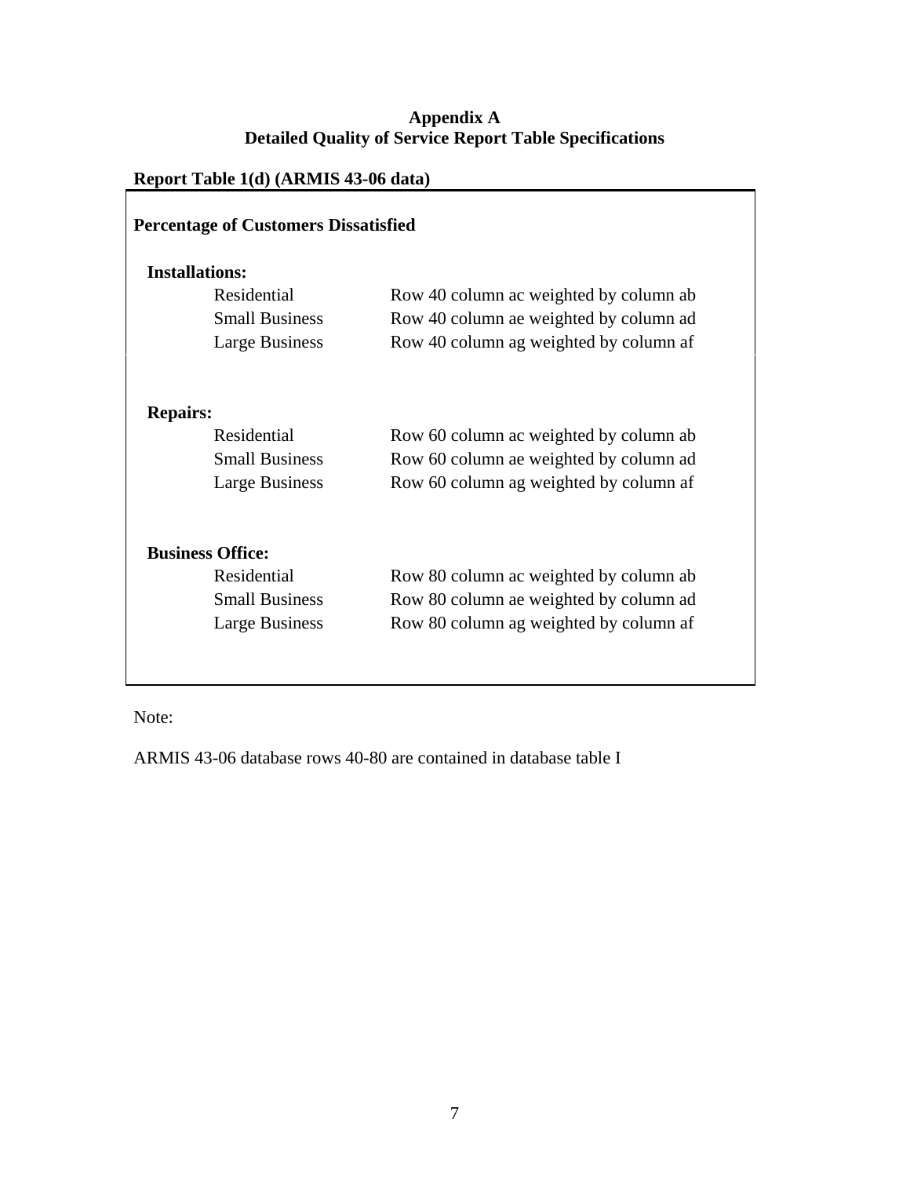## Appendix A
## Detailed Quality of Service Report Table Specifications

**Report Table 1(d) (ARMIS 43-06 data)**

**Percentage of Customers Dissatisfied**

**Installations:**

| | |
|---|---|
| Residential | Row 40 column ac weighted by column ab |
| Small Business | Row 40 column ae weighted by column ad |
| Large Business | Row 40 column ag weighted by column af |

**Repairs:**

| | |
|---|---|
| Residential | Row 60 column ac weighted by column ab |
| Small Business | Row 60 column ae weighted by column ad |
| Large Business | Row 60 column ag weighted by column af |

**Business Office:**

| | |
|---|---|
| Residential | Row 80 column ac weighted by column ab |
| Small Business | Row 80 column ae weighted by column ad |
| Large Business | Row 80 column ag weighted by column af |

Note:

ARMIS 43-06 database rows 40-80 are contained in database table I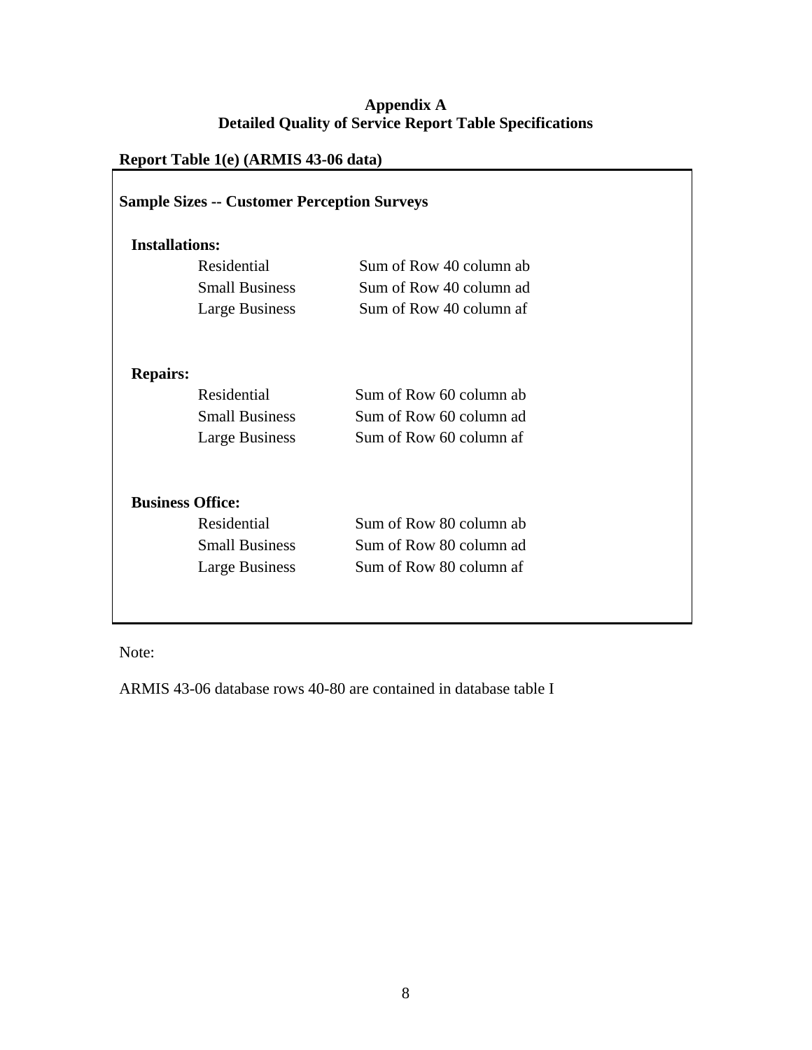## Appendix A
## Detailed Quality of Service Report Table Specifications

**Report Table 1(e) (ARMIS 43-06 data)**

**Sample Sizes -- Customer Perception Surveys**

**Installations:**

| | |
|---|---|
| Residential | Sum of Row 40 column ab |
| Small Business | Sum of Row 40 column ad |
| Large Business | Sum of Row 40 column af |

**Repairs:**

| | |
|---|---|
| Residential | Sum of Row 60 column ab |
| Small Business | Sum of Row 60 column ad |
| Large Business | Sum of Row 60 column af |

**Business Office:**

| | |
|---|---|
| Residential | Sum of Row 80 column ab |
| Small Business | Sum of Row 80 column ad |
| Large Business | Sum of Row 80 column af |

Note:

ARMIS 43-06 database rows 40-80 are contained in database table I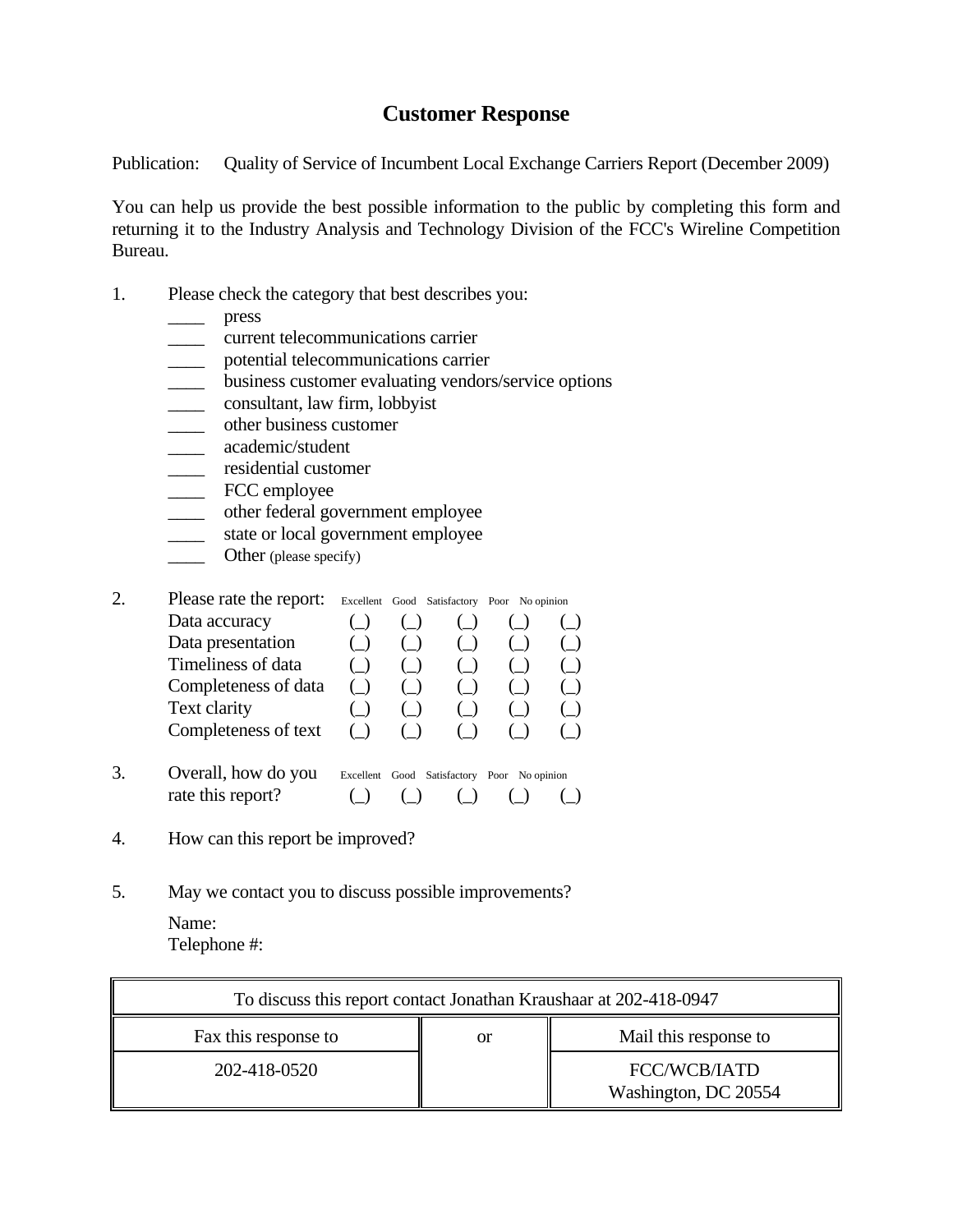# Customer Response

Publication: Quality of Service of Incumbent Local Exchange Carriers Report (December 2009)

You can help us provide the best possible information to the public by completing this form and returning it to the Industry Analysis and Technology Division of the FCC's Wireline Competition Bureau.

1. Please check the category that best describes you:

   ____ press
   ____ current telecommunications carrier
   ____ potential telecommunications carrier
   ____ business customer evaluating vendors/service options
   ____ consultant, law firm, lobbyist
   ____ other business customer
   ____ academic/student
   ____ residential customer
   ____ FCC employee
   ____ other federal government employee
   ____ state or local government employee
   ____ Other (please specify)

2. Please rate the report:

| | Excellent | Good | Satisfactory | Poor | No opinion |
| --- | --- | --- | --- | --- | --- |
| Data accuracy | (_) | (_) | (_) | (_) | (_) |
| Data presentation | (_) | (_) | (_) | (_) | (_) |
| Timeliness of data | (_) | (_) | (_) | (_) | (_) |
| Completeness of data | (_) | (_) | (_) | (_) | (_) |
| Text clarity | (_) | (_) | (_) | (_) | (_) |
| Completeness of text | (_) | (_) | (_) | (_) | (_) |

3. Overall, how do you rate this report?

| | Excellent | Good | Satisfactory | Poor | No opinion |
| --- | --- | --- | --- | --- | --- |
| | (_) | (_) | (_) | (_) | (_) |

4. How can this report be improved?

5. May we contact you to discuss possible improvements?

   Name:
   Telephone #:

| To discuss this report contact Jonathan Kraushaar at 202-418-0947 | | |
| --- | --- | --- |
| Fax this response to | or | Mail this response to |
| 202-418-0520 | | FCC/WCB/IATD<br>Washington, DC 20554 |